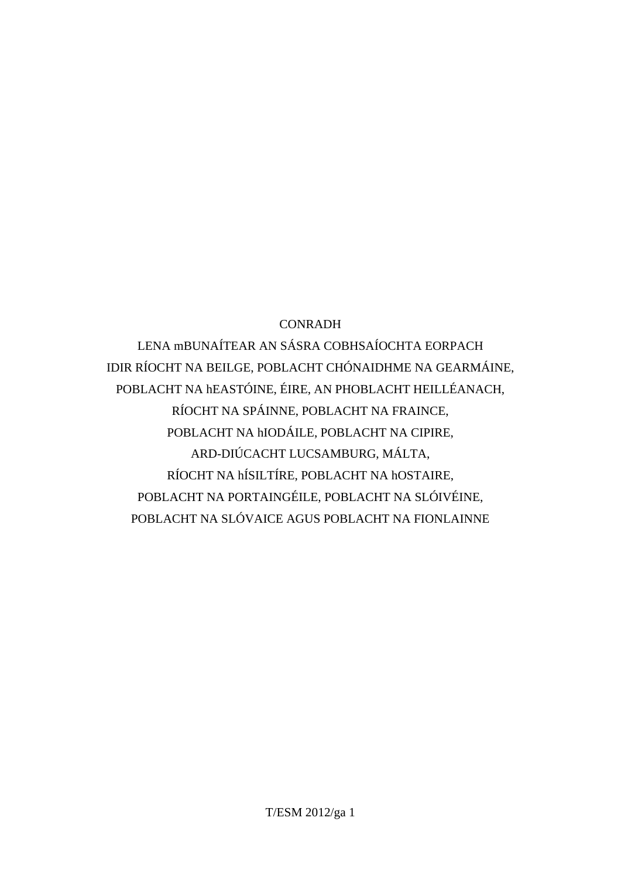CONRADH

LENA mBUNAÍTEAR AN SÁSRA COBHSAÍOCHTA EORPACH

IDIR RÍOCHT NA BEILGE, POBLACHT CHÓNAIDHME NA GEARMÁINE,

POBLACHT NA hEASTÓINE, ÉIRE, AN PHOBLACHT HEILLÉANACH,

RÍOCHT NA SPÁINNE, POBLACHT NA FRAINCE,

POBLACHT NA hIODÁILE, POBLACHT NA CIPIRE,

ARD-DIÚCACHT LUCSAMBURG, MÁLTA,

RÍOCHT NA hÍSILTÍRE, POBLACHT NA hOSTAIRE,

POBLACHT NA PORTAINGÉILE, POBLACHT NA SLÓIVÉINE,

POBLACHT NA SLÓVAICE AGUS POBLACHT NA FIONLAINNE

T/ESM 2012/ga 1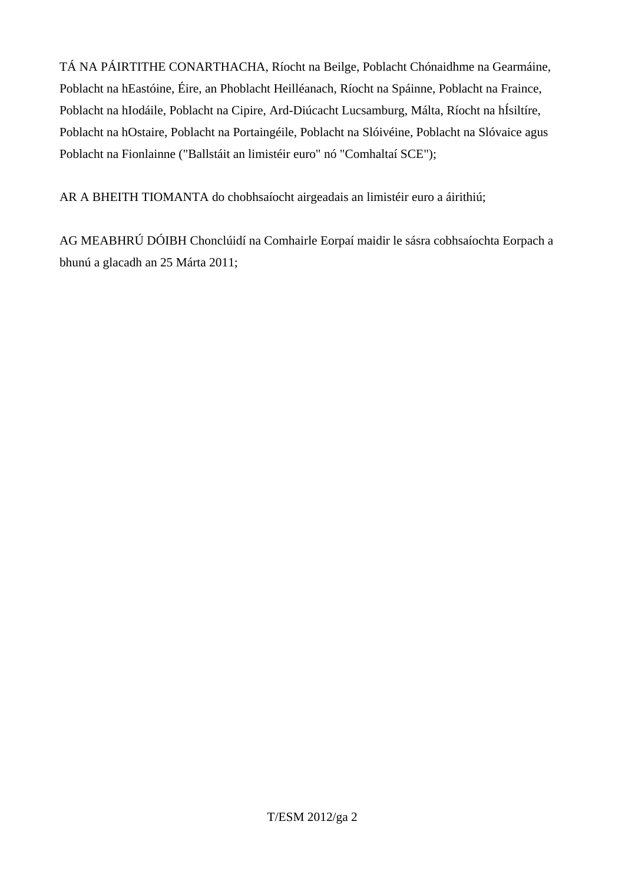TÁ NA PÁIRTITHE CONARTHACHA, Ríocht na Beilge, Poblacht Chónaidhme na Gearmáine, Poblacht na hEastóine, Éire, an Phoblacht Heilléanach, Ríocht na Spáinne, Poblacht na Fraince, Poblacht na hIodáile, Poblacht na Cipire, Ard-Diúcacht Lucsamburg, Málta, Ríocht na hÍsiltíre, Poblacht na hOstaire, Poblacht na Portaingéile, Poblacht na Slóivéine, Poblacht na Slóvaice agus Poblacht na Fionlainne ("Ballstáit an limistéir euro" nó "Comhaltaí SCE");

AR A BHEITH TIOMANTA do chobhsaíocht airgeadais an limistéir euro a áirithiú;

AG MEABHRÚ DÓIBH Chonclúidí na Comhairle Eorpaí maidir le sásra cobhsaíochta Eorpach a bhunú a glacadh an 25 Márta 2011;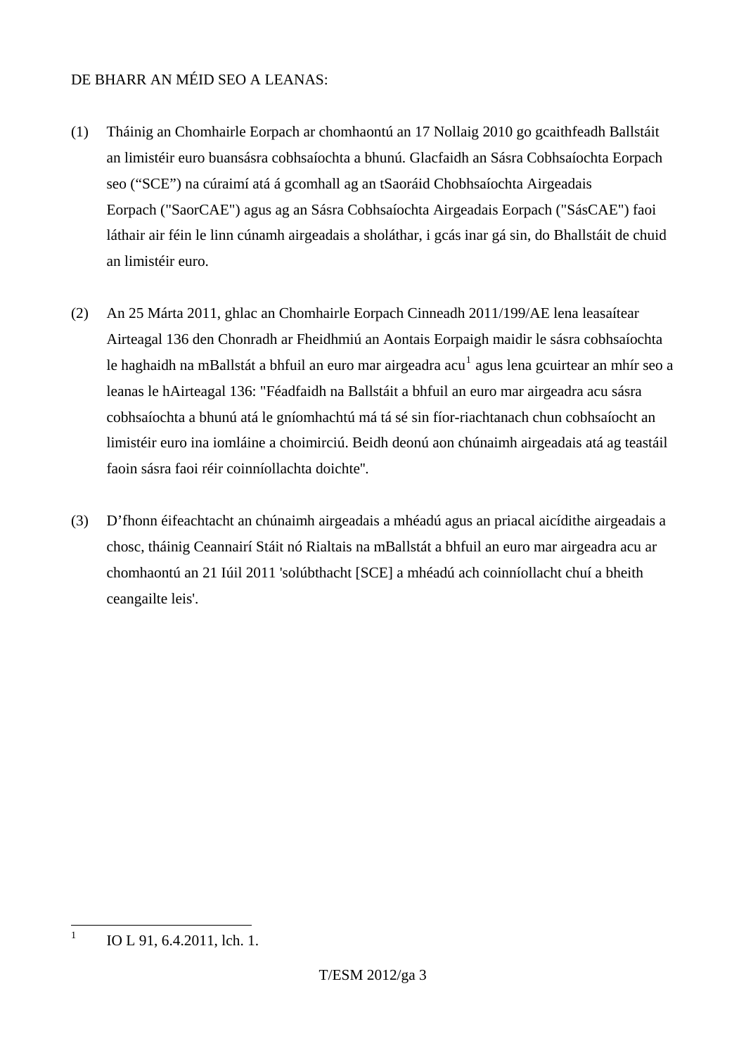DE BHARR AN MÉID SEO A LEANAS:

(1) Tháinig an Chomhairle Eorpach ar chomhaontú an 17 Nollaig 2010 go gcaithfeadh Ballstáit an limistéir euro buansásra cobhsaíochta a bhunú. Glacfaidh an Sásra Cobhsaíochta Eorpach seo ("SCE") na cúraimí atá á gcomhall ag an tSaoráid Chobhsaíochta Airgeadais Eorpach ("SaorCAE") agus ag an Sásra Cobhsaíochta Airgeadais Eorpach ("SásCAE") faoi láthair air féin le linn cúnamh airgeadais a sholáthar, i gcás inar gá sin, do Bhallstáit de chuid an limistéir euro.

(2) An 25 Márta 2011, ghlac an Chomhairle Eorpach Cinneadh 2011/199/AE lena leasaítear Airteagal 136 den Chonradh ar Fheidhmiú an Aontais Eorpaigh maidir le sásra cobhsaíochta le haghaidh na mBallstát a bhfuil an euro mar airgeadra acu[1] agus lena gcuirtear an mhír seo a leanas le hAirteagal 136: "Féadfaidh na Ballstáit a bhfuil an euro mar airgeadra acu sásra cobhsaíochta a bhunú atá le gníomhachtú má tá sé sin fíor-riachtanach chun cobhsaíocht an limistéir euro ina iomláine a choimirciú. Beidh deonú aon chúnaimh airgeadais atá ag teastáil faoin sásra faoi réir coinníollachta doichte".

(3) D'fhonn éifeachtacht an chúnaimh airgeadais a mhéadú agus an priacal aicídithe airgeadais a chosc, tháinig Ceannairí Stáit nó Rialtais na mBallstát a bhfuil an euro mar airgeadra acu ar chomhaontú an 21 Iúil 2011 'solúbthacht [SCE] a mhéadú ach coinníollacht chuí a bheith ceangailte leis'.

---

[1] IO L 91, 6.4.2011, lch. 1.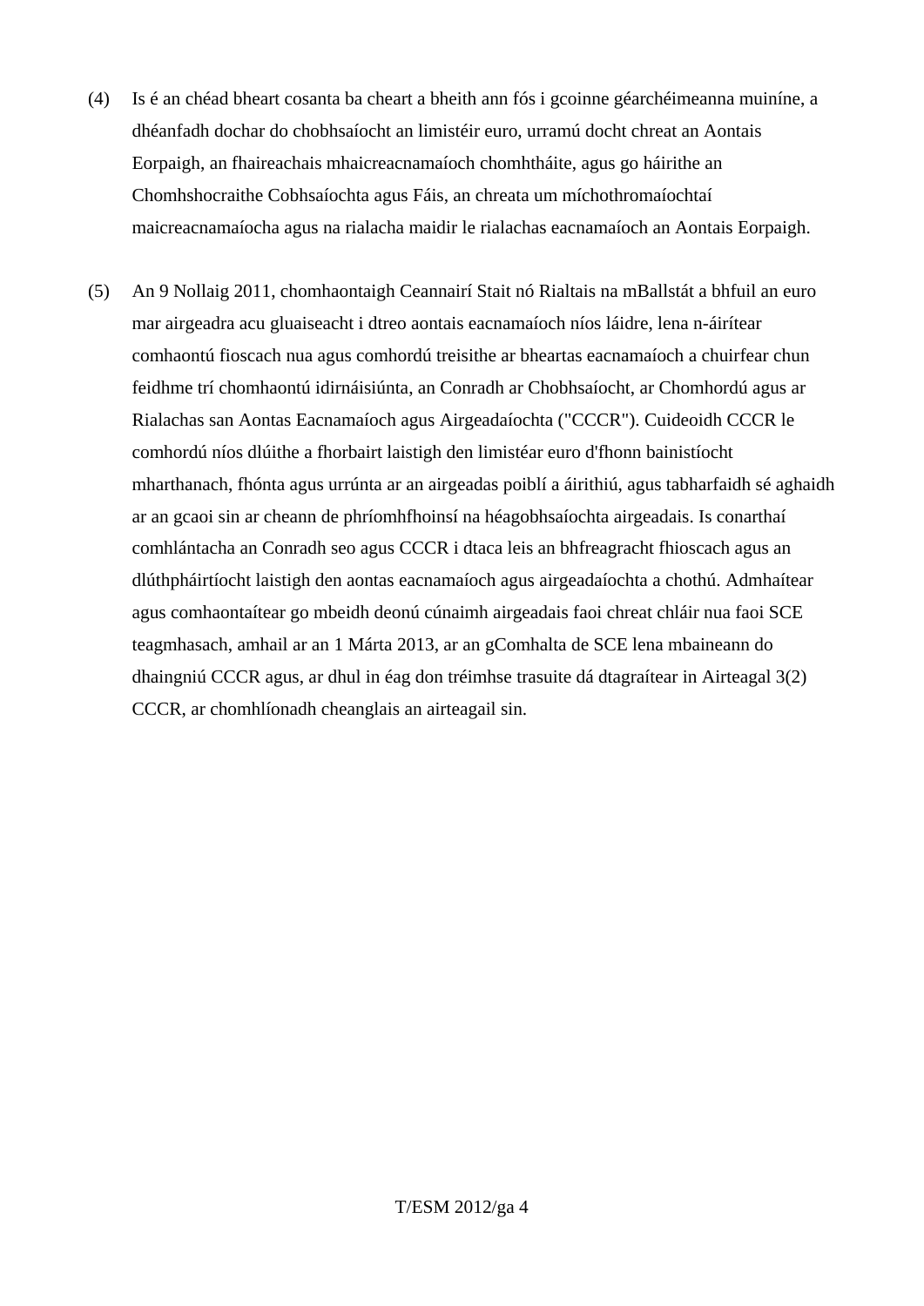(4) Is é an chéad bheart cosanta ba cheart a bheith ann fós i gcoinne géarchéimeanna muiníne, a dhéanfadh dochar do chobhsaíocht an limistéir euro, urramú docht chreat an Aontais Eorpaigh, an fhaireachais mhaicreacnamaíoch chomhtháite, agus go háirithe an Chomhshocraithe Cobhsaíochta agus Fáis, an chreata um míchothromaíochtaí maicreacnamaíocha agus na rialacha maidir le rialachas eacnamaíoch an Aontais Eorpaigh.

(5) An 9 Nollaig 2011, chomhaontaigh Ceannairí Stait nó Rialtais na mBallstát a bhfuil an euro mar airgeadra acu gluaiseacht i dtreo aontais eacnamaíoch níos láidre, lena n-áirítear comhaontú fioscach nua agus comhordú treisithe ar bheartas eacnamaíoch a chuirfear chun feidhme trí chomhaontú idirnáisiúnta, an Conradh ar Chobhsaíocht, ar Chomhordú agus ar Rialachas san Aontas Eacnamaíoch agus Airgeadaíochta ("CCCR"). Cuideoidh CCCR le comhordú níos dlúithe a fhorbairt laistigh den limistéar euro d'fhonn bainistíocht mharthanach, fhónta agus urrúnta ar an airgeadas poiblí a áirithiú, agus tabharfaidh sé aghaidh ar an gcaoi sin ar cheann de phríomhfhoinsí na héagobhsaíochta airgeadais. Is conarthaí comhlántacha an Conradh seo agus CCCR i dtaca leis an bhfreagracht fhioscach agus an dlúthpháirtíocht laistigh den aontas eacnamaíoch agus airgeadaíochta a chothú. Admhaítear agus comhaontaítear go mbeidh deonú cúnaimh airgeadais faoi chreat chláir nua faoi SCE teagmhasach, amhail ar an 1 Márta 2013, ar an gComhalta de SCE lena mbaineann do dhaingniú CCCR agus, ar dhul in éag don tréimhse trasuite dá dtagraítear in Airteagal 3(2) CCCR, ar chomhlíonadh cheanglais an airteagail sin.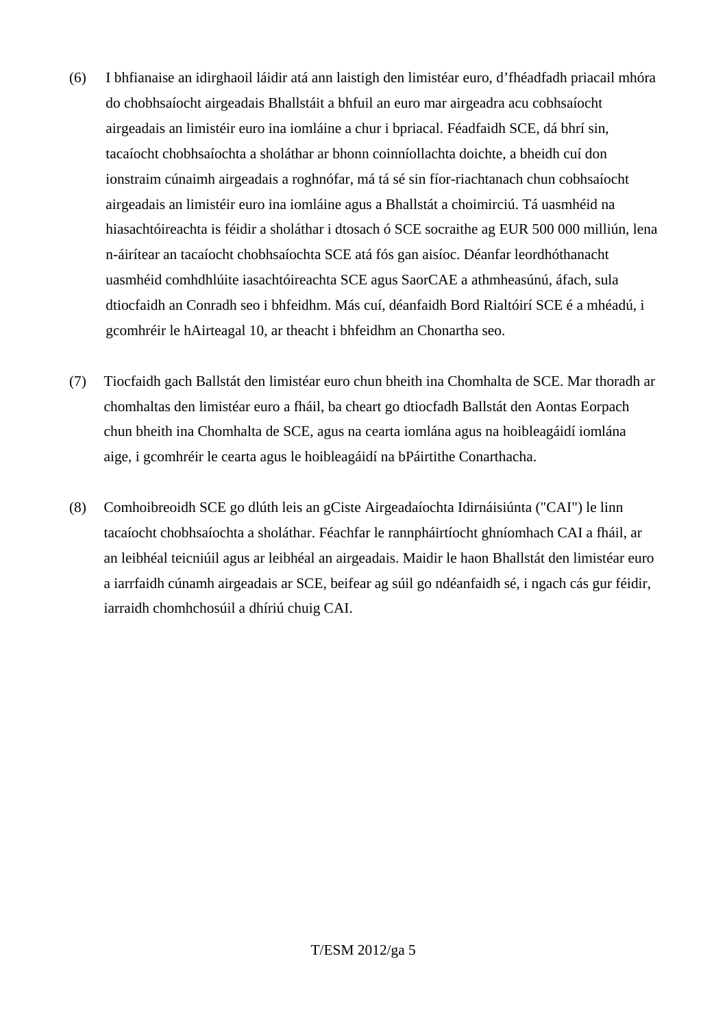(6) I bhfianaise an idirghaoil láidir atá ann laistigh den limistéar euro, d'fhéadfadh priacail mhóra do chobhsaíocht airgeadais Bhallstáit a bhfuil an euro mar airgeadra acu cobhsaíocht airgeadais an limistéir euro ina iomláine a chur i bpriacal. Féadfaidh SCE, dá bhrí sin, tacaíocht chobhsaíochta a sholáthar ar bhonn coinníollachta doichte, a bheidh cuí don ionstraim cúnaimh airgeadais a roghnófar, má tá sé sin fíor-riachtanach chun cobhsaíocht airgeadais an limistéir euro ina iomláine agus a Bhallstát a choimirciú. Tá uasmhéid na hiasachtóireachta is féidir a sholáthar i dtosach ó SCE socraithe ag EUR 500 000 milliún, lena n-áirítear an tacaíocht chobhsaíochta SCE atá fós gan aisíoc. Déanfar leordhóthanacht uasmhéid comhdhlúite iasachtóireachta SCE agus SaorCAE a athmheasúnú, áfach, sula dtiocfaidh an Conradh seo i bhfeidhm. Más cuí, déanfaidh Bord Rialtóirí SCE é a mhéadú, i gcomhréir le hAirteagal 10, ar theacht i bhfeidhm an Chonartha seo.

(7) Tiocfaidh gach Ballstát den limistéar euro chun bheith ina Chomhalta de SCE. Mar thoradh ar chomhaltas den limistéar euro a fháil, ba cheart go dtiocfadh Ballstát den Aontas Eorpach chun bheith ina Chomhalta de SCE, agus na cearta iomlána agus na hoibleagáidí iomlána aige, i gcomhréir le cearta agus le hoibleagáidí na bPáirtithe Conarthacha.

(8) Comhoibreoidh SCE go dlúth leis an gCiste Airgeadaíochta Idirnáisiúnta ("CAI") le linn tacaíocht chobhsaíochta a sholáthar. Féachfar le rannpháirtíocht ghníomhach CAI a fháil, ar an leibhéal teicniúil agus ar leibhéal an airgeadais. Maidir le haon Bhallstát den limistéar euro a iarrfaidh cúnamh airgeadais ar SCE, beifear ag súil go ndéanfaidh sé, i ngach cás gur féidir, iarraidh chomhchosúil a dhíriú chuig CAI.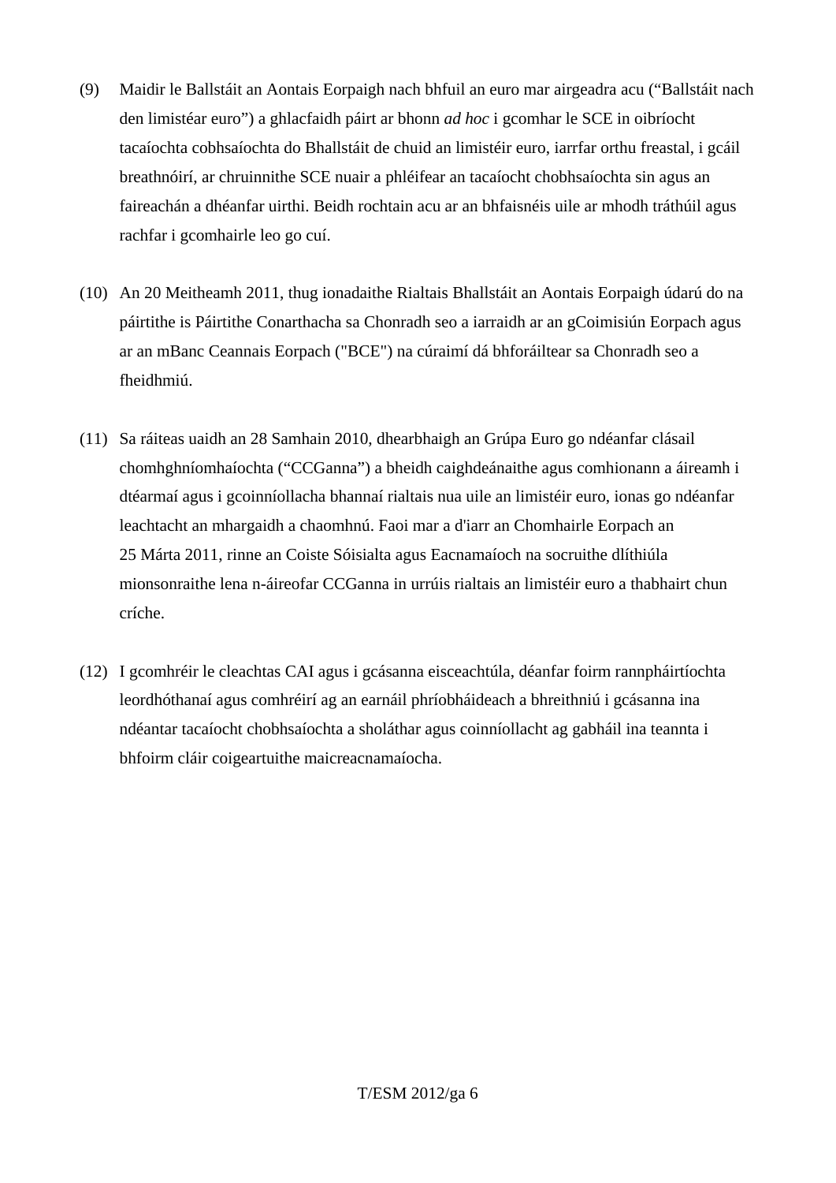(9) Maidir le Ballstáit an Aontais Eorpaigh nach bhfuil an euro mar airgeadra acu ("Ballstáit nach den limistéar euro") a ghlacfaidh páirt ar bhonn *ad hoc* i gcomhar le SCE in oibríocht tacaíochta cobhsaíochta do Bhallstáit de chuid an limistéir euro, iarrfar orthu freastal, i gcáil breathnóirí, ar chruinnithe SCE nuair a phléifear an tacaíocht chobhsaíochta sin agus an faireachán a dhéanfar uirthi. Beidh rochtain acu ar an bhfaisnéis uile ar mhodh tráthúil agus rachfar i gcomhairle leo go cuí.

(10) An 20 Meitheamh 2011, thug ionadaithe Rialtais Bhallstáit an Aontais Eorpaigh údarú do na páirtithe is Páirtithe Conarthacha sa Chonradh seo a iarraidh ar an gCoimisiún Eorpach agus ar an mBanc Ceannais Eorpach ("BCE") na cúraimí dá bhforáiltear sa Chonradh seo a fheidhmiú.

(11) Sa ráiteas uaidh an 28 Samhain 2010, dhearbhaigh an Grúpa Euro go ndéanfar clásail chomhghníomhaíochta ("CCGanna") a bheidh caighdeánaithe agus comhionann a áireamh i dtéarmaí agus i gcoinníollacha bhannaí rialtais nua uile an limistéir euro, ionas go ndéanfar leachtacht an mhargaidh a chaomhnú. Faoi mar a d'iarr an Chomhairle Eorpach an 25 Márta 2011, rinne an Coiste Sóisialta agus Eacnamaíoch na socruithe dlíthiúla mionsonraithe lena n-áireofar CCGanna in urrúis rialtais an limistéir euro a thabhairt chun críche.

(12) I gcomhréir le cleachtas CAI agus i gcásanna eisceachtúla, déanfar foirm rannpháirtíochta leordhóthanaí agus comhréirí ag an earnáil phríobháideach a bhreithniú i gcásanna ina ndéantar tacaíocht chobhsaíochta a sholáthar agus coinníollacht ag gabháil ina teannta i bhfoirm cláir coigeartuithe maicreacnamaíocha.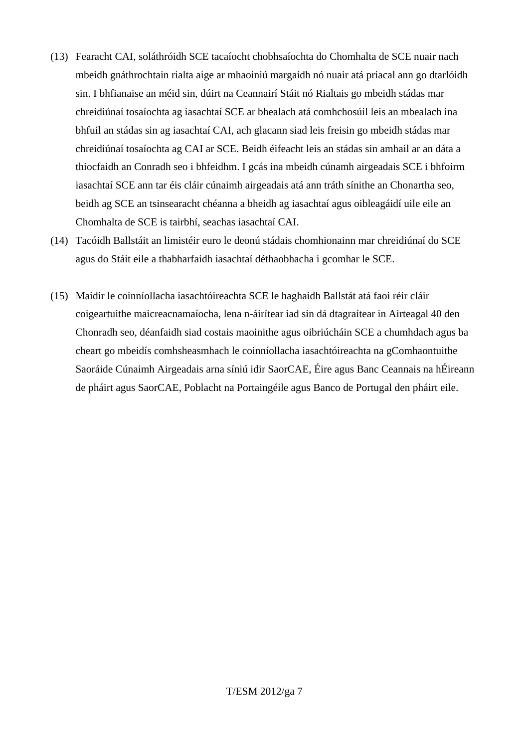(13) Fearacht CAI, soláthróidh SCE tacaíocht chobhsaíochta do Chomhalta de SCE nuair nach mbeidh gnáthrochtain rialta aige ar mhaoiniú margaidh nó nuair atá priacal ann go dtarlóidh sin. I bhfianaise an méid sin, dúirt na Ceannairí Stáit nó Rialtais go mbeidh stádas mar chreidiúnaí tosaíochta ag iasachtaí SCE ar bhealach atá comhchosúil leis an mbealach ina bhfuil an stádas sin ag iasachtaí CAI, ach glacann siad leis freisin go mbeidh stádas mar chreidiúnaí tosaíochta ag CAI ar SCE. Beidh éifeacht leis an stádas sin amhail ar an dáta a thiocfaidh an Conradh seo i bhfeidhm. I gcás ina mbeidh cúnamh airgeadais SCE i bhfoirm iasachtaí SCE ann tar éis cláir cúnaimh airgeadais atá ann tráth sínithe an Chonartha seo, beidh ag SCE an tsinsearacht chéanna a bheidh ag iasachtaí agus oibleagáidí uile eile an Chomhalta de SCE is tairbhí, seachas iasachtaí CAI.

(14) Tacóidh Ballstáit an limistéir euro le deonú stádais chomhionainn mar chreidiúnaí do SCE agus do Stáit eile a thabharfaidh iasachtaí déthaobhacha i gcomhar le SCE.

(15) Maidir le coinníollacha iasachtóireachta SCE le haghaidh Ballstát atá faoi réir cláir coigeartuithe maicreacnamaíocha, lena n-áirítear iad sin dá dtagraítear in Airteagal 40 den Chonradh seo, déanfaidh siad costais maoinithe agus oibriúcháin SCE a chumhdach agus ba cheart go mbeidís comhsheasmhach le coinníollacha iasachtóireachta na gComhaontuithe Saoráide Cúnaimh Airgeadais arna síniú idir SaorCAE, Éire agus Banc Ceannais na hÉireann de pháirt agus SaorCAE, Poblacht na Portaingéile agus Banco de Portugal den pháirt eile.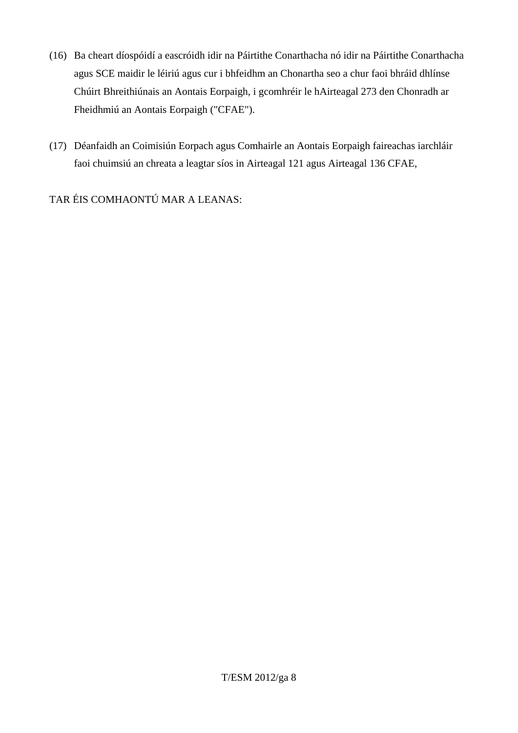(16) Ba cheart díospóidí a eascróidh idir na Páirtithe Conarthacha nó idir na Páirtithe Conarthacha agus SCE maidir le léiriú agus cur i bhfeidhm an Chonartha seo a chur faoi bhráid dhlínse Chúirt Bhreithiúnais an Aontais Eorpaigh, i gcomhréir le hAirteagal 273 den Chonradh ar Fheidhmiú an Aontais Eorpaigh ("CFAE").

(17) Déanfaidh an Coimisiún Eorpach agus Comhairle an Aontais Eorpaigh faireachas iarchláir faoi chuimsiú an chreata a leagtar síos in Airteagal 121 agus Airteagal 136 CFAE,

TAR ÉIS COMHAONTÚ MAR A LEANAS: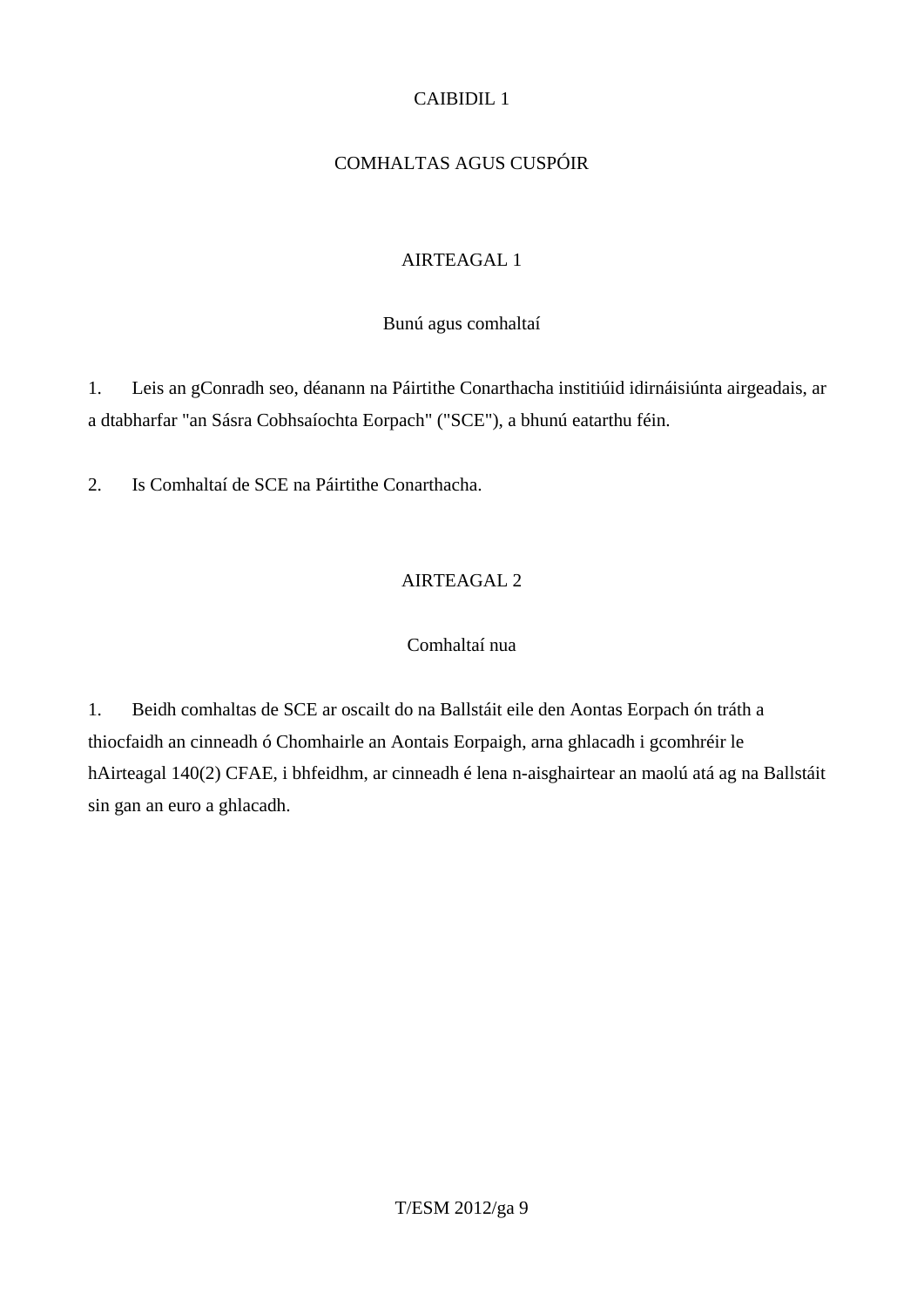## CAIBIDIL 1

## COMHALTAS AGUS CUSPÓIR

### AIRTEAGAL 1

### Bunú agus comhaltaí

1. Leis an gConradh seo, déanann na Páirtithe Conarthacha institiúid idirnáisiúnta airgeadais, ar a dtabharfar "an Sásra Cobhsaíochta Eorpach" ("SCE"), a bhunú eatarthu féin.

2. Is Comhaltaí de SCE na Páirtithe Conarthacha.

### AIRTEAGAL 2

### Comhaltaí nua

1. Beidh comhaltas de SCE ar oscailt do na Ballstáit eile den Aontas Eorpach ón tráth a thiocfaidh an cinneadh ó Chomhairle an Aontais Eorpaigh, arna ghlacadh i gcomhréir le hAirteagal 140(2) CFAE, i bhfeidhm, ar cinneadh é lena n-aisghairtear an maolú atá ag na Ballstáit sin gan an euro a ghlacadh.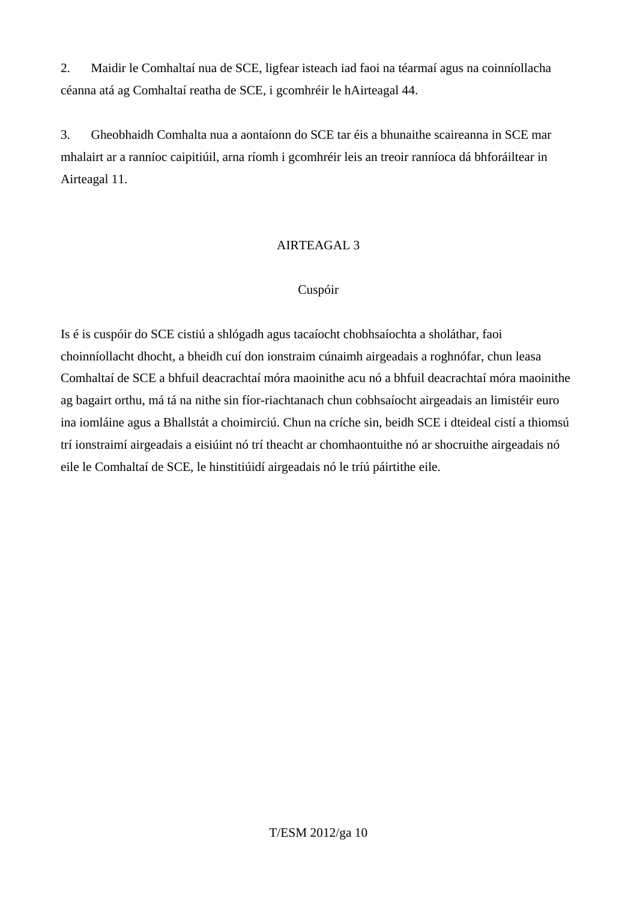2. Maidir le Comhaltaí nua de SCE, ligfear isteach iad faoi na téarmaí agus na coinníollacha céanna atá ag Comhaltaí reatha de SCE, i gcomhréir le hAirteagal 44.

3. Gheobhaidh Comhalta nua a aontaíonn do SCE tar éis a bhunaithe scaireanna in SCE mar mhalairt ar a ranníoc caipitiúil, arna ríomh i gcomhréir leis an treoir ranníoca dá bhforáiltear in Airteagal 11.

## AIRTEAGAL 3

### Cuspóir

Is é is cuspóir do SCE cistiú a shlógadh agus tacaíocht chobhsaíochta a sholáthar, faoi choinníollacht dhocht, a bheidh cuí don ionstraim cúnaimh airgeadais a roghnófar, chun leasa Comhaltaí de SCE a bhfuil deacrachtaí móra maoinithe acu nó a bhfuil deacrachtaí móra maoinithe ag bagairt orthu, má tá na nithe sin fíor-riachtanach chun cobhsaíocht airgeadais an limistéir euro ina iomláine agus a Bhallstát a choimirciú. Chun na críche sin, beidh SCE i dteideal cistí a thiomsú trí ionstraimí airgeadais a eisiúint nó trí theacht ar chomhaontuithe nó ar shocruithe airgeadais nó eile le Comhaltaí de SCE, le hinstitiúidí airgeadais nó le tríú páirtithe eile.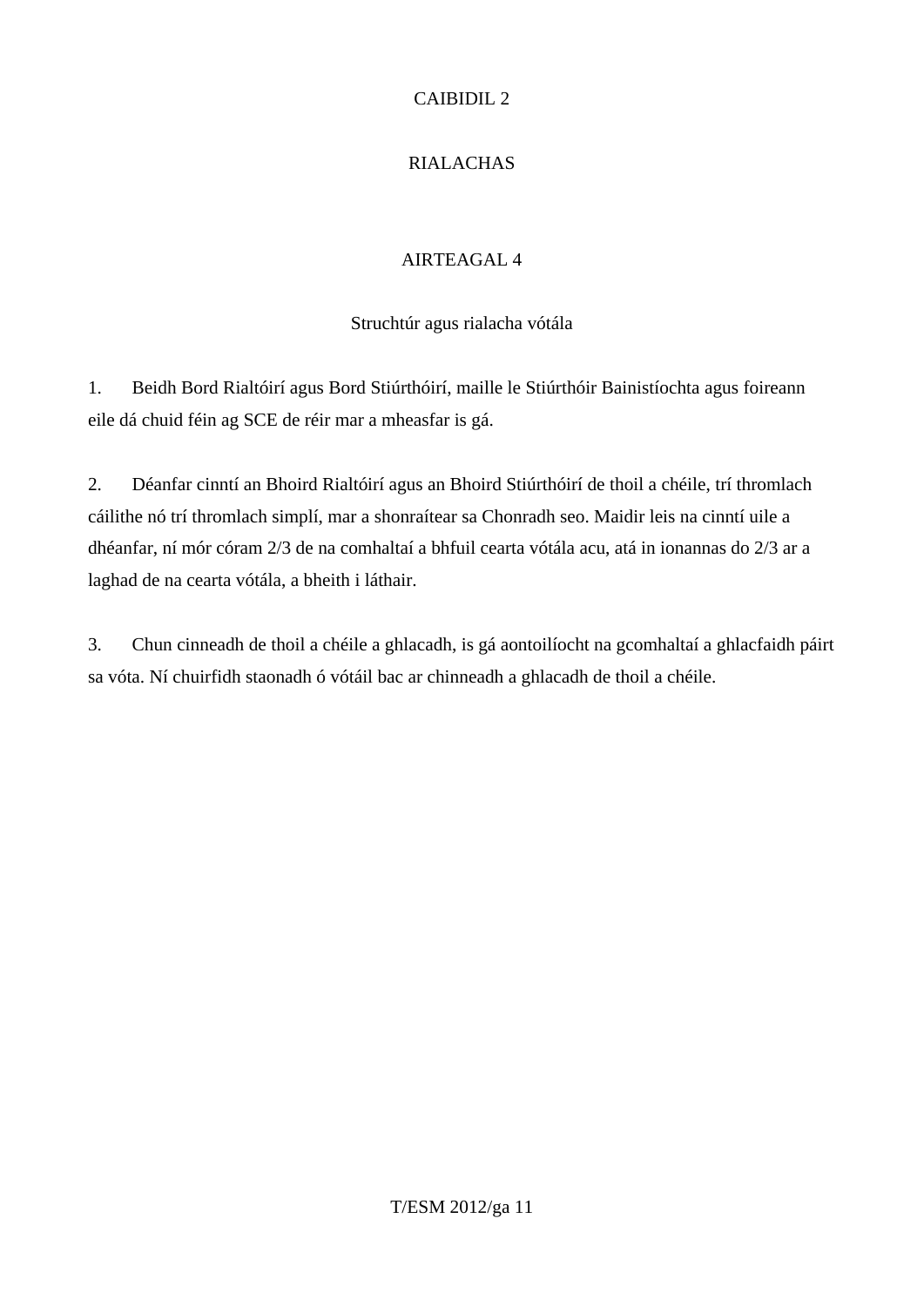# CAIBIDIL 2

## RIALACHAS

### AIRTEAGAL 4

### Struchtúr agus rialacha vótála

1. Beidh Bord Rialtóirí agus Bord Stiúrthóirí, maille le Stiúrthóir Bainistíochta agus foireann eile dá chuid féin ag SCE de réir mar a mheasfar is gá.

2. Déanfar cinntí an Bhoird Rialtóirí agus an Bhoird Stiúrthóirí de thoil a chéile, trí thromlach cáilithe nó trí thromlach simplí, mar a shonraítear sa Chonradh seo. Maidir leis na cinntí uile a dhéanfar, ní mór córam 2/3 de na comhaltaí a bhfuil cearta vótála acu, atá in ionannas do 2/3 ar a laghad de na cearta vótála, a bheith i láthair.

3. Chun cinneadh de thoil a chéile a ghlacadh, is gá aontoilíocht na gcomhaltaí a ghlacfaidh páirt sa vóta. Ní chuirfidh staonadh ó vótáil bac ar chinneadh a ghlacadh de thoil a chéile.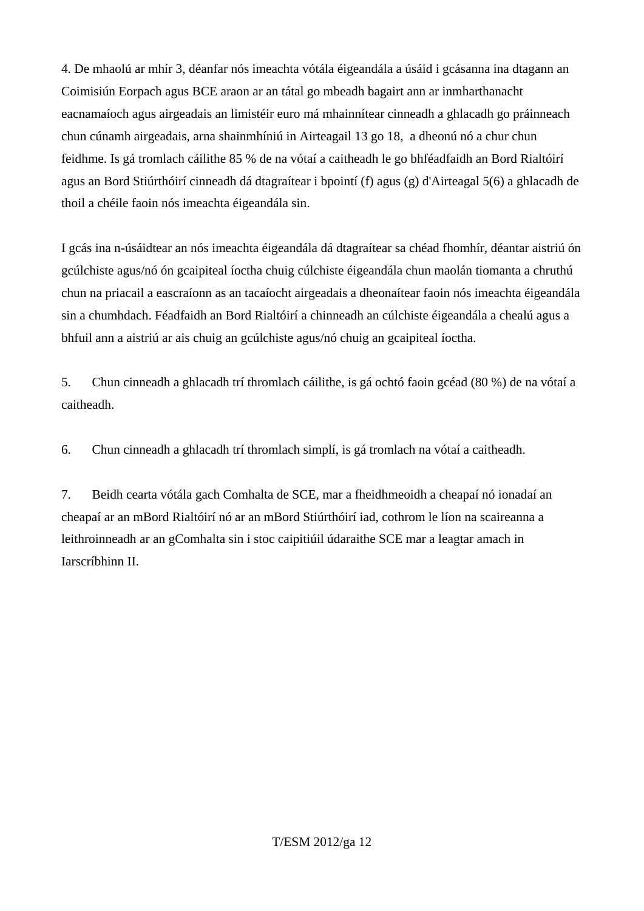4. De mhaolú ar mhír 3, déanfar nós imeachta vótála éigeandála a úsáid i gcásanna ina dtagann an Coimisiún Eorpach agus BCE araon ar an tátal go mbeadh bagairt ann ar inmharthanacht eacnamaíoch agus airgeadais an limistéir euro má mhainnítear cinneadh a ghlacadh go práinneach chun cúnamh airgeadais, arna shainmhíniú in Airteagail 13 go 18, a dheonú nó a chur chun feidhme. Is gá tromlach cáilithe 85 % de na vótaí a caitheadh le go bhféadfaidh an Bord Rialtóirí agus an Bord Stiúrthóirí cinneadh dá dtagraítear i bpointí (f) agus (g) d'Airteagal 5(6) a ghlacadh de thoil a chéile faoin nós imeachta éigeandála sin.

I gcás ina n-úsáidtear an nós imeachta éigeandála dá dtagraítear sa chéad fhomhír, déantar aistriú ón gcúlchiste agus/nó ón gcaipiteal íoctha chuig cúlchiste éigeandála chun maolán tiomanta a chruthú chun na priacail a eascraíonn as an tacaíocht airgeadais a dheonaítear faoin nós imeachta éigeandála sin a chumhdach. Féadfaidh an Bord Rialtóirí a chinneadh an cúlchiste éigeandála a chealú agus a bhfuil ann a aistriú ar ais chuig an gcúlchiste agus/nó chuig an gcaipiteal íoctha.

5. Chun cinneadh a ghlacadh trí thromlach cáilithe, is gá ochtó faoin gcéad (80 %) de na vótaí a caitheadh.

6. Chun cinneadh a ghlacadh trí thromlach simplí, is gá tromlach na vótaí a caitheadh.

7. Beidh cearta vótála gach Comhalta de SCE, mar a fheidhmeoidh a cheapaí nó ionadaí an cheapaí ar an mBord Rialtóirí nó ar an mBord Stiúrthóirí iad, cothrom le líon na scaireanna a leithroinneadh ar an gComhalta sin i stoc caipitiúil údaraithe SCE mar a leagtar amach in Iarscríbhinn II.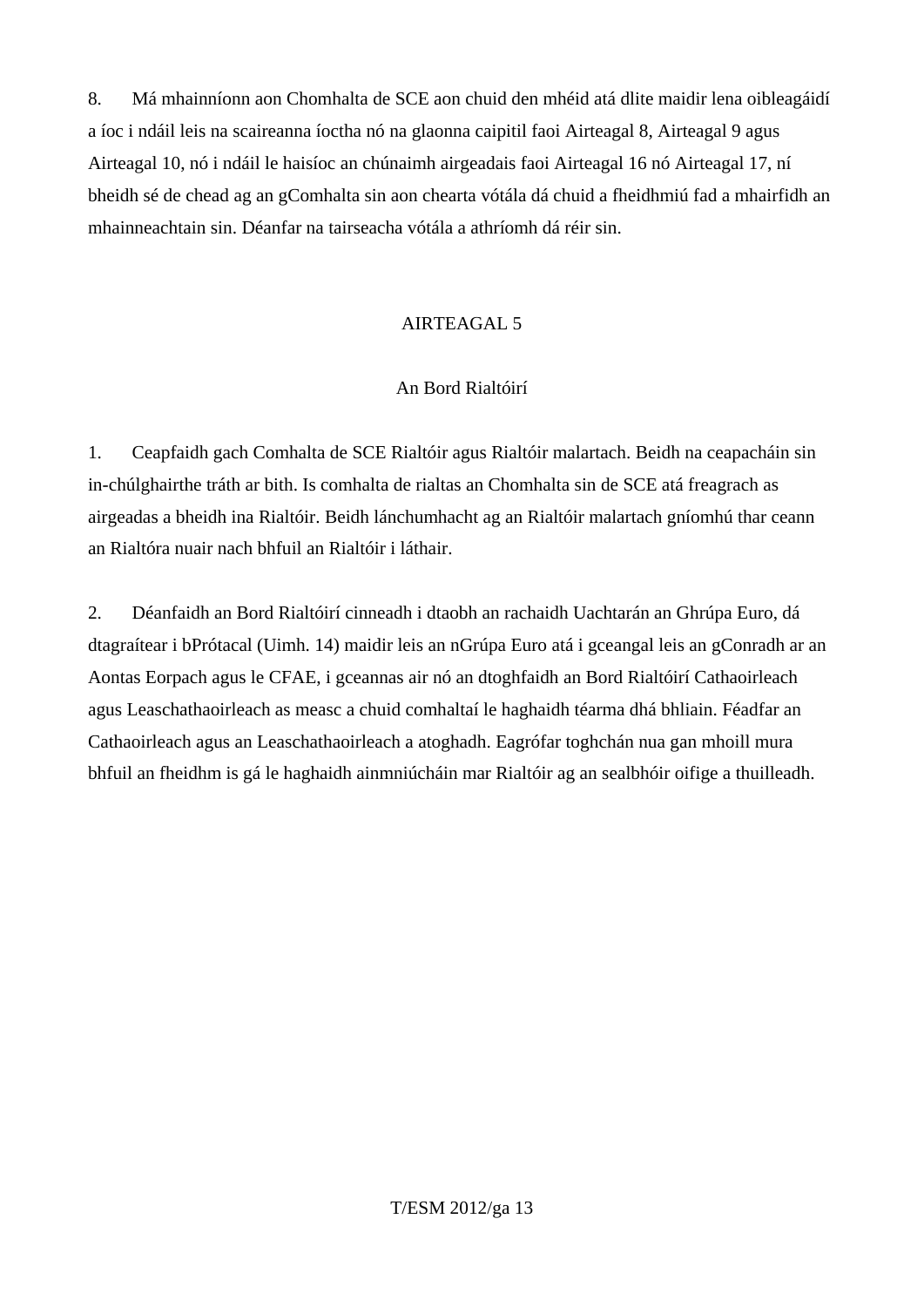8. Má mhainníonn aon Chomhalta de SCE aon chuid den mhéid atá dlite maidir lena oibleagáidí a íoc i ndáil leis na scaireanna íoctha nó na glaonna caipitil faoi Airteagal 8, Airteagal 9 agus Airteagal 10, nó i ndáil le haisíoc an chúnaimh airgeadais faoi Airteagal 16 nó Airteagal 17, ní bheidh sé de chead ag an gComhalta sin aon chearta vótála dá chuid a fheidhmiú fad a mhairfidh an mhainneachtain sin. Déanfar na tairseacha vótála a athríomh dá réir sin.

## AIRTEAGAL 5

### An Bord Rialtóirí

1. Ceapfaidh gach Comhalta de SCE Rialtóir agus Rialtóir malartach. Beidh na ceapacháin sin in-chúlghairthe tráth ar bith. Is comhalta de rialtas an Chomhalta sin de SCE atá freagrach as airgeadas a bheidh ina Rialtóir. Beidh lánchumhacht ag an Rialtóir malartach gníomhú thar ceann an Rialtóra nuair nach bhfuil an Rialtóir i láthair.

2. Déanfaidh an Bord Rialtóirí cinneadh i dtaobh an rachaidh Uachtarán an Ghrúpa Euro, dá dtagraítear i bPrótacal (Uimh. 14) maidir leis an nGrúpa Euro atá i gceangal leis an gConradh ar an Aontas Eorpach agus le CFAE, i gceannas air nó an dtoghfaidh an Bord Rialtóirí Cathaoirleach agus Leaschathaoirleach as measc a chuid comhaltaí le haghaidh téarma dhá bhliain. Féadfar an Cathaoirleach agus an Leaschathaoirleach a atoghadh. Eagrófar toghchán nua gan mhoill mura bhfuil an fheidhm is gá le haghaidh ainmniúcháin mar Rialtóir ag an sealbhóir oifige a thuilleadh.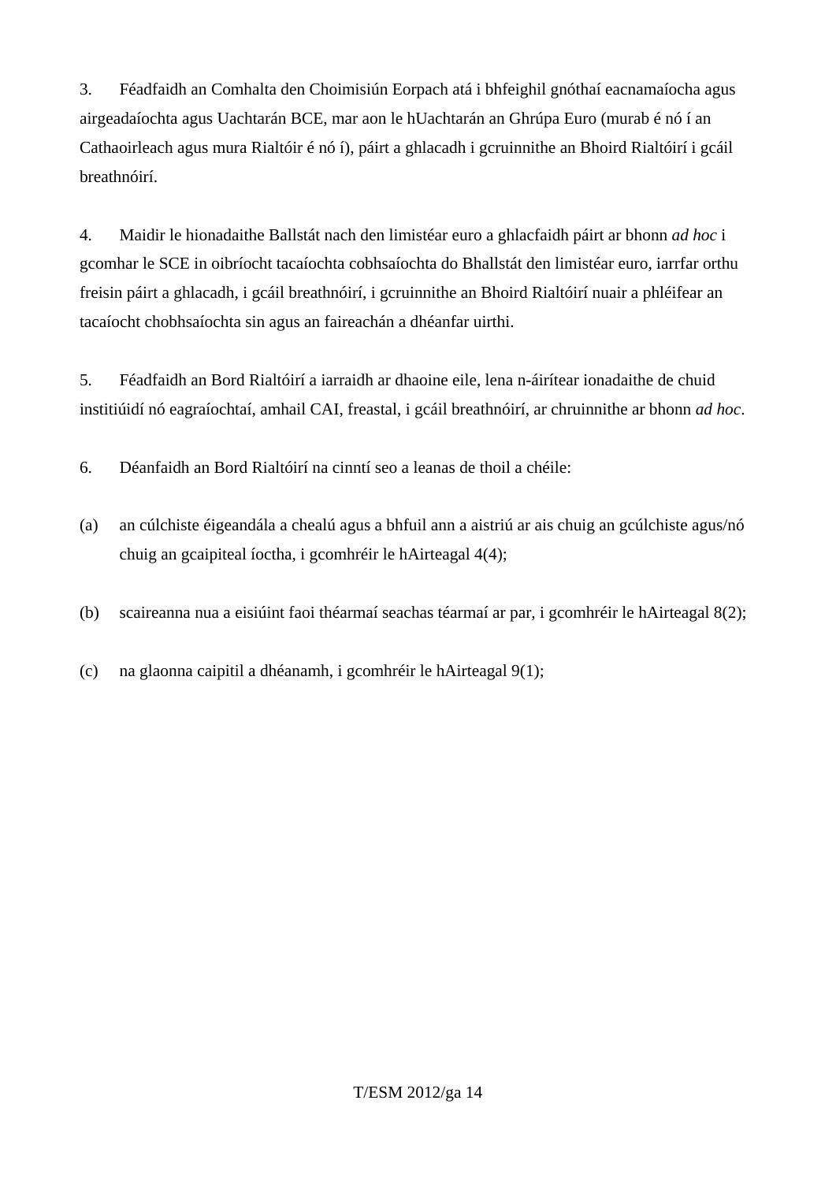3. Féadfaidh an Comhalta den Choimisiún Eorpach atá i bhfeighil gnóthaí eacnamaíocha agus airgeadaíochta agus Uachtarán BCE, mar aon le hUachtarán an Ghrúpa Euro (murab é nó í an Cathaoirleach agus mura Rialtóir é nó í), páirt a ghlacadh i gcruinnithe an Bhoird Rialtóirí i gcáil breathnóirí.

4. Maidir le hionadaithe Ballstát nach den limistéar euro a ghlacfaidh páirt ar bhonn *ad hoc* i gcomhar le SCE in oibríocht tacaíochta cobhsaíochta do Bhallstát den limistéar euro, iarrfar orthu freisin páirt a ghlacadh, i gcáil breathnóirí, i gcruinnithe an Bhoird Rialtóirí nuair a phléifear an tacaíocht chobhsaíochta sin agus an faireachán a dhéanfar uirthi.

5. Féadfaidh an Bord Rialtóirí a iarraidh ar dhaoine eile, lena n-áirítear ionadaithe de chuid institiúidí nó eagraíochtaí, amhail CAI, freastal, i gcáil breathnóirí, ar chruinnithe ar bhonn *ad hoc*.

6. Déanfaidh an Bord Rialtóirí na cinntí seo a leanas de thoil a chéile:

(a) an cúlchiste éigeandála a chealú agus a bhfuil ann a aistriú ar ais chuig an gcúlchiste agus/nó chuig an gcaipiteal íoctha, i gcomhréir le hAirteagal 4(4);

(b) scaireanna nua a eisiúint faoi théarmaí seachas téarmaí ar par, i gcomhréir le hAirteagal 8(2);

(c) na glaonna caipitil a dhéanamh, i gcomhréir le hAirteagal 9(1);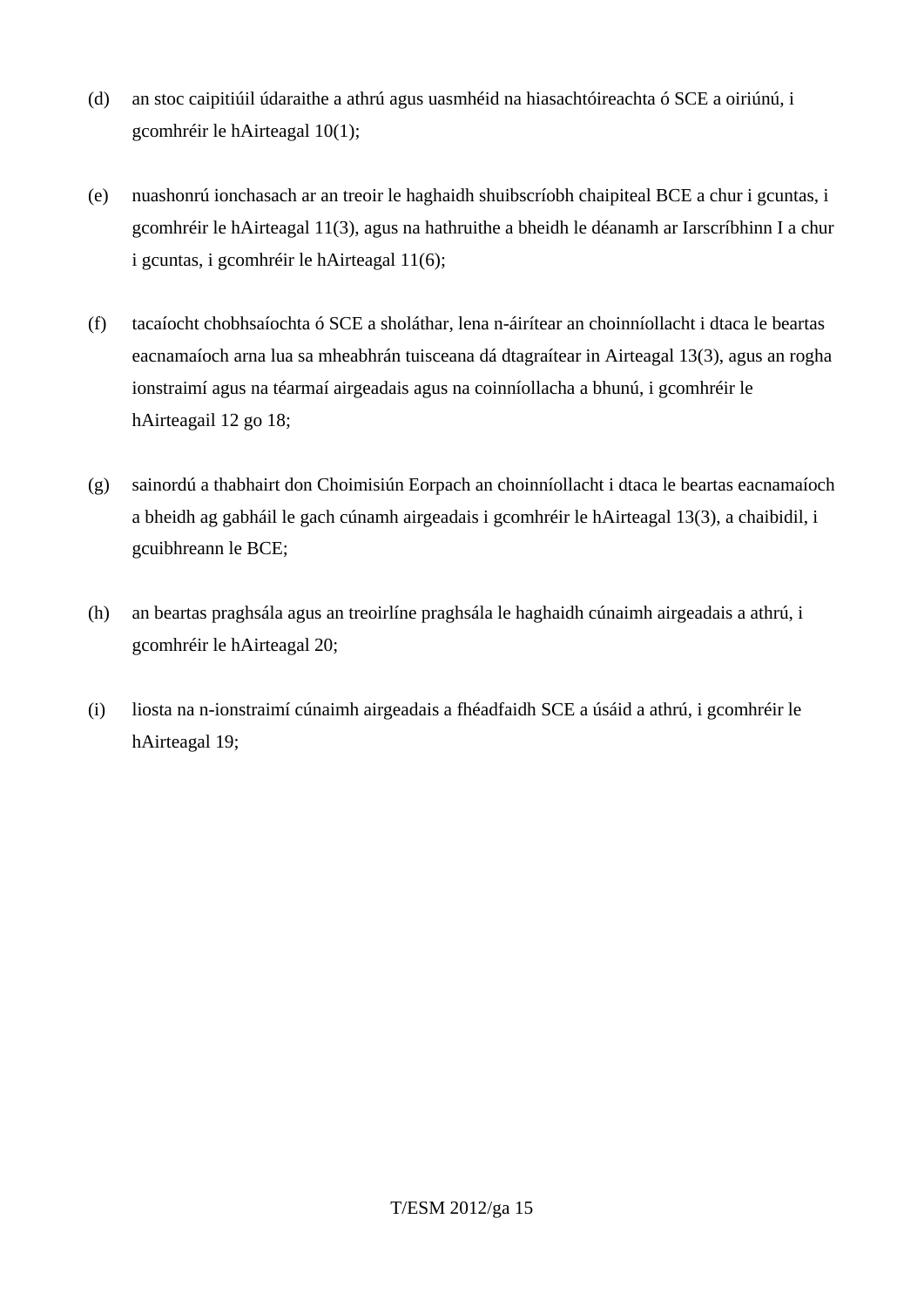(d) an stoc caipitiúil údaraithe a athrú agus uasmhéid na hiasachtóireachta ó SCE a oiriúnú, i gcomhréir le hAirteagal 10(1);

(e) nuashonrú ionchasach ar an treoir le haghaidh shuibscríobh chaipiteal BCE a chur i gcuntas, i gcomhréir le hAirteagal 11(3), agus na hathruithe a bheidh le déanamh ar Iarscríbhinn I a chur i gcuntas, i gcomhréir le hAirteagal 11(6);

(f) tacaíocht chobhsaíochta ó SCE a sholáthar, lena n-áirítear an choinníollacht i dtaca le beartas eacnamaíoch arna lua sa mheabhrán tuisceana dá dtagraítear in Airteagal 13(3), agus an rogha ionstraimí agus na téarmaí airgeadais agus na coinníollacha a bhunú, i gcomhréir le hAirteagail 12 go 18;

(g) sainordú a thabhairt don Choimisiún Eorpach an choinníollacht i dtaca le beartas eacnamaíoch a bheidh ag gabháil le gach cúnamh airgeadais i gcomhréir le hAirteagal 13(3), a chaibidil, i gcuibhreann le BCE;

(h) an beartas praghsála agus an treoirlíne praghsála le haghaidh cúnaimh airgeadais a athrú, i gcomhréir le hAirteagal 20;

(i) liosta na n-ionstraimí cúnaimh airgeadais a fhéadfaidh SCE a úsáid a athrú, i gcomhréir le hAirteagal 19;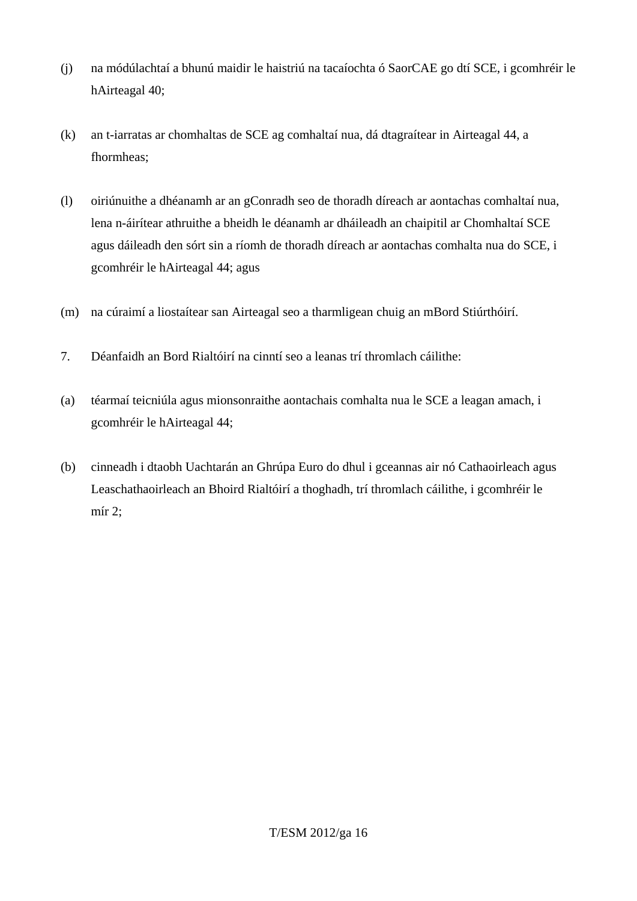(j) na módúlachtaí a bhunú maidir le haistriú na tacaíochta ó SaorCAE go dtí SCE, i gcomhréir le hAirteagal 40;

(k) an t-iarratas ar chomhaltas de SCE ag comhaltaí nua, dá dtagraítear in Airteagal 44, a fhormheas;

(l) oiriúnuithe a dhéanamh ar an gConradh seo de thoradh díreach ar aontachas comhaltaí nua, lena n-áirítear athruithe a bheidh le déanamh ar dháileadh an chaipitil ar Chomhaltaí SCE agus dáileadh den sórt sin a ríomh de thoradh díreach ar aontachas comhalta nua do SCE, i gcomhréir le hAirteagal 44; agus

(m) na cúraimí a liostaítear san Airteagal seo a tharmligean chuig an mBord Stiúrthóirí.

7. Déanfaidh an Bord Rialtóirí na cinntí seo a leanas trí thromlach cáilithe:

(a) téarmaí teicniúla agus mionsonraithe aontachais comhalta nua le SCE a leagan amach, i gcomhréir le hAirteagal 44;

(b) cinneadh i dtaobh Uachtarán an Ghrúpa Euro do dhul i gceannas air nó Cathaoirleach agus Leaschathaoirleach an Bhoird Rialtóirí a thoghadh, trí thromlach cáilithe, i gcomhréir le mír 2;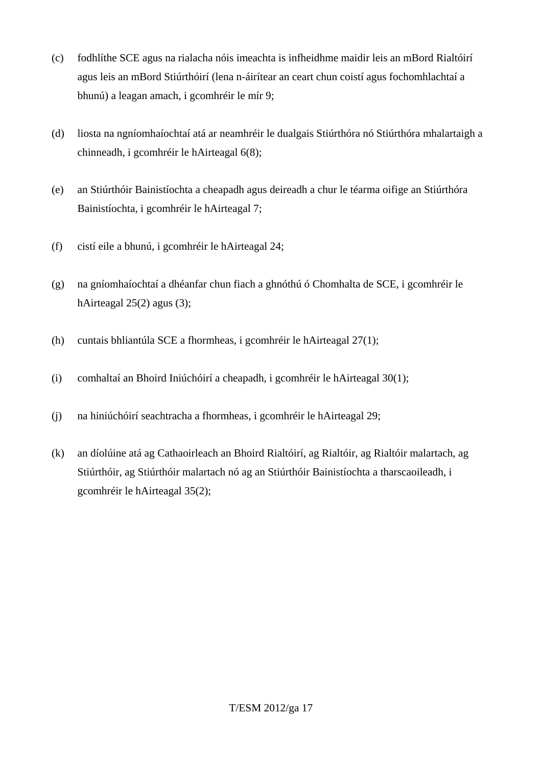(c) fodhlíthe SCE agus na rialacha nóis imeachta is infheidhme maidir leis an mBord Rialtóirí agus leis an mBord Stiúrthóirí (lena n-áirítear an ceart chun coistí agus fochomhlachtaí a bhunú) a leagan amach, i gcomhréir le mír 9;

(d) liosta na ngníomhaíochtaí atá ar neamhréir le dualgais Stiúrthóra nó Stiúrthóra mhalartaigh a chinneadh, i gcomhréir le hAirteagal 6(8);

(e) an Stiúrthóir Bainistíochta a cheapadh agus deireadh a chur le téarma oifige an Stiúrthóra Bainistíochta, i gcomhréir le hAirteagal 7;

(f) cistí eile a bhunú, i gcomhréir le hAirteagal 24;

(g) na gníomhaíochtaí a dhéanfar chun fiach a ghnóthú ó Chomhalta de SCE, i gcomhréir le hAirteagal 25(2) agus (3);

(h) cuntais bhliantúla SCE a fhormheas, i gcomhréir le hAirteagal 27(1);

(i) comhaltaí an Bhoird Iniúchóirí a cheapadh, i gcomhréir le hAirteagal 30(1);

(j) na hiniúchóirí seachtracha a fhormheas, i gcomhréir le hAirteagal 29;

(k) an díolúine atá ag Cathaoirleach an Bhoird Rialtóirí, ag Rialtóir, ag Rialtóir malartach, ag Stiúrthóir, ag Stiúrthóir malartach nó ag an Stiúrthóir Bainistíochta a tharscaoileadh, i gcomhréir le hAirteagal 35(2);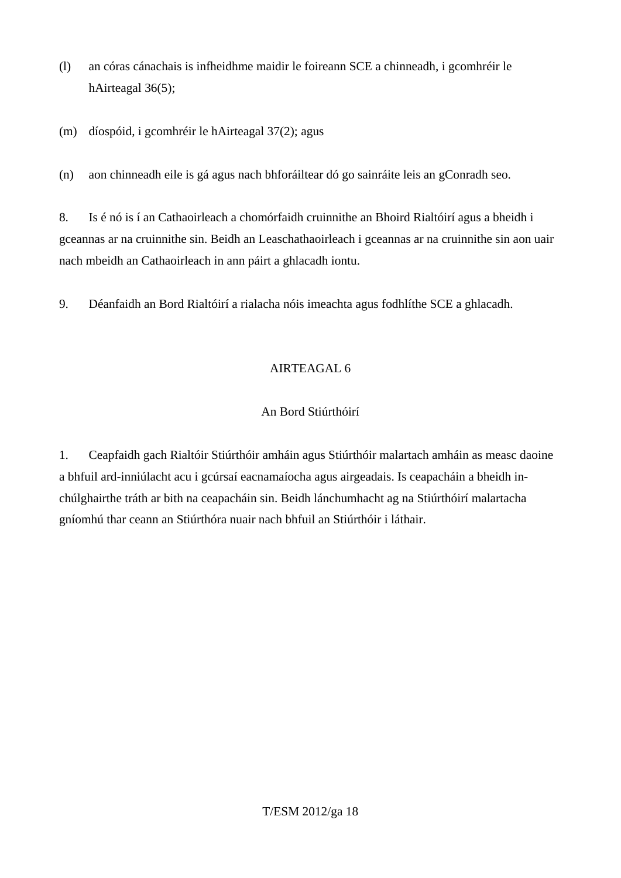(l) an córas cánachais is infheidhme maidir le foireann SCE a chinneadh, i gcomhréir le hAirteagal 36(5);

(m) díospóid, i gcomhréir le hAirteagal 37(2); agus

(n) aon chinneadh eile is gá agus nach bhforáiltear dó go sainráite leis an gConradh seo.

8. Is é nó is í an Cathaoirleach a chomórfaidh cruinnithe an Bhoird Rialtóirí agus a bheidh i gceannas ar na cruinnithe sin. Beidh an Leaschathaoirleach i gceannas ar na cruinnithe sin aon uair nach mbeidh an Cathaoirleach in ann páirt a ghlacadh iontu.

9. Déanfaidh an Bord Rialtóirí a rialacha nóis imeachta agus fodhlíthe SCE a ghlacadh.

## AIRTEAGAL 6

### An Bord Stiúrthóirí

1. Ceapfaidh gach Rialtóir Stiúrthóir amháin agus Stiúrthóir malartach amháin as measc daoine a bhfuil ard-inniúlacht acu i gcúrsaí eacnamaíocha agus airgeadais. Is ceapacháin a bheidh in-chúlghairthe tráth ar bith na ceapacháin sin. Beidh lánchumhacht ag na Stiúrthóirí malartacha gníomhú thar ceann an Stiúrthóra nuair nach bhfuil an Stiúrthóir i láthair.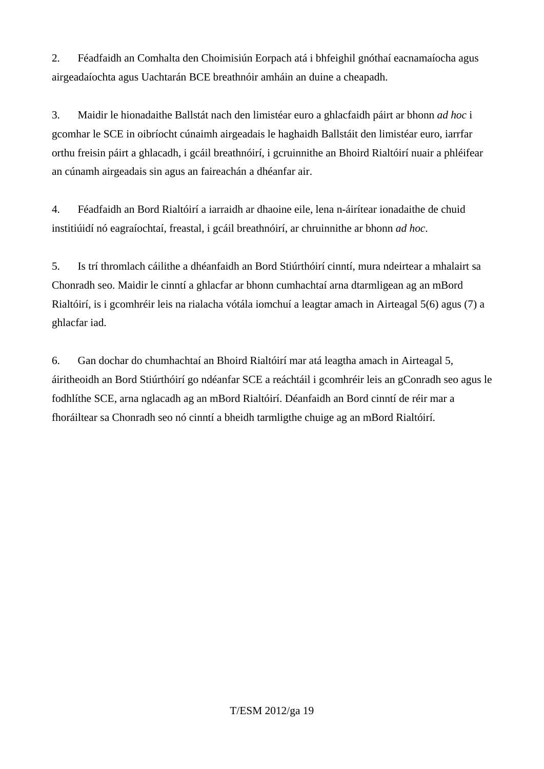2. Féadfaidh an Comhalta den Choimisiún Eorpach atá i bhfeighil gnóthaí eacnamaíocha agus airgeadaíochta agus Uachtarán BCE breathnóir amháin an duine a cheapadh.

3. Maidir le hionadaithe Ballstát nach den limistéar euro a ghlacfaidh páirt ar bhonn *ad hoc* i gcomhar le SCE in oibríocht cúnaimh airgeadais le haghaidh Ballstáit den limistéar euro, iarrfar orthu freisin páirt a ghlacadh, i gcáil breathnóirí, i gcruinnithe an Bhoird Rialtóirí nuair a phléifear an cúnamh airgeadais sin agus an faireachán a dhéanfar air.

4. Féadfaidh an Bord Rialtóirí a iarraidh ar dhaoine eile, lena n-áirítear ionadaithe de chuid institiúidí nó eagraíochtaí, freastal, i gcáil breathnóirí, ar chruinnithe ar bhonn *ad hoc*.

5. Is trí thromlach cáilithe a dhéanfaidh an Bord Stiúrthóirí cinntí, mura ndeirtear a mhalairt sa Chonradh seo. Maidir le cinntí a ghlacfar ar bhonn cumhachtaí arna dtarmligean ag an mBord Rialtóirí, is i gcomhréir leis na rialacha vótála iomchuí a leagtar amach in Airteagal 5(6) agus (7) a ghlacfar iad.

6. Gan dochar do chumhachtaí an Bhoird Rialtóirí mar atá leagtha amach in Airteagal 5, áiritheoidh an Bord Stiúrthóirí go ndéanfar SCE a reáchtáil i gcomhréir leis an gConradh seo agus le fodhlíthe SCE, arna nglacadh ag an mBord Rialtóirí. Déanfaidh an Bord cinntí de réir mar a fhoráiltear sa Chonradh seo nó cinntí a bheidh tarmligthe chuige ag an mBord Rialtóirí.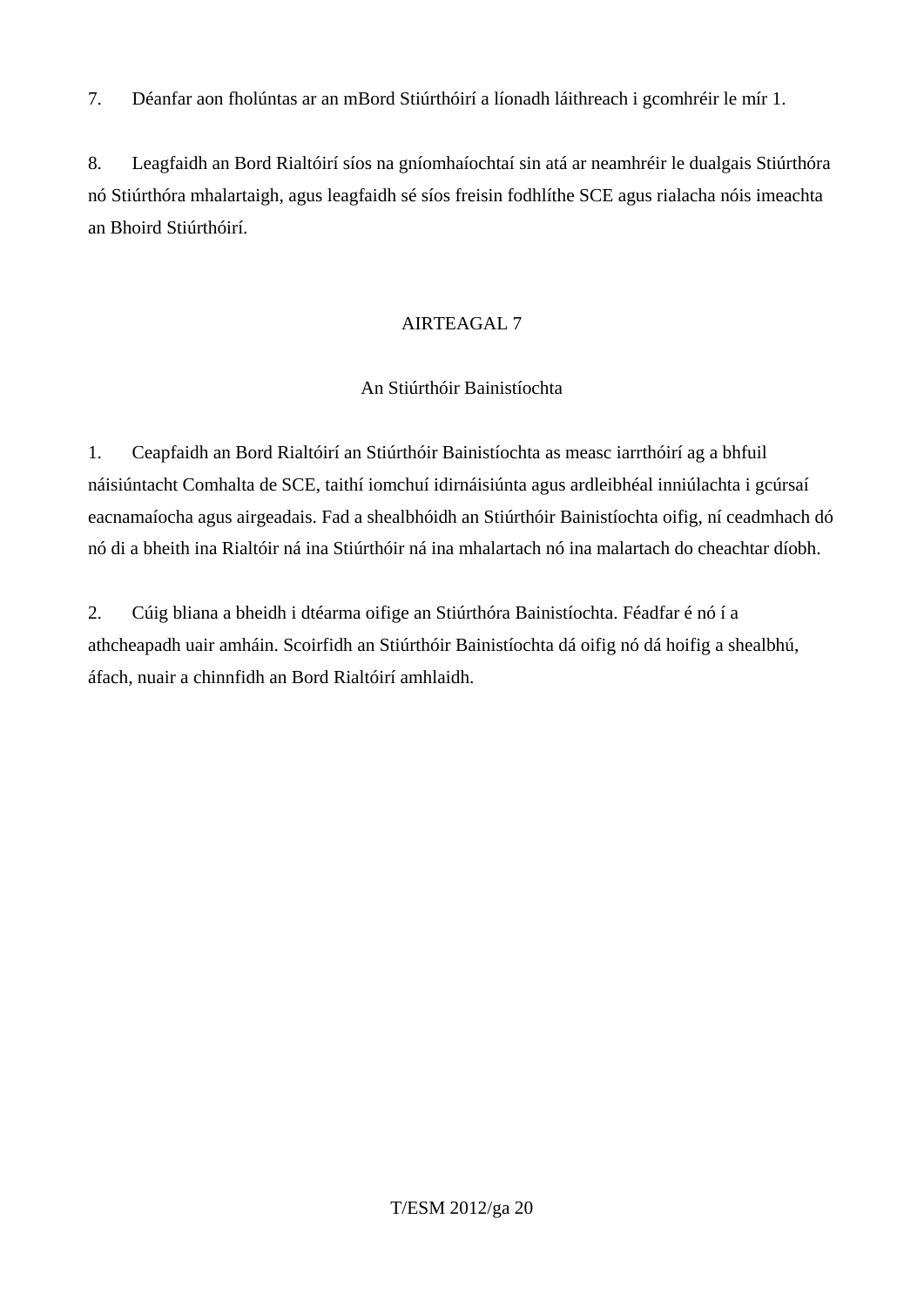7. Déanfar aon fholúntas ar an mBord Stiúrthóirí a líonadh láithreach i gcomhréir le mír 1.

8. Leagfaidh an Bord Rialtóirí síos na gníomhaíochtaí sin atá ar neamhréir le dualgais Stiúrthóra nó Stiúrthóra mhalartaigh, agus leagfaidh sé síos freisin fodhlíthe SCE agus rialacha nóis imeachta an Bhoird Stiúrthóirí.

## AIRTEAGAL 7

### An Stiúrthóir Bainistíochta

1. Ceapfaidh an Bord Rialtóirí an Stiúrthóir Bainistíochta as measc iarrthóirí ag a bhfuil náisiúntacht Comhalta de SCE, taithí iomchuí idirnáisiúnta agus ardleibhéal inniúlachta i gcúrsaí eacnamaíocha agus airgeadais. Fad a shealbhóidh an Stiúrthóir Bainistíochta oifig, ní ceadmhach dó nó di a bheith ina Rialtóir ná ina Stiúrthóir ná ina mhalartach nó ina malartach do cheachtar díobh.

2. Cúig bliana a bheidh i dtéarma oifige an Stiúrthóra Bainistíochta. Féadfar é nó í a athcheapadh uair amháin. Scoirfidh an Stiúrthóir Bainistíochta dá oifig nó dá hoifig a shealbhú, áfach, nuair a chinnfidh an Bord Rialtóirí amhlaidh.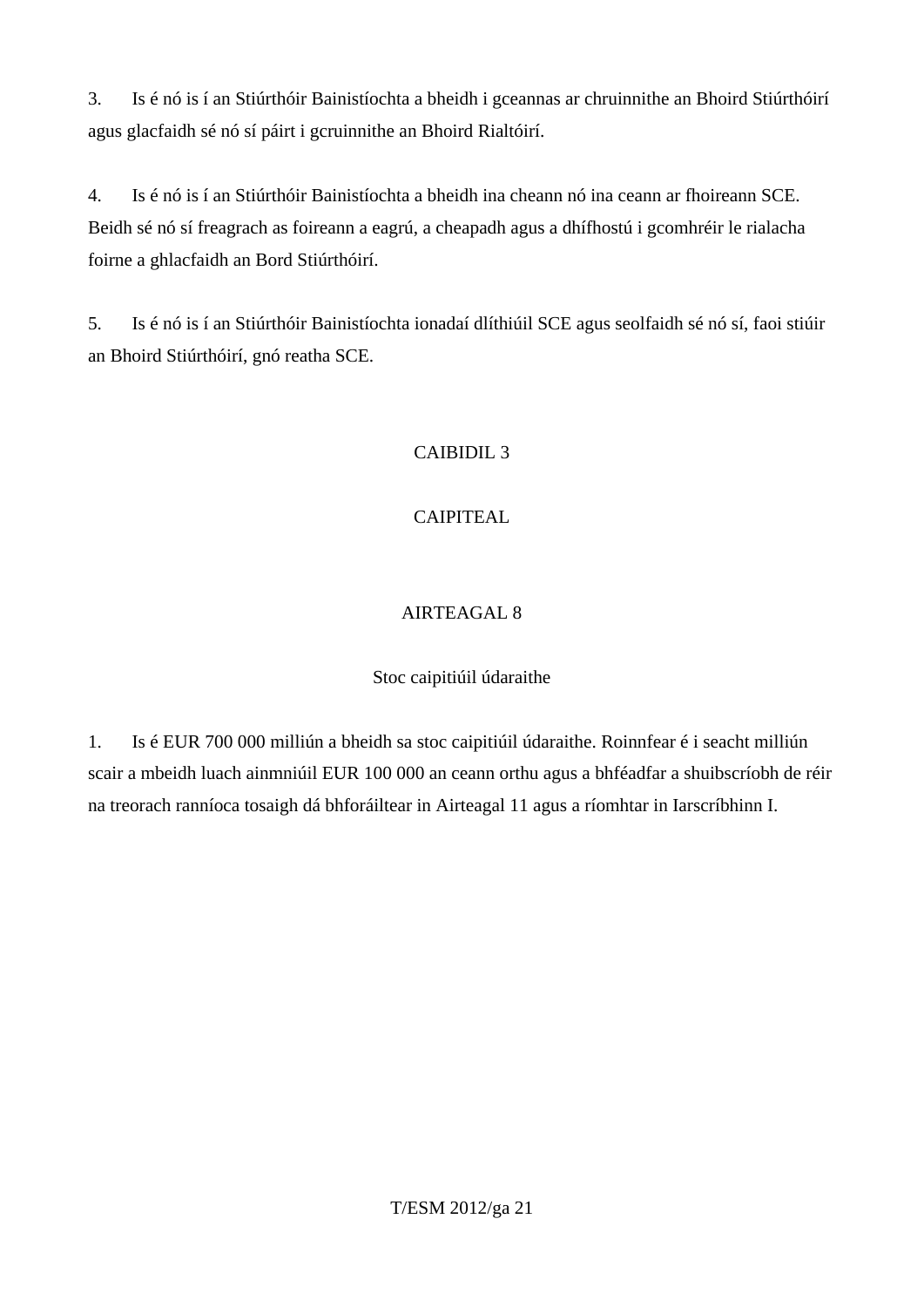3. Is é nó is í an Stiúrthóir Bainistíochta a bheidh i gceannas ar chruinnithe an Bhoird Stiúrthóirí agus glacfaidh sé nó sí páirt i gcruinnithe an Bhoird Rialtóirí.

4. Is é nó is í an Stiúrthóir Bainistíochta a bheidh ina cheann nó ina ceann ar fhoireann SCE. Beidh sé nó sí freagrach as foireann a eagrú, a cheapadh agus a dhífhostú i gcomhréir le rialacha foirne a ghlacfaidh an Bord Stiúrthóirí.

5. Is é nó is í an Stiúrthóir Bainistíochta ionadaí dlíthiúil SCE agus seolfaidh sé nó sí, faoi stiúir an Bhoird Stiúrthóirí, gnó reatha SCE.

## CAIBIDIL 3

## CAIPITEAL

### AIRTEAGAL 8

### Stoc caipitiúil údaraithe

1. Is é EUR 700 000 milliún a bheidh sa stoc caipitiúil údaraithe. Roinnfear é i seacht milliún scair a mbeidh luach ainmniúil EUR 100 000 an ceann orthu agus a bhféadfar a shuibscríobh de réir na treorach ranníoca tosaigh dá bhforáiltear in Airteagal 11 agus a ríomhtar in Iarscríbhinn I.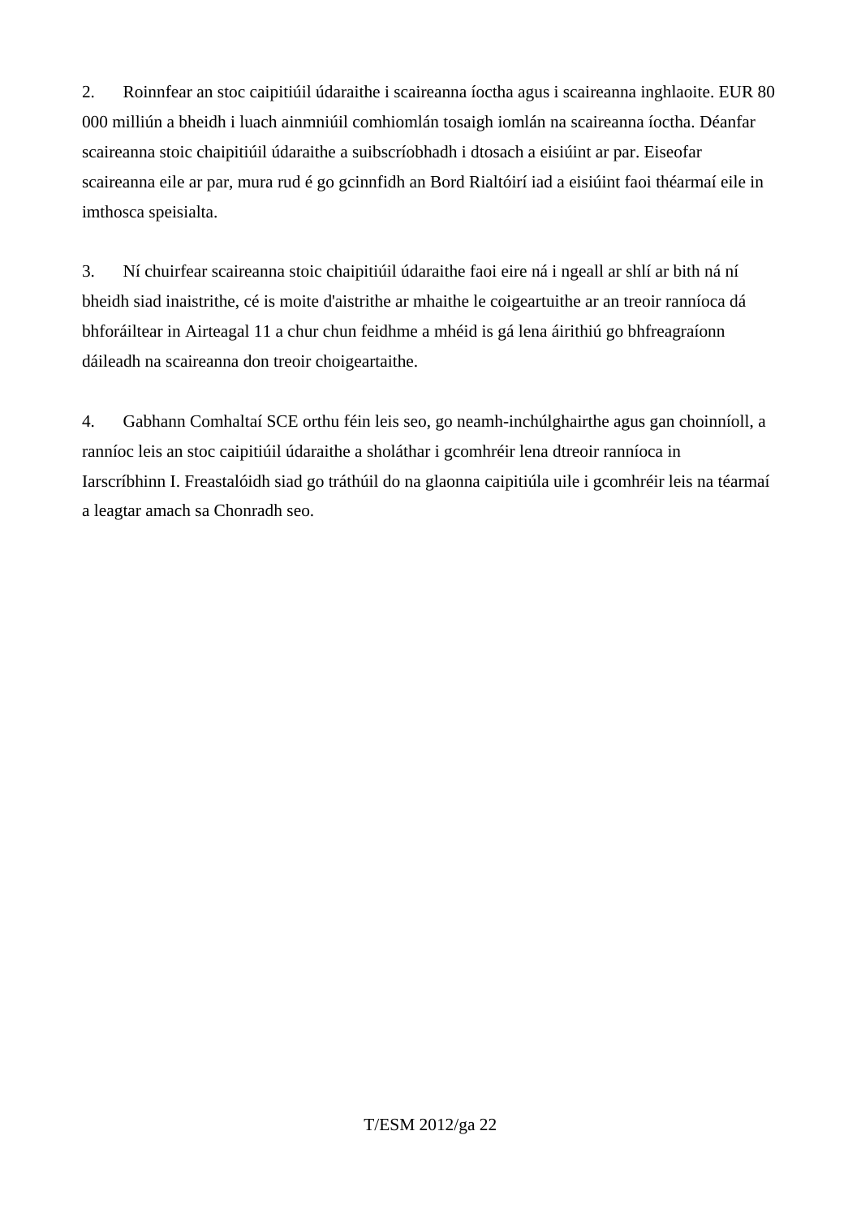2. Roinnfear an stoc caipitiúil údaraithe i scaireanna íoctha agus i scaireanna inghlaoite. EUR 80 000 milliún a bheidh i luach ainmniúil comhiomlán tosaigh iomlán na scaireanna íoctha. Déanfar scaireanna stoic chaipitiúil údaraithe a suibscríobhadh i dtosach a eisiúint ar par. Eiseofar scaireanna eile ar par, mura rud é go gcinnfidh an Bord Rialtóirí iad a eisiúint faoi théarmaí eile in imthosca speisialta.

3. Ní chuirfear scaireanna stoic chaipitiúil údaraithe faoi eire ná i ngeall ar shlí ar bith ná ní bheidh siad inaistrithe, cé is moite d'aistrithe ar mhaithe le coigeartuithe ar an treoir ranníoca dá bhforáiltear in Airteagal 11 a chur chun feidhme a mhéid is gá lena áirithiú go bhfreagraíonn dáileadh na scaireanna don treoir choigeartaithe.

4. Gabhann Comhaltaí SCE orthu féin leis seo, go neamh-inchúlghairthe agus gan choinníoll, a ranníoc leis an stoc caipitiúil údaraithe a sholáthar i gcomhréir lena dtreoir ranníoca in Iarscríbhinn I. Freastalóidh siad go tráthúil do na glaonna caipitiúla uile i gcomhréir leis na téarmaí a leagtar amach sa Chonradh seo.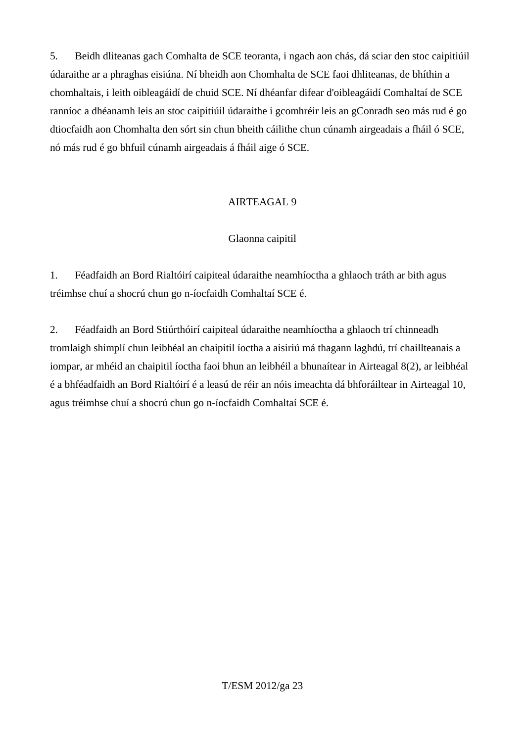5. Beidh dliteanas gach Comhalta de SCE teoranta, i ngach aon chás, dá sciar den stoc caipitiúil údaraithe ar a phraghas eisiúna. Ní bheidh aon Chomhalta de SCE faoi dhliteanas, de bhíthin a chomhaltais, i leith oibleagáidí de chuid SCE. Ní dhéanfar difear d'oibleagáidí Comhaltaí de SCE ranníoc a dhéanamh leis an stoc caipitiúil údaraithe i gcomhréir leis an gConradh seo más rud é go dtiocfaidh aon Chomhalta den sórt sin chun bheith cáilithe chun cúnamh airgeadais a fháil ó SCE, nó más rud é go bhfuil cúnamh airgeadais á fháil aige ó SCE.

## AIRTEAGAL 9

### Glaonna caipitil

1. Féadfaidh an Bord Rialtóirí caipiteal údaraithe neamhíoctha a ghlaoch tráth ar bith agus tréimhse chuí a shocrú chun go n-íocfaidh Comhaltaí SCE é.

2. Féadfaidh an Bord Stiúrthóirí caipiteal údaraithe neamhíoctha a ghlaoch trí chinneadh tromlaigh shimplí chun leibhéal an chaipitil íoctha a aisiriú má thagann laghdú, trí chaillteanais a iompar, ar mhéid an chaipitil íoctha faoi bhun an leibhéil a bhunaítear in Airteagal 8(2), ar leibhéal é a bhféadfaidh an Bord Rialtóirí é a leasú de réir an nóis imeachta dá bhforáiltear in Airteagal 10, agus tréimhse chuí a shocrú chun go n-íocfaidh Comhaltaí SCE é.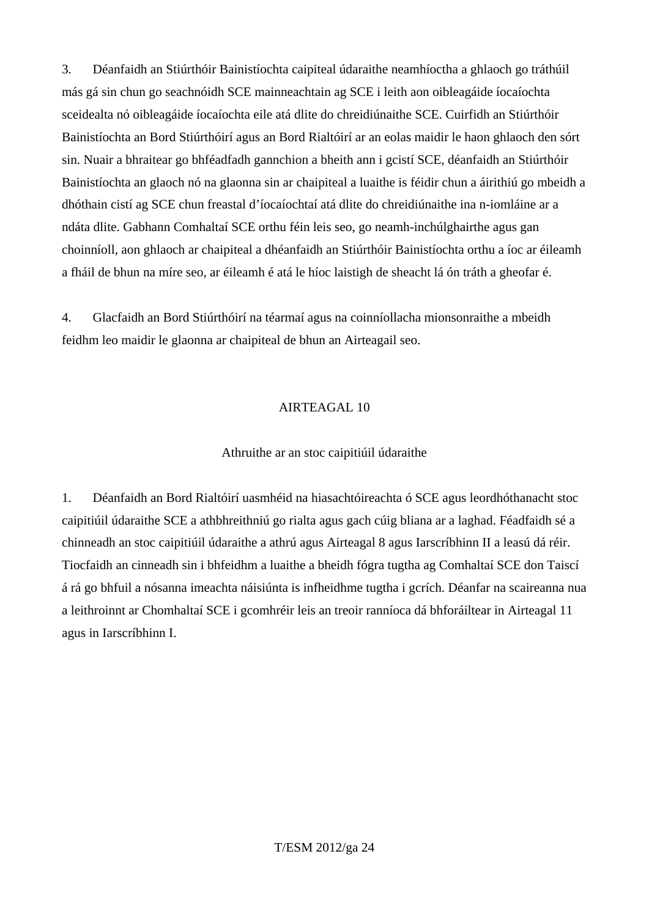3. Déanfaidh an Stiúrthóir Bainistíochta caipiteal údaraithe neamhíoctha a ghlaoch go tráthúil más gá sin chun go seachnóidh SCE mainneachtain ag SCE i leith aon oibleagáide íocaíochta sceidealta nó oibleagáide íocaíochta eile atá dlite do chreidiúnaithe SCE. Cuirfidh an Stiúrthóir Bainistíochta an Bord Stiúrthóirí agus an Bord Rialtóirí ar an eolas maidir le haon ghlaoch den sórt sin. Nuair a bhraitear go bhféadfadh gannchion a bheith ann i gcistí SCE, déanfaidh an Stiúrthóir Bainistíochta an glaoch nó na glaonna sin ar chaipiteal a luaithe is féidir chun a áirithiú go mbeidh a dhóthain cistí ag SCE chun freastal d'íocaíochtaí atá dlite do chreidiúnaithe ina n-iomláine ar a ndáta dlite. Gabhann Comhaltaí SCE orthu féin leis seo, go neamh-inchúlghairthe agus gan choinníoll, aon ghlaoch ar chaipiteal a dhéanfaidh an Stiúrthóir Bainistíochta orthu a íoc ar éileamh a fháil de bhun na míre seo, ar éileamh é atá le híoc laistigh de sheacht lá ón tráth a gheofar é.

4. Glacfaidh an Bord Stiúrthóirí na téarmaí agus na coinníollacha mionsonraithe a mbeidh feidhm leo maidir le glaonna ar chaipiteal de bhun an Airteagail seo.

## AIRTEAGAL 10

### Athruithe ar an stoc caipitiúil údaraithe

1. Déanfaidh an Bord Rialtóirí uasmhéid na hiasachtóireachta ó SCE agus leordhóthanacht stoc caipitiúil údaraithe SCE a athbhreithniú go rialta agus gach cúig bliana ar a laghad. Féadfaidh sé a chinneadh an stoc caipitiúil údaraithe a athrú agus Airteagal 8 agus Iarscríbhinn II a leasú dá réir. Tiocfaidh an cinneadh sin i bhfeidhm a luaithe a bheidh fógra tugtha ag Comhaltaí SCE don Taiscí á rá go bhfuil a nósanna imeachta náisiúnta is infheidhme tugtha i gcrích. Déanfar na scaireanna nua a leithroinnt ar Chomhaltaí SCE i gcomhréir leis an treoir ranníoca dá bhforáiltear in Airteagal 11 agus in Iarscríbhinn I.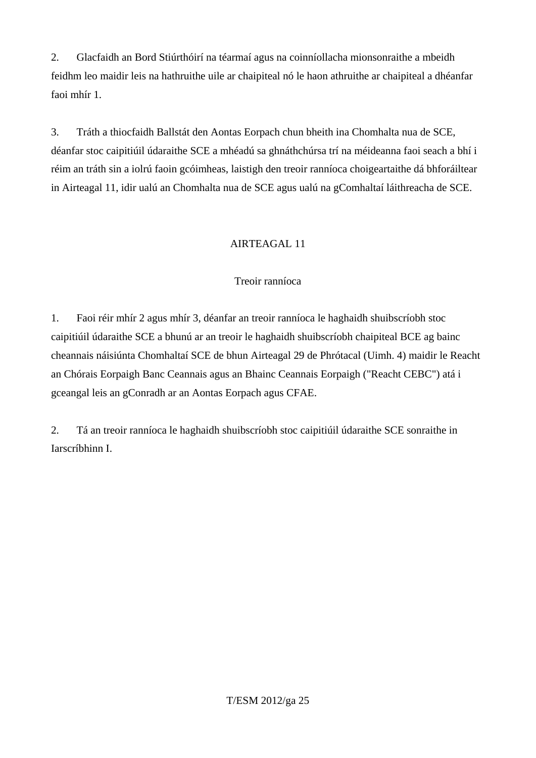2. Glacfaidh an Bord Stiúrthóirí na téarmaí agus na coinníollacha mionsonraithe a mbeidh feidhm leo maidir leis na hathruithe uile ar chaipiteal nó le haon athruithe ar chaipiteal a dhéanfar faoi mhír 1.

3. Tráth a thiocfaidh Ballstát den Aontas Eorpach chun bheith ina Chomhalta nua de SCE, déanfar stoc caipitiúil údaraithe SCE a mhéadú sa ghnáthchúrsa trí na méideanna faoi seach a bhí i réim an tráth sin a iolrú faoin gcóimheas, laistigh den treoir ranníoca choigeartaithe dá bhforáiltear in Airteagal 11, idir ualú an Chomhalta nua de SCE agus ualú na gComhaltaí láithreacha de SCE.

## AIRTEAGAL 11

### Treoir ranníoca

1. Faoi réir mhír 2 agus mhír 3, déanfar an treoir ranníoca le haghaidh shuibscríobh stoc caipitiúil údaraithe SCE a bhunú ar an treoir le haghaidh shuibscríobh chaipiteal BCE ag bainc cheannais náisiúnta Chomhaltaí SCE de bhun Airteagal 29 de Phrótacal (Uimh. 4) maidir le Reacht an Chórais Eorpaigh Banc Ceannais agus an Bhainc Ceannais Eorpaigh ("Reacht CEBC") atá i gceangal leis an gConradh ar an Aontas Eorpach agus CFAE.

2. Tá an treoir ranníoca le haghaidh shuibscríobh stoc caipitiúil údaraithe SCE sonraithe in Iarscríbhinn I.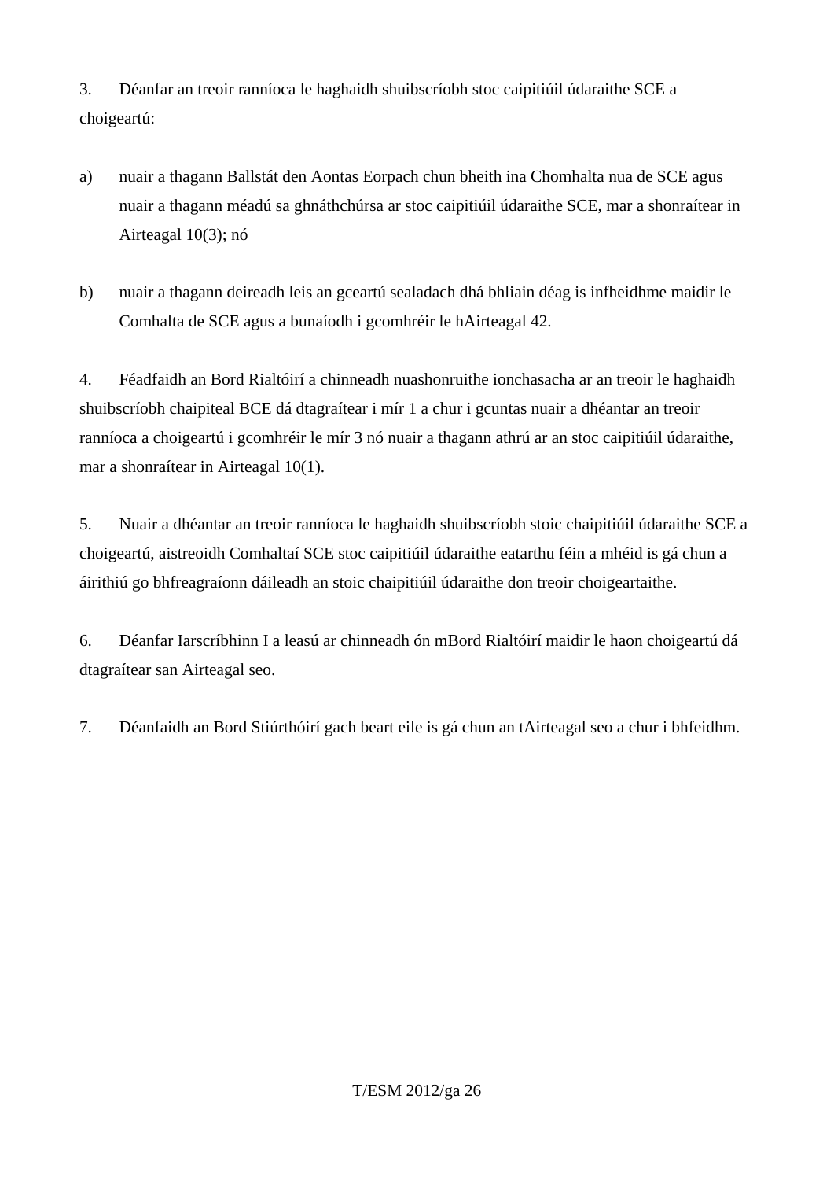3. Déanfar an treoir ranníoca le haghaidh shuibscríobh stoc caipitiúil údaraithe SCE a choigeartú:

a) nuair a thagann Ballstát den Aontas Eorpach chun bheith ina Chomhalta nua de SCE agus nuair a thagann méadú sa ghnáthchúrsa ar stoc caipitiúil údaraithe SCE, mar a shonraítear in Airteagal 10(3); nó

b) nuair a thagann deireadh leis an gceartú sealadach dhá bhliain déag is infheidhme maidir le Comhalta de SCE agus a bunaíodh i gcomhréir le hAirteagal 42.

4. Féadfaidh an Bord Rialtóirí a chinneadh nuashonruithe ionchasacha ar an treoir le haghaidh shuibscríobh chaipiteal BCE dá dtagraítear i mír 1 a chur i gcuntas nuair a dhéantar an treoir ranníoca a choigeartú i gcomhréir le mír 3 nó nuair a thagann athrú ar an stoc caipitiúil údaraithe, mar a shonraítear in Airteagal 10(1).

5. Nuair a dhéantar an treoir ranníoca le haghaidh shuibscríobh stoic chaipitiúil údaraithe SCE a choigeartú, aistreoidh Comhaltaí SCE stoc caipitiúil údaraithe eatarthu féin a mhéid is gá chun a áirithiú go bhfreagraíonn dáileadh an stoic chaipitiúil údaraithe don treoir choigeartaithe.

6. Déanfar Iarscríbhinn I a leasú ar chinneadh ón mBord Rialtóirí maidir le haon choigeartú dá dtagraítear san Airteagal seo.

7. Déanfaidh an Bord Stiúrthóirí gach beart eile is gá chun an tAirteagal seo a chur i bhfeidhm.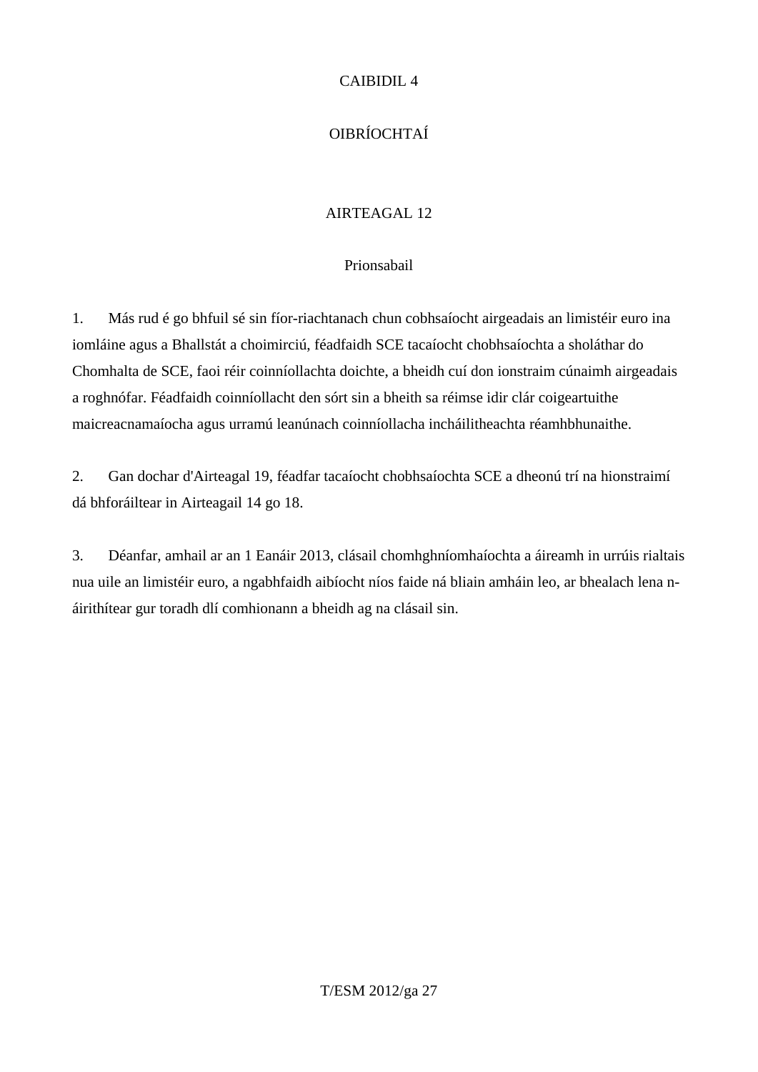# CAIBIDIL 4

# OIBRÍOCHTAÍ

## AIRTEAGAL 12

### Prionsabail

1. Más rud é go bhfuil sé sin fíor-riachtanach chun cobhsaíocht airgeadais an limistéir euro ina iomláine agus a Bhallstát a choimirciú, féadfaidh SCE tacaíocht chobhsaíochta a sholáthar do Chomhalta de SCE, faoi réir coinníollachta doichte, a bheidh cuí don ionstraim cúnaimh airgeadais a roghnófar. Féadfaidh coinníollacht den sórt sin a bheith sa réimse idir clár coigeartuithe maicreacnamaíocha agus urramú leanúnach coinníollacha incháilitheachta réamhbhunaithe.

2. Gan dochar d'Airteagal 19, féadfar tacaíocht chobhsaíochta SCE a dheonú trí na hionstraimí dá bhforáiltear in Airteagail 14 go 18.

3. Déanfar, amhail ar an 1 Eanáir 2013, clásail chomhghníomhaíochta a áireamh in urrúis rialtais nua uile an limistéir euro, a ngabhfaidh aibíocht níos faide ná bliain amháin leo, ar bhealach lena n-áirithítear gur toradh dlí comhionann a bheidh ag na clásail sin.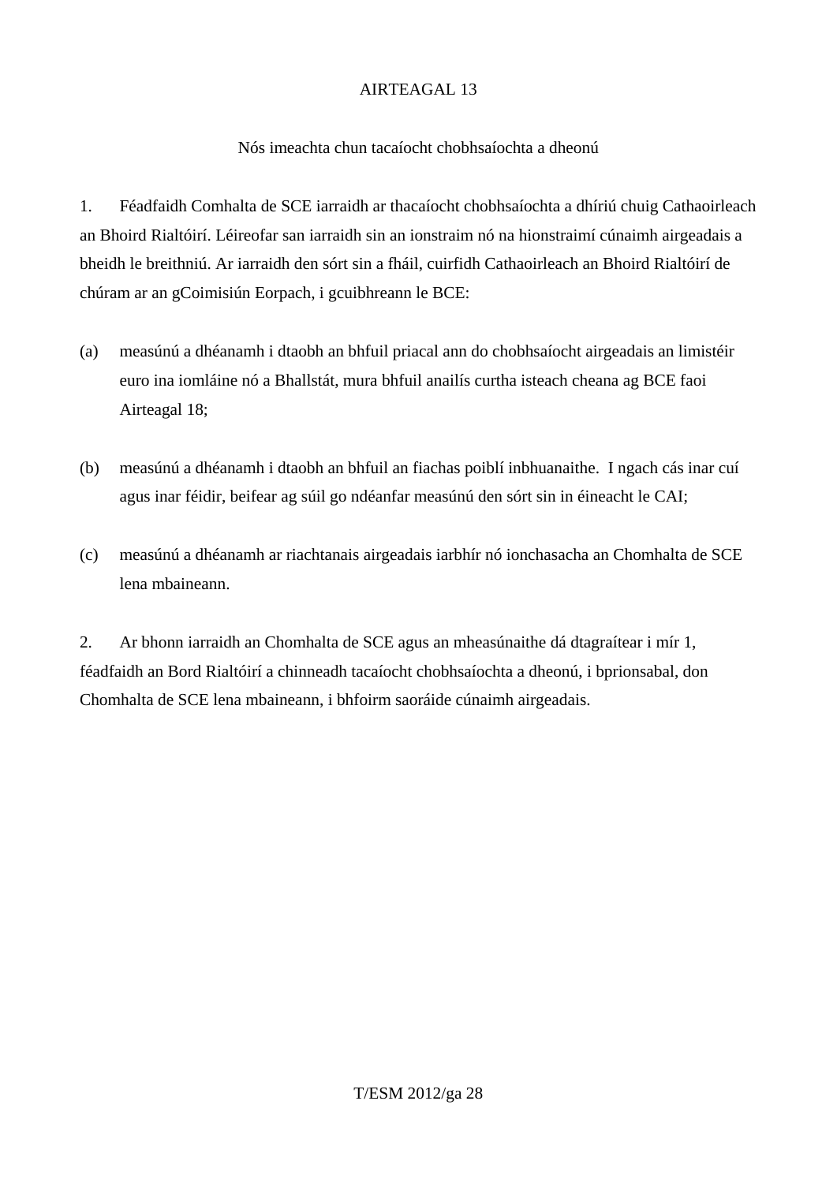## AIRTEAGAL 13

### Nós imeachta chun tacaíocht chobhsaíochta a dheonú

1. Féadfaidh Comhalta de SCE iarraidh ar thacaíocht chobhsaíochta a dhíriú chuig Cathaoirleach an Bhoird Rialtóirí. Léireofar san iarraidh sin an ionstraim nó na hionstraimí cúnaimh airgeadais a bheidh le breithniú. Ar iarraidh den sórt sin a fháil, cuirfidh Cathaoirleach an Bhoird Rialtóirí de chúram ar an gCoimisiún Eorpach, i gcuibhreann le BCE:

(a) measúnú a dhéanamh i dtaobh an bhfuil priacal ann do chobhsaíocht airgeadais an limistéir euro ina iomláine nó a Bhallstát, mura bhfuil anailís curtha isteach cheana ag BCE faoi Airteagal 18;

(b) measúnú a dhéanamh i dtaobh an bhfuil an fiachas poiblí inbhuanaithe. I ngach cás inar cuí agus inar féidir, beifear ag súil go ndéanfar measúnú den sórt sin in éineacht le CAI;

(c) measúnú a dhéanamh ar riachtanais airgeadais iarbhír nó ionchasacha an Chomhalta de SCE lena mbaineann.

2. Ar bhonn iarraidh an Chomhalta de SCE agus an mheasúnaithe dá dtagraítear i mír 1, féadfaidh an Bord Rialtóirí a chinneadh tacaíocht chobhsaíochta a dheonú, i bprionsabal, don Chomhalta de SCE lena mbaineann, i bhfoirm saoráide cúnaimh airgeadais.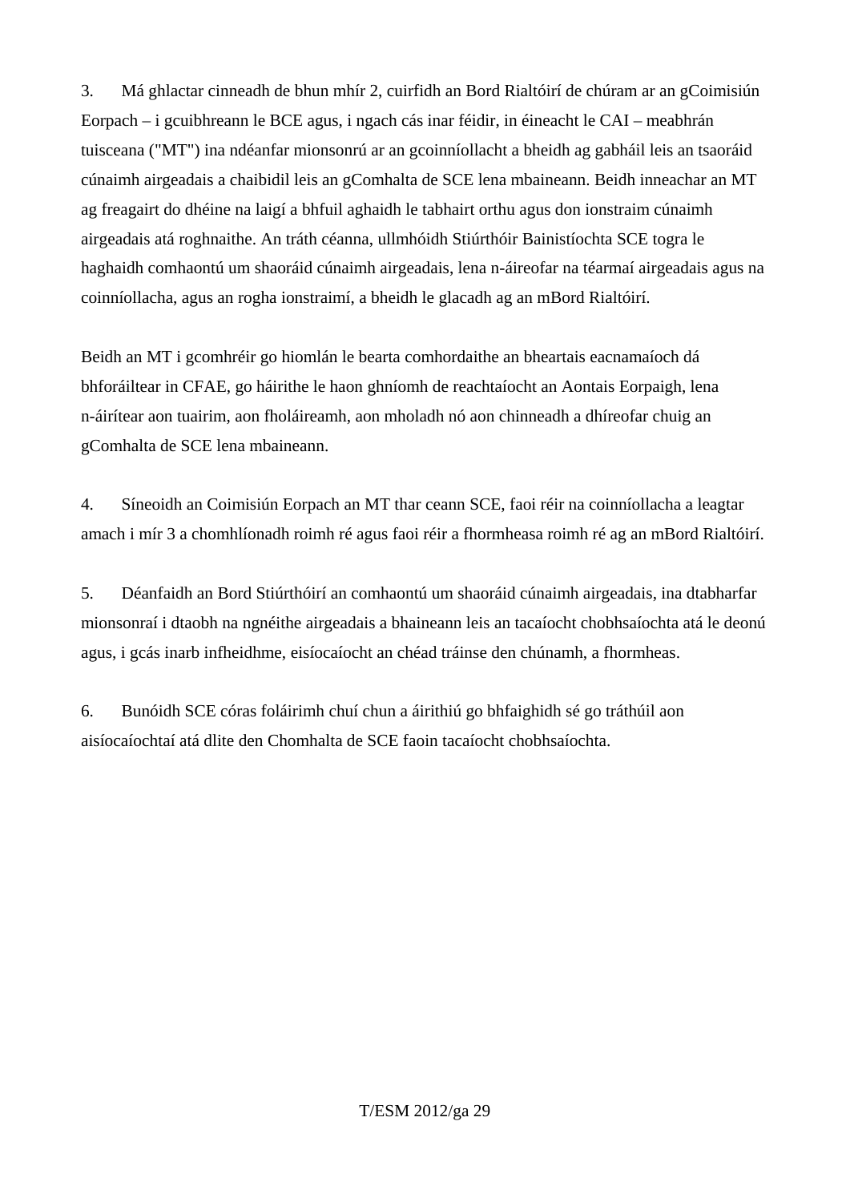3. Má ghlactar cinneadh de bhun mhír 2, cuirfidh an Bord Rialtóirí de chúram ar an gCoimisiún Eorpach – i gcuibhreann le BCE agus, i ngach cás inar féidir, in éineacht le CAI – meabhrán tuisceana ("MT") ina ndéanfar mionsonrú ar an gcoinníollacht a bheidh ag gabháil leis an tsaoráid cúnaimh airgeadais a chaibidil leis an gComhalta de SCE lena mbaineann. Beidh inneachar an MT ag freagairt do dhéine na laigí a bhfuil aghaidh le tabhairt orthu agus don ionstraim cúnaimh airgeadais atá roghnaithe. An tráth céanna, ullmhóidh Stiúrthóir Bainistíochta SCE togra le haghaidh comhaontú um shaoráid cúnaimh airgeadais, lena n-áireofar na téarmaí airgeadais agus na coinníollacha, agus an rogha ionstraimí, a bheidh le glacadh ag an mBord Rialtóirí.

Beidh an MT i gcomhréir go hiomlán le bearta comhordaithe an bheartais eacnamaíoch dá bhforáiltear in CFAE, go háirithe le haon ghníomh de reachtaíocht an Aontais Eorpaigh, lena n-áirítear aon tuairim, aon fholáireamh, aon mholadh nó aon chinneadh a dhíreofar chuig an gComhalta de SCE lena mbaineann.

4. Síneoidh an Coimisiún Eorpach an MT thar ceann SCE, faoi réir na coinníollacha a leagtar amach i mír 3 a chomhlíonadh roimh ré agus faoi réir a fhormheasa roimh ré ag an mBord Rialtóirí.

5. Déanfaidh an Bord Stiúrthóirí an comhaontú um shaoráid cúnaimh airgeadais, ina dtabharfar mionsonraí i dtaobh na ngnéithe airgeadais a bhaineann leis an tacaíocht chobhsaíochta atá le deonú agus, i gcás inarb infheidhme, eisíocaíocht an chéad tráinse den chúnamh, a fhormheas.

6. Bunóidh SCE córas foláirimh chuí chun a áirithiú go bhfaighidh sé go tráthúil aon aisíocaíochtaí atá dlite den Chomhalta de SCE faoin tacaíocht chobhsaíochta.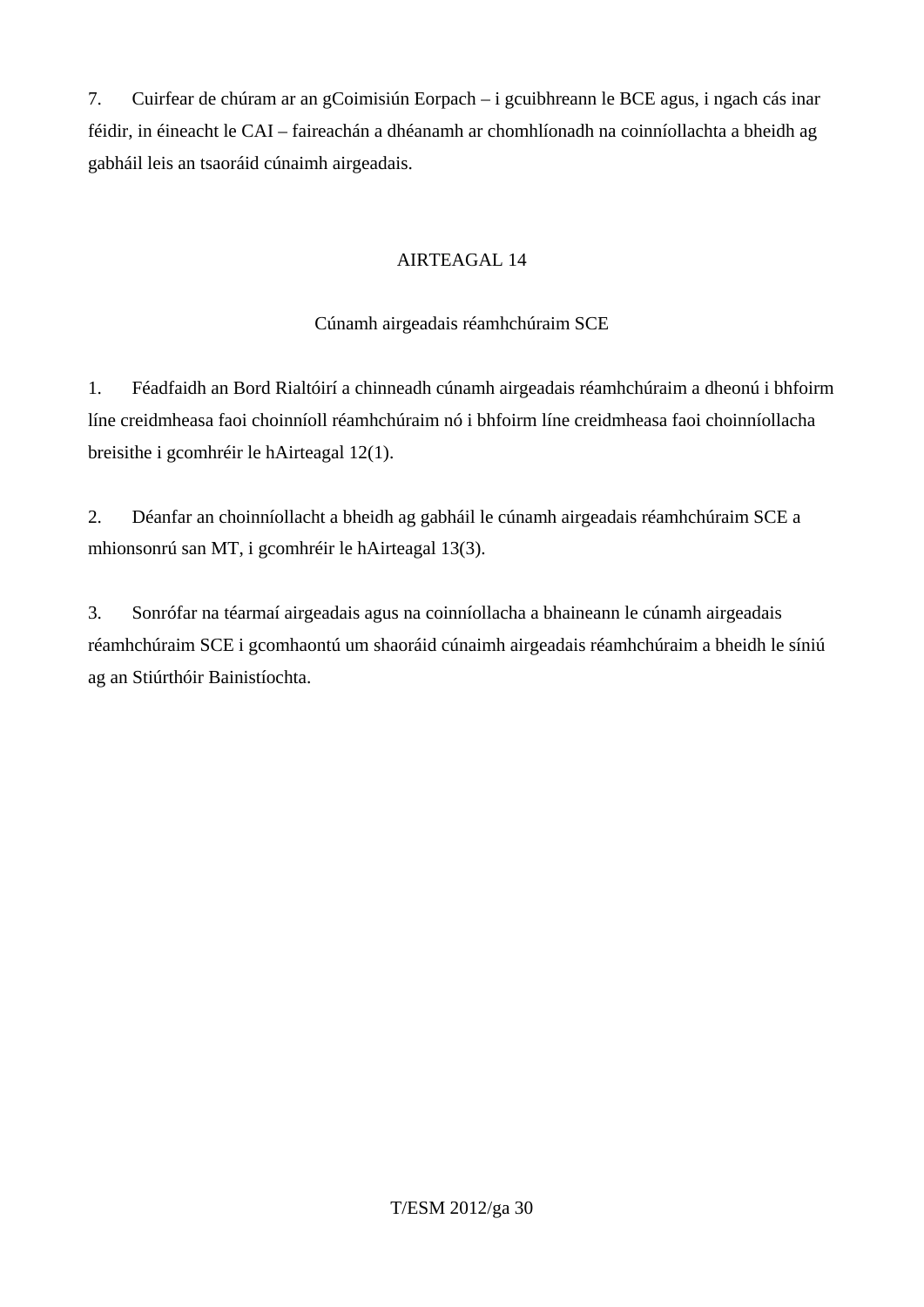7. Cuirfear de chúram ar an gCoimisiún Eorpach – i gcuibhreann le BCE agus, i ngach cás inar féidir, in éineacht le CAI – faireachán a dhéanamh ar chomhlíonadh na coinníollachta a bheidh ag gabháil leis an tsaoráid cúnaimh airgeadais.

## AIRTEAGAL 14

### Cúnamh airgeadais réamhchúraim SCE

1. Féadfaidh an Bord Rialtóirí a chinneadh cúnamh airgeadais réamhchúraim a dheonú i bhfoirm líne creidmheasa faoi choinníoll réamhchúraim nó i bhfoirm líne creidmheasa faoi choinníollacha breisithe i gcomhréir le hAirteagal 12(1).

2. Déanfar an choinníollacht a bheidh ag gabháil le cúnamh airgeadais réamhchúraim SCE a mhionsonrú san MT, i gcomhréir le hAirteagal 13(3).

3. Sonrófar na téarmaí airgeadais agus na coinníollacha a bhaineann le cúnamh airgeadais réamhchúraim SCE i gcomhaontú um shaoráid cúnaimh airgeadais réamhchúraim a bheidh le síniú ag an Stiúrthóir Bainistíochta.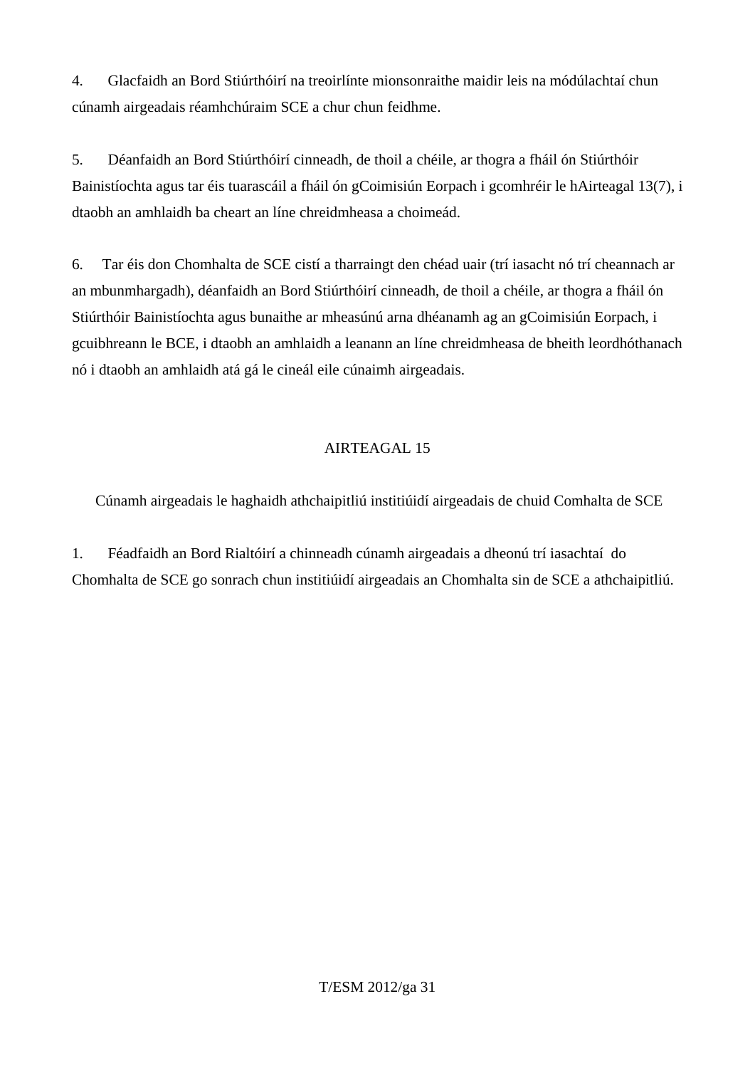4. Glacfaidh an Bord Stiúrthóirí na treoirlínte mionsonraithe maidir leis na módúlachtaí chun cúnamh airgeadais réamhchúraim SCE a chur chun feidhme.

5. Déanfaidh an Bord Stiúrthóirí cinneadh, de thoil a chéile, ar thogra a fháil ón Stiúrthóir Bainistíochta agus tar éis tuarascáil a fháil ón gCoimisiún Eorpach i gcomhréir le hAirteagal 13(7), i dtaobh an amhlaidh ba cheart an líne chreidmheasa a choimeád.

6. Tar éis don Chomhalta de SCE cistí a tharraingt den chéad uair (trí iasacht nó trí cheannach ar an mbunmhargadh), déanfaidh an Bord Stiúrthóirí cinneadh, de thoil a chéile, ar thogra a fháil ón Stiúrthóir Bainistíochta agus bunaithe ar mheasúnú arna dhéanamh ag an gCoimisiún Eorpach, i gcuibhreann le BCE, i dtaobh an amhlaidh a leanann an líne chreidmheasa de bheith leordhóthanach nó i dtaobh an amhlaidh atá gá le cineál eile cúnaimh airgeadais.

## AIRTEAGAL 15

### Cúnamh airgeadais le haghaidh athchaipitliú institiúidí airgeadais de chuid Comhalta de SCE

1. Féadfaidh an Bord Rialtóirí a chinneadh cúnamh airgeadais a dheonú trí iasachtaí do Chomhalta de SCE go sonrach chun institiúidí airgeadais an Chomhalta sin de SCE a athchaipitliú.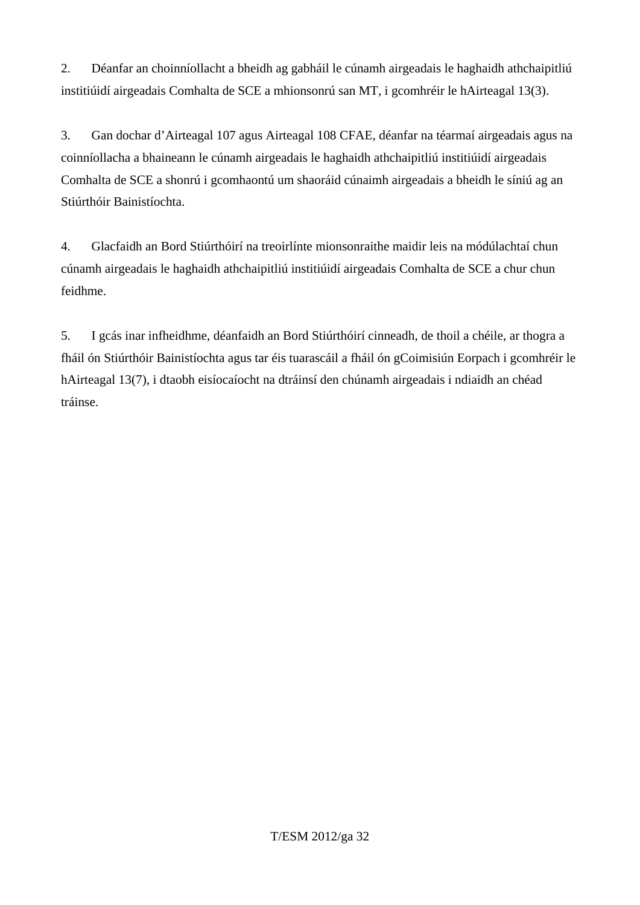2. Déanfar an choinníollacht a bheidh ag gabháil le cúnamh airgeadais le haghaidh athchaipitliú institiúidí airgeadais Comhalta de SCE a mhionsonrú san MT, i gcomhréir le hAirteagal 13(3).

3. Gan dochar d'Airteagal 107 agus Airteagal 108 CFAE, déanfar na téarmaí airgeadais agus na coinníollacha a bhaineann le cúnamh airgeadais le haghaidh athchaipitliú institiúidí airgeadais Comhalta de SCE a shonrú i gcomhaontú um shaoráid cúnaimh airgeadais a bheidh le síniú ag an Stiúrthóir Bainistíochta.

4. Glacfaidh an Bord Stiúrthóirí na treoirlínte mionsonraithe maidir leis na módúlachtaí chun cúnamh airgeadais le haghaidh athchaipitliú institiúidí airgeadais Comhalta de SCE a chur chun feidhme.

5. I gcás inar infheidhme, déanfaidh an Bord Stiúrthóirí cinneadh, de thoil a chéile, ar thogra a fháil ón Stiúrthóir Bainistíochta agus tar éis tuarascáil a fháil ón gCoimisiún Eorpach i gcomhréir le hAirteagal 13(7), i dtaobh eisíocaíocht na dtráinsí den chúnamh airgeadais i ndiaidh an chéad tráinse.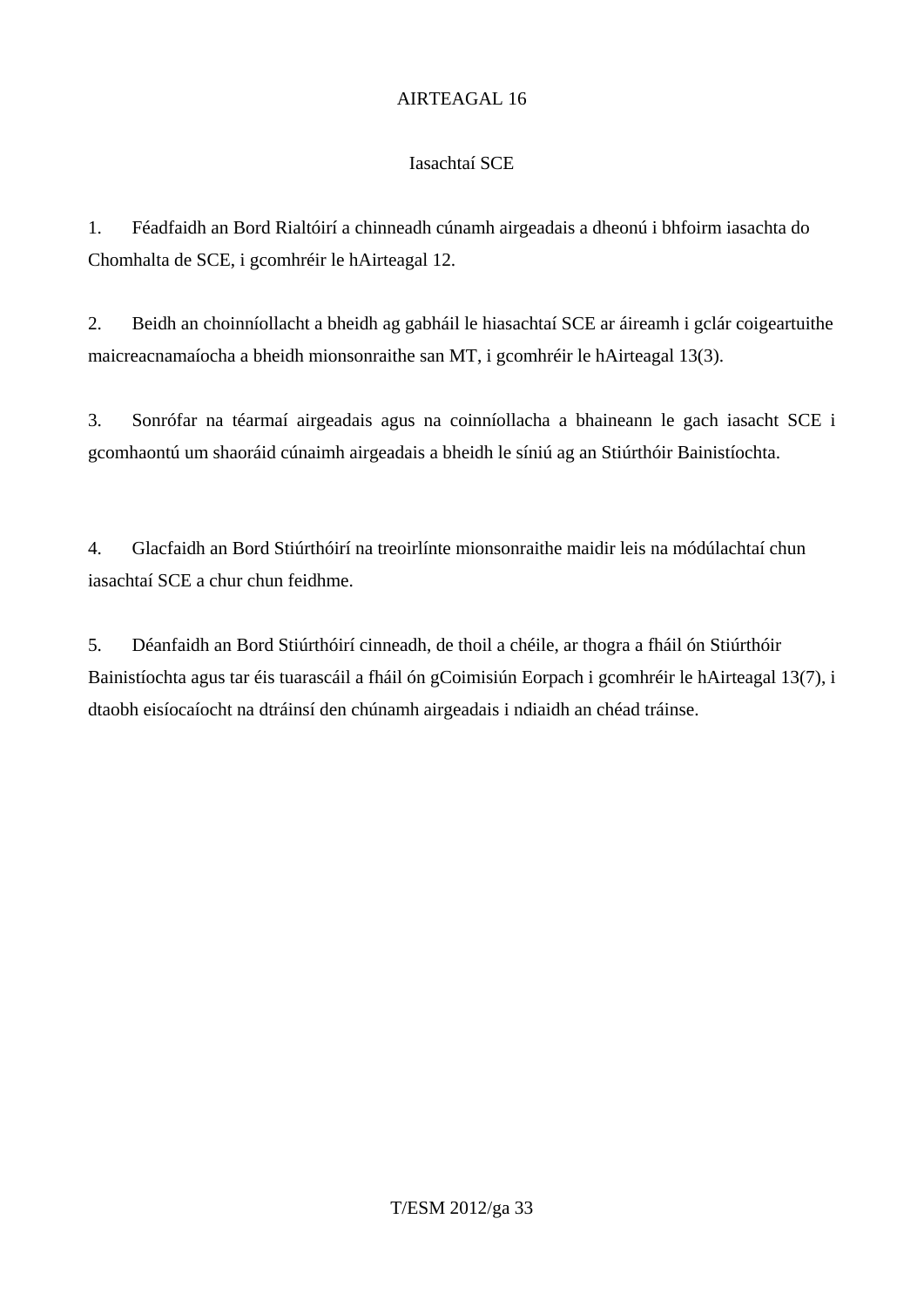## AIRTEAGAL 16

### Iasachtaí SCE

1. Féadfaidh an Bord Rialtóirí a chinneadh cúnamh airgeadais a dheonú i bhfoirm iasachta do Chomhalta de SCE, i gcomhréir le hAirteagal 12.

2. Beidh an choinníollacht a bheidh ag gabháil le hiasachtaí SCE ar áireamh i gclár coigeartuithe maicreacnamaíocha a bheidh mionsonraithe san MT, i gcomhréir le hAirteagal 13(3).

3. Sonrófar na téarmaí airgeadais agus na coinníollacha a bhaineann le gach iasacht SCE i gcomhaontú um shaoráid cúnaimh airgeadais a bheidh le síniú ag an Stiúrthóir Bainistíochta.

4. Glacfaidh an Bord Stiúrthóirí na treoirlínte mionsonraithe maidir leis na módúlachtaí chun iasachtaí SCE a chur chun feidhme.

5. Déanfaidh an Bord Stiúrthóirí cinneadh, de thoil a chéile, ar thogra a fháil ón Stiúrthóir Bainistíochta agus tar éis tuarascáil a fháil ón gCoimisiún Eorpach i gcomhréir le hAirteagal 13(7), i dtaobh eisíocaíocht na dtráinsí den chúnamh airgeadais i ndiaidh an chéad tráinse.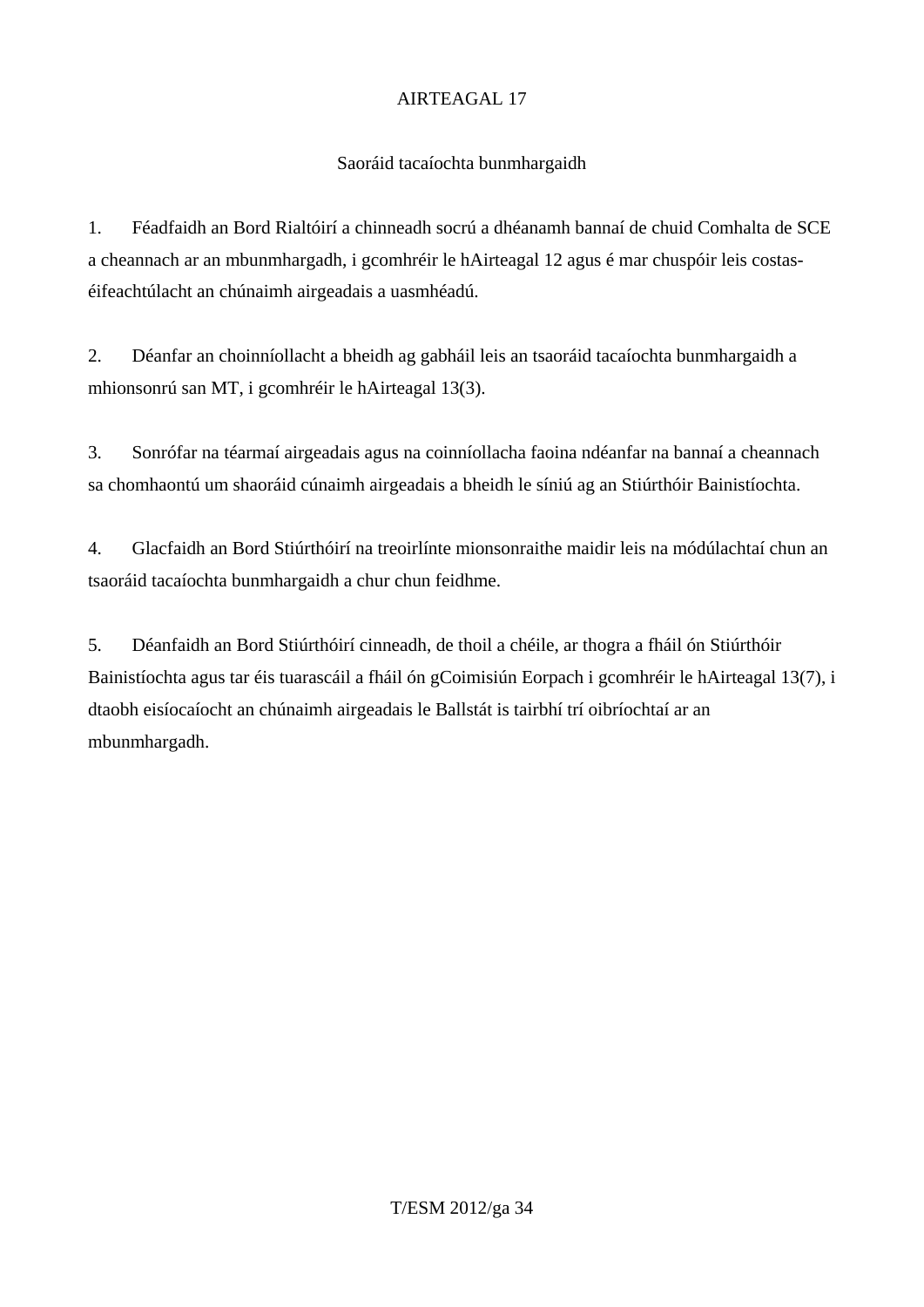AIRTEAGAL 17

Saoráid tacaíochta bunmhargaidh

1. Féadfaidh an Bord Rialtóirí a chinneadh socrú a dhéanamh bannaí de chuid Comhalta de SCE a cheannach ar an mbunmhargadh, i gcomhréir le hAirteagal 12 agus é mar chuspóir leis costas-éifeachtúlacht an chúnaimh airgeadais a uasmhéadú.

2. Déanfar an choinníollacht a bheidh ag gabháil leis an tsaoráid tacaíochta bunmhargaidh a mhionsonrú san MT, i gcomhréir le hAirteagal 13(3).

3. Sonrófar na téarmaí airgeadais agus na coinníollacha faoina ndéanfar na bannaí a cheannach sa chomhaontú um shaoráid cúnaimh airgeadais a bheidh le síniú ag an Stiúrthóir Bainistíochta.

4. Glacfaidh an Bord Stiúrthóirí na treoirlínte mionsonraithe maidir leis na módúlachtaí chun an tsaoráid tacaíochta bunmhargaidh a chur chun feidhme.

5. Déanfaidh an Bord Stiúrthóirí cinneadh, de thoil a chéile, ar thogra a fháil ón Stiúrthóir Bainistíochta agus tar éis tuarascáil a fháil ón gCoimisiún Eorpach i gcomhréir le hAirteagal 13(7), i dtaobh eisíocaíocht an chúnaimh airgeadais le Ballstát is tairbhí trí oibríochtaí ar an mbunmhargadh.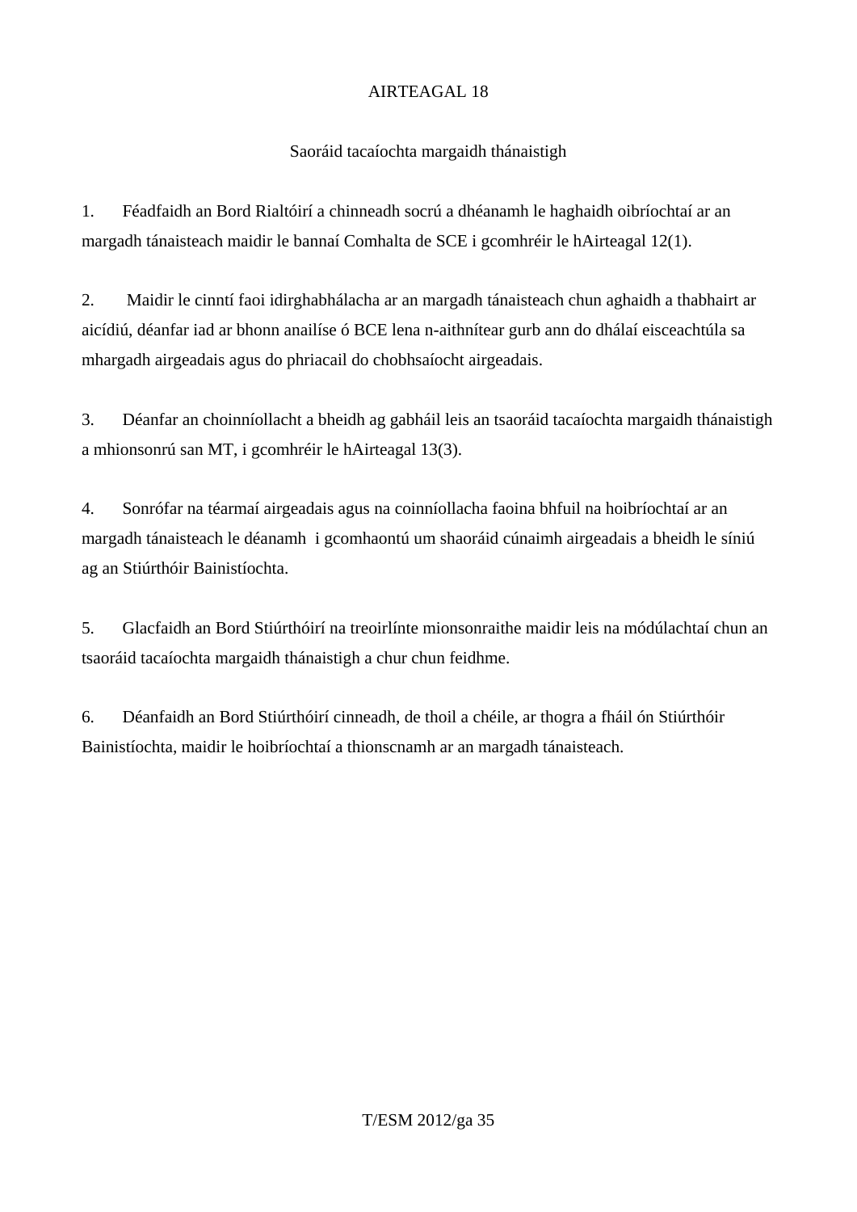## AIRTEAGAL 18

### Saoráid tacaíochta margaidh thánaistigh

1. Féadfaidh an Bord Rialtóirí a chinneadh socrú a dhéanamh le haghaidh oibríochtaí ar an margadh tánaisteach maidir le bannaí Comhalta de SCE i gcomhréir le hAirteagal 12(1).

2. Maidir le cinntí faoi idirghabhálacha ar an margadh tánaisteach chun aghaidh a thabhairt ar aicídiú, déanfar iad ar bhonn anailíse ó BCE lena n-aithnítear gurb ann do dhálaí eisceachtúla sa mhargadh airgeadais agus do phriacail do chobhsaíocht airgeadais.

3. Déanfar an choinníollacht a bheidh ag gabháil leis an tsaoráid tacaíochta margaidh thánaistigh a mhionsonrú san MT, i gcomhréir le hAirteagal 13(3).

4. Sonrófar na téarmaí airgeadais agus na coinníollacha faoina bhfuil na hoibríochtaí ar an margadh tánaisteach le déanamh i gcomhaontú um shaoráid cúnaimh airgeadais a bheidh le síniú ag an Stiúrthóir Bainistíochta.

5. Glacfaidh an Bord Stiúrthóirí na treoirlínte mionsonraithe maidir leis na módúlachtaí chun an tsaoráid tacaíochta margaidh thánaistigh a chur chun feidhme.

6. Déanfaidh an Bord Stiúrthóirí cinneadh, de thoil a chéile, ar thogra a fháil ón Stiúrthóir Bainistíochta, maidir le hoibríochtaí a thionscnamh ar an margadh tánaisteach.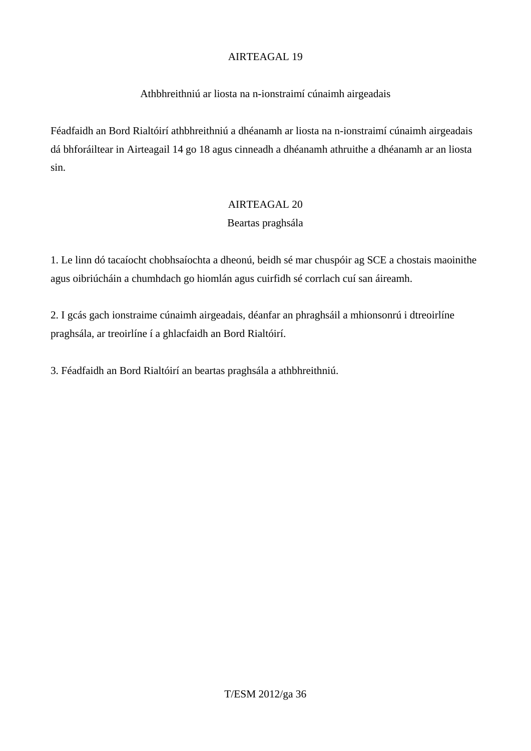## AIRTEAGAL 19

### Athbhreithniú ar liosta na n-ionstraimí cúnaimh airgeadais

Féadfaidh an Bord Rialtóirí athbhreithniú a dhéanamh ar liosta na n-ionstraimí cúnaimh airgeadais dá bhforáiltear in Airteagail 14 go 18 agus cinneadh a dhéanamh athruithe a dhéanamh ar an liosta sin.

## AIRTEAGAL 20

### Beartas praghsála

1. Le linn dó tacaíocht chobhsaíochta a dheonú, beidh sé mar chuspóir ag SCE a chostais maoinithe agus oibriúcháin a chumhdach go hiomlán agus cuirfidh sé corrlach cuí san áireamh.

2. I gcás gach ionstraime cúnaimh airgeadais, déanfar an phraghsáil a mhionsonrú i dtreoirlíne praghsála, ar treoirlíne í a ghlacfaidh an Bord Rialtóirí.

3. Féadfaidh an Bord Rialtóirí an beartas praghsála a athbhreithniú.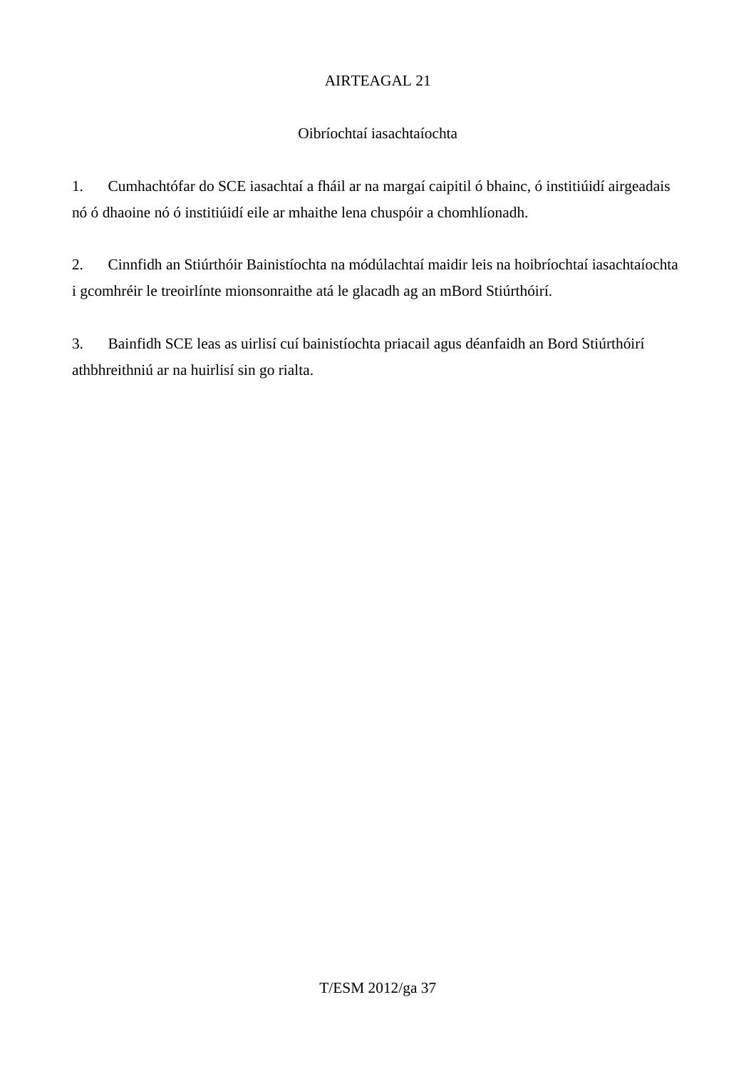## AIRTEAGAL 21

### Oibríochtaí iasachtaíochta

1. Cumhachtófar do SCE iasachtaí a fháil ar na margaí caipitil ó bhainc, ó institiúidí airgeadais nó ó dhaoine nó ó institiúidí eile ar mhaithe lena chuspóir a chomhlíonadh.

2. Cinnfidh an Stiúrthóir Bainistíochta na módúlachtaí maidir leis na hoibríochtaí iasachtaíochta i gcomhréir le treoirlínte mionsonraithe atá le glacadh ag an mBord Stiúrthóirí.

3. Bainfidh SCE leas as uirlisí cuí bainistíochta priacail agus déanfaidh an Bord Stiúrthóirí athbhreithniú ar na huirlisí sin go rialta.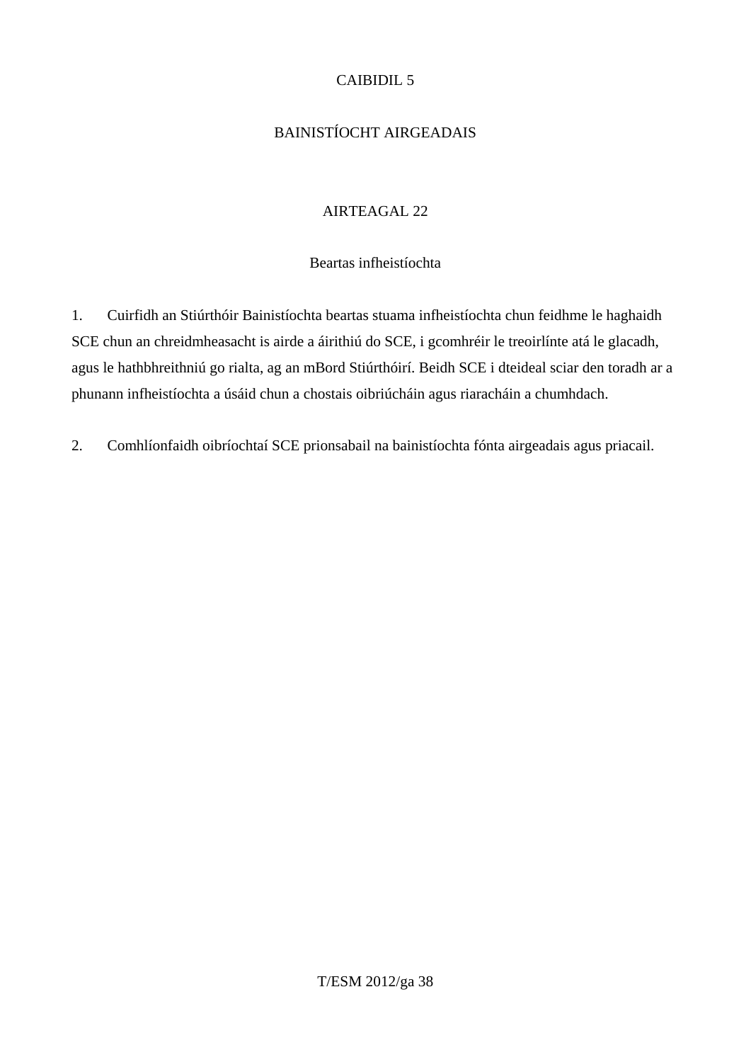# CAIBIDIL 5

# BAINISTÍOCHT AIRGEADAIS

## AIRTEAGAL 22

### Beartas infheistíochta

1. Cuirfidh an Stiúrthóir Bainistíochta beartas stuama infheistíochta chun feidhme le haghaidh SCE chun an chreidmheasacht is airde a áirithiú do SCE, i gcomhréir le treoirlínte atá le glacadh, agus le hathbhreithniú go rialta, ag an mBord Stiúrthóirí. Beidh SCE i dteideal sciar den toradh ar a phunann infheistíochta a úsáid chun a chostais oibriúcháin agus riaracháin a chumhdach.

2. Comhlíonfaidh oibríochtaí SCE prionsabail na bainistíochta fónta airgeadais agus priacail.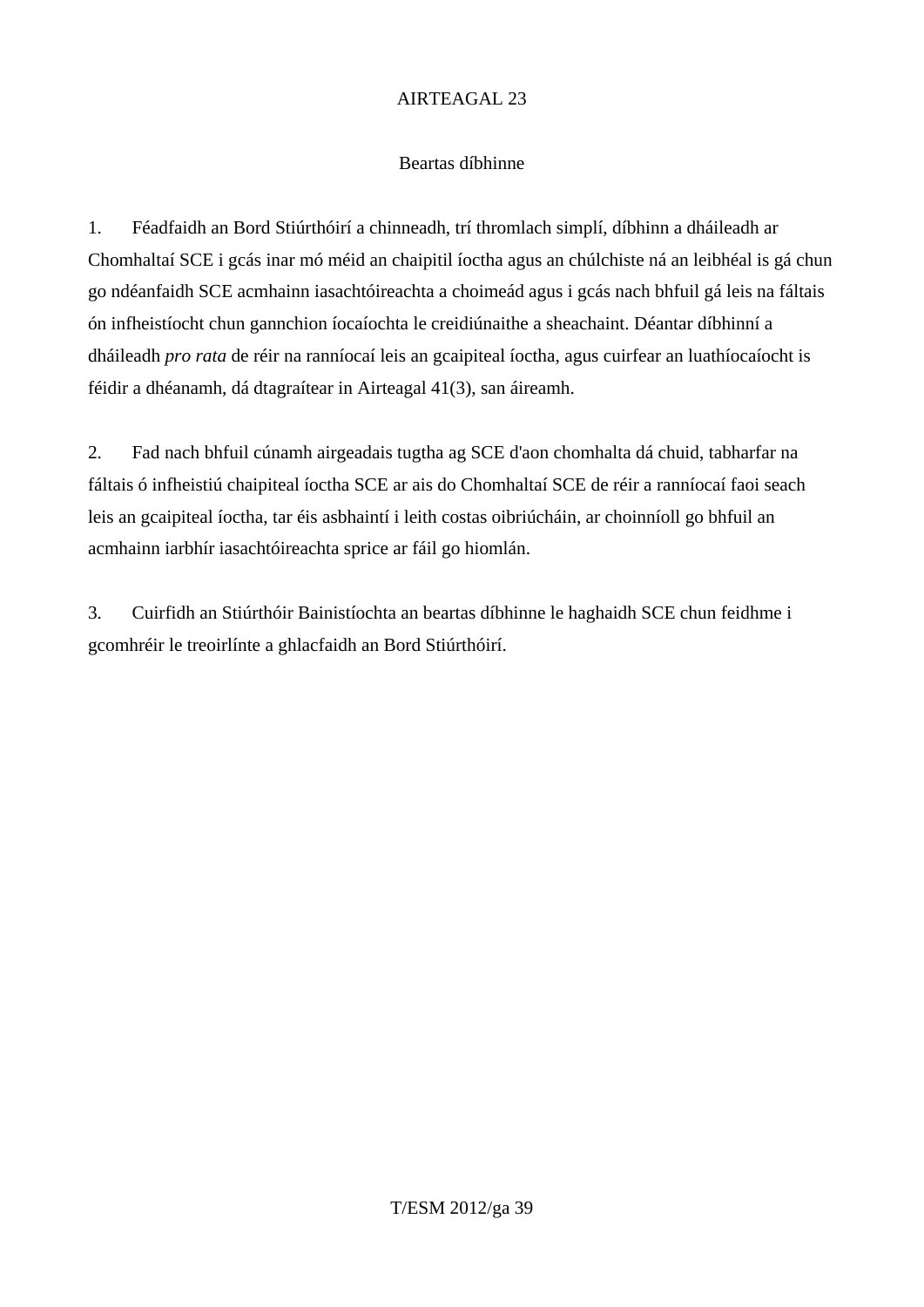## AIRTEAGAL 23

### Beartas díbhinne

1. Féadfaidh an Bord Stiúrthóirí a chinneadh, trí thromlach simplí, díbhinn a dháileadh ar Chomhaltaí SCE i gcás inar mó méid an chaipitil íoctha agus an chúlchiste ná an leibhéal is gá chun go ndéanfaidh SCE acmhainn iasachtóireachta a choimeád agus i gcás nach bhfuil gá leis na fáltais ón infheistíocht chun gannchion íocaíochta le creidiúnaithe a sheachaint. Déantar díbhinní a dháileadh *pro rata* de réir na ranníocaí leis an gcaipiteal íoctha, agus cuirfear an luathíocaíocht is féidir a dhéanamh, dá dtagraítear in Airteagal 41(3), san áireamh.

2. Fad nach bhfuil cúnamh airgeadais tugtha ag SCE d'aon chomhalta dá chuid, tabharfar na fáltais ó infheistiú chaipiteal íoctha SCE ar ais do Chomhaltaí SCE de réir a ranníocaí faoi seach leis an gcaipiteal íoctha, tar éis asbhaintí i leith costas oibriúcháin, ar choinníoll go bhfuil an acmhainn iarbhír iasachtóireachta sprice ar fáil go hiomlán.

3. Cuirfidh an Stiúrthóir Bainistíochta an beartas díbhinne le haghaidh SCE chun feidhme i gcomhréir le treoirlínte a ghlacfaidh an Bord Stiúrthóirí.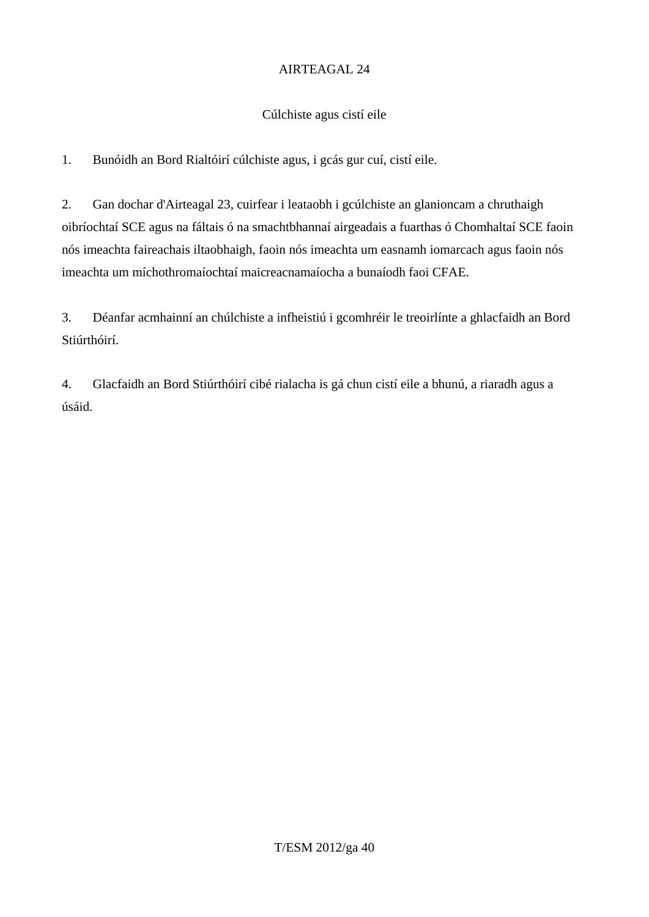## AIRTEAGAL 24

### Cúlchiste agus cistí eile

1. Bunóidh an Bord Rialtóirí cúlchiste agus, i gcás gur cuí, cistí eile.

2. Gan dochar d'Airteagal 23, cuirfear i leataobh i gcúlchiste an glanioncam a chruthaigh oibríochtaí SCE agus na fáltais ó na smachtbhannaí airgeadais a fuarthas ó Chomhaltaí SCE faoin nós imeachta faireachais iltaobhaigh, faoin nós imeachta um easnamh iomarcach agus faoin nós imeachta um míchothromaíochtaí maicreacnamaíocha a bunaíodh faoi CFAE.

3. Déanfar acmhainní an chúlchiste a infheistiú i gcomhréir le treoirlínte a ghlacfaidh an Bord Stiúrthóirí.

4. Glacfaidh an Bord Stiúrthóirí cibé rialacha is gá chun cistí eile a bhunú, a riaradh agus a úsáid.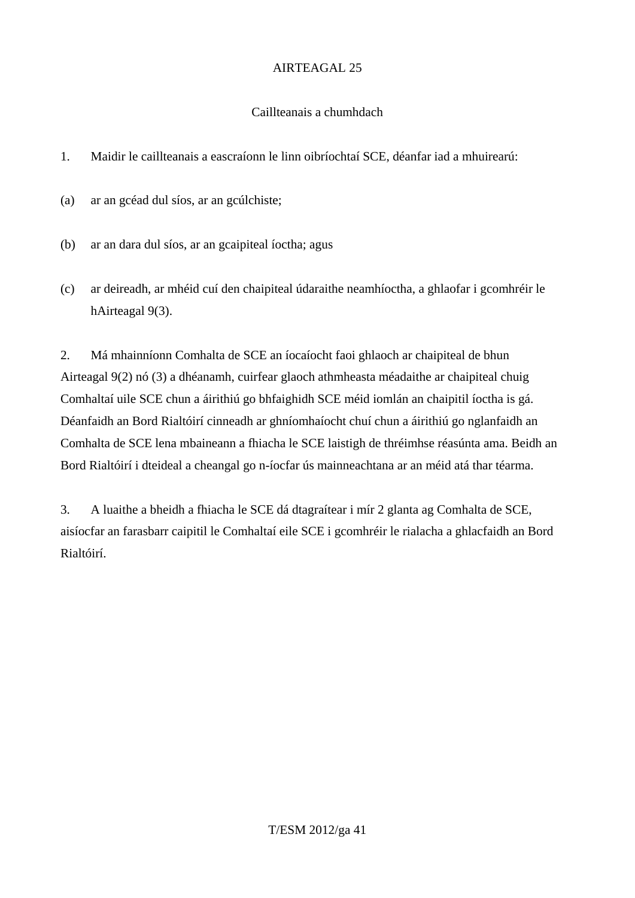## AIRTEAGAL 25

### Caillteanais a chumhdach

1. Maidir le caillteanais a eascraíonn le linn oibríochtaí SCE, déanfar iad a mhuirearú:

(a) ar an gcéad dul síos, ar an gcúlchiste;

(b) ar an dara dul síos, ar an gcaipiteal íoctha; agus

(c) ar deireadh, ar mhéid cuí den chaipiteal údaraithe neamhíoctha, a ghlaofar i gcomhréir le hAirteagal 9(3).

2. Má mhainníonn Comhalta de SCE an íocaíocht faoi ghlaoch ar chaipiteal de bhun Airteagal 9(2) nó (3) a dhéanamh, cuirfear glaoch athmheasta méadaithe ar chaipiteal chuig Comhaltaí uile SCE chun a áirithiú go bhfaighidh SCE méid iomlán an chaipitil íoctha is gá. Déanfaidh an Bord Rialtóirí cinneadh ar ghníomhaíocht chuí chun a áirithiú go nglanfaidh an Comhalta de SCE lena mbaineann a fhiacha le SCE laistigh de thréimhse réasúnta ama. Beidh an Bord Rialtóirí i dteideal a cheangal go n-íocfar ús mainneachtana ar an méid atá thar téarma.

3. A luaithe a bheidh a fhiacha le SCE dá dtagraítear i mír 2 glanta ag Comhalta de SCE, aisíocfar an farasbarr caipitil le Comhaltaí eile SCE i gcomhréir le rialacha a ghlacfaidh an Bord Rialtóirí.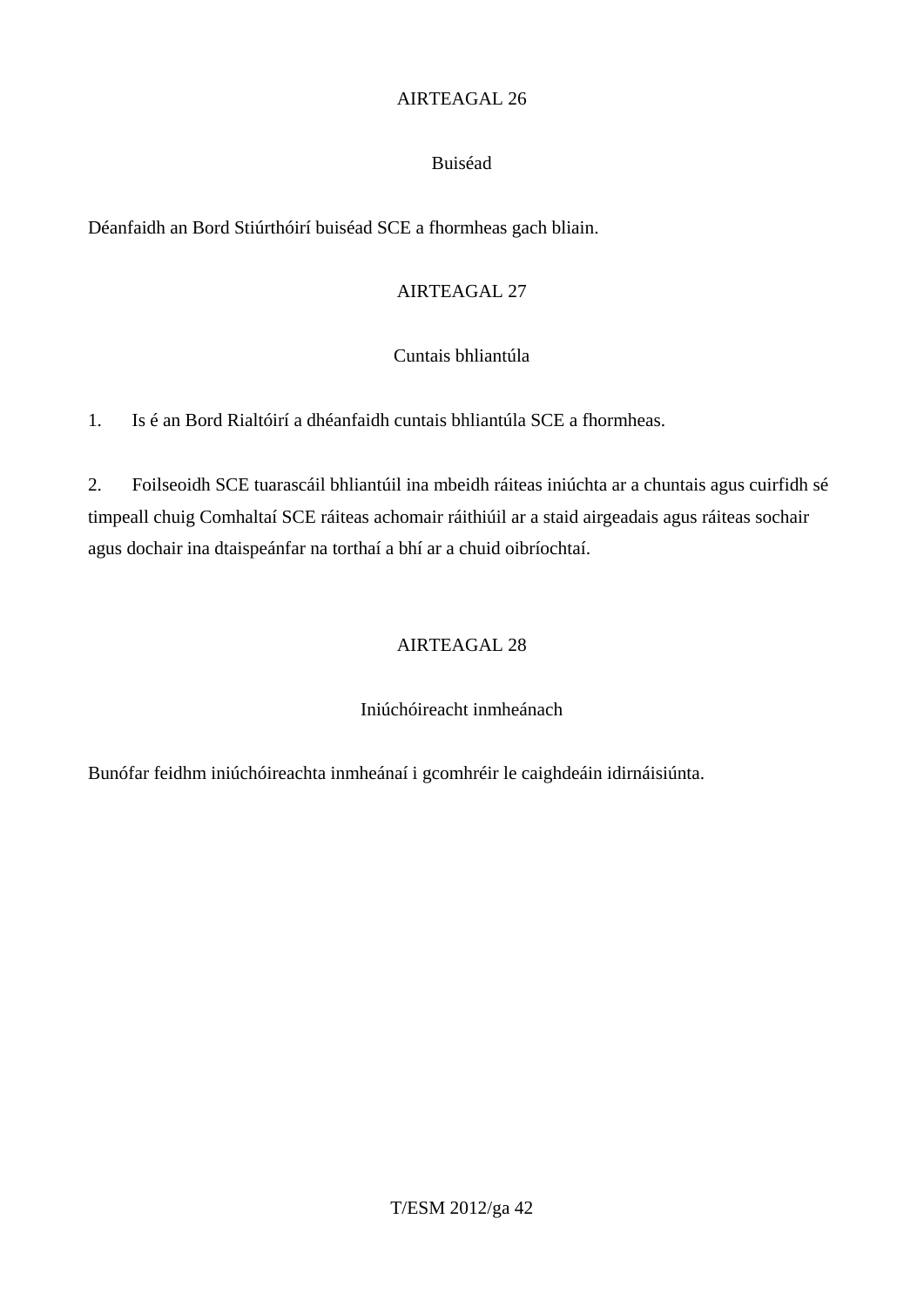## AIRTEAGAL 26

### Buiséad

Déanfaidh an Bord Stiúrthóirí buiséad SCE a fhormheas gach bliain.

## AIRTEAGAL 27

### Cuntais bhliantúla

1. Is é an Bord Rialtóirí a dhéanfaidh cuntais bhliantúla SCE a fhormheas.

2. Foilseoidh SCE tuarascáil bhliantúil ina mbeidh ráiteas iniúchta ar a chuntais agus cuirfidh sé timpeall chuig Comhaltaí SCE ráiteas achomair ráithiúil ar a staid airgeadais agus ráiteas sochair agus dochair ina dtaispeánfar na torthaí a bhí ar a chuid oibríochtaí.

## AIRTEAGAL 28

### Iniúchóireacht inmheánach

Bunófar feidhm iniúchóireachta inmheánaí i gcomhréir le caighdeáin idirnáisiúnta.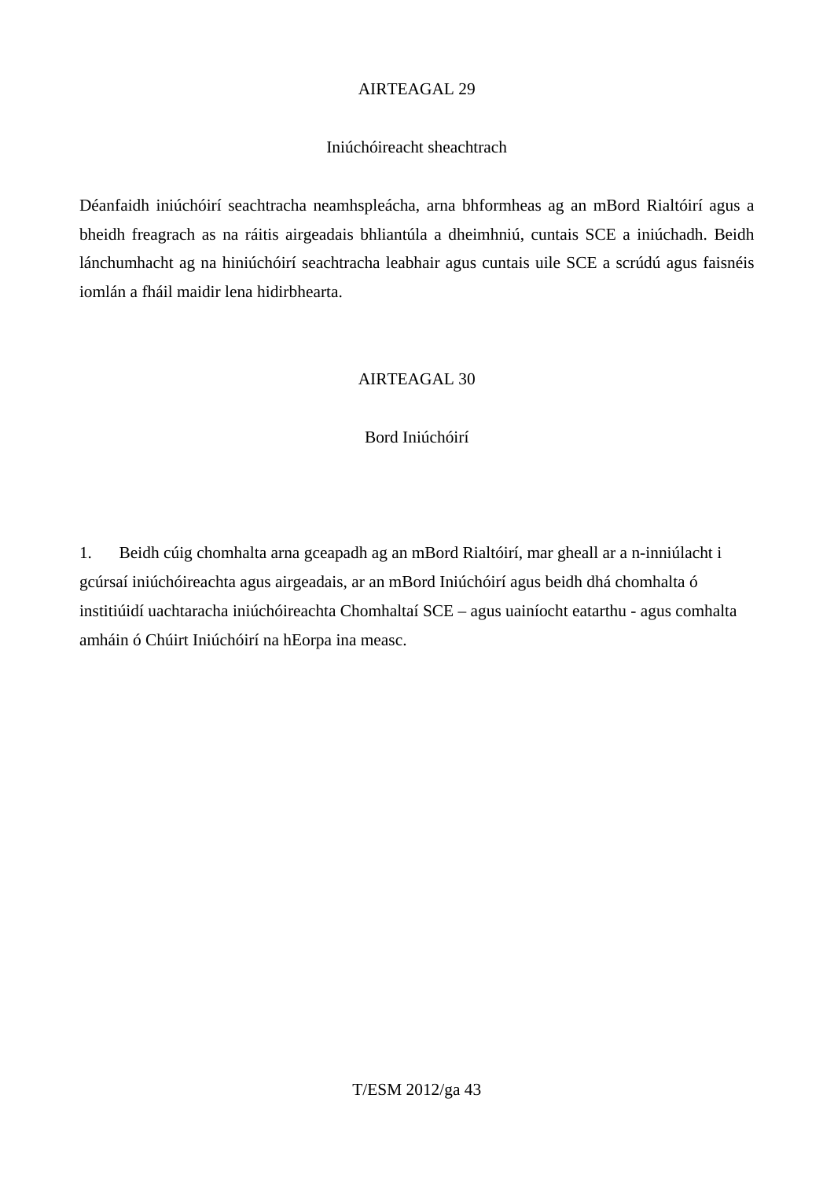## AIRTEAGAL 29

### Iniúchóireacht sheachtrach

Déanfaidh iniúchóirí seachtracha neamhspleácha, arna bhformheas ag an mBord Rialtóirí agus a bheidh freagrach as na ráitis airgeadais bhliantúla a dheimhniú, cuntais SCE a iniúchadh. Beidh lánchumhacht ag na hiniúchóirí seachtracha leabhair agus cuntais uile SCE a scrúdú agus faisnéis iomlán a fháil maidir lena hidirbhearta.

## AIRTEAGAL 30

### Bord Iniúchóirí

1. Beidh cúig chomhalta arna gceapadh ag an mBord Rialtóirí, mar gheall ar a n-inniúlacht i gcúrsaí iniúchóireachta agus airgeadais, ar an mBord Iniúchóirí agus beidh dhá chomhalta ó institiúidí uachtaracha iniúchóireachta Chomhaltaí SCE – agus uainíocht eatarthu - agus comhalta amháin ó Chúirt Iniúchóirí na hEorpa ina measc.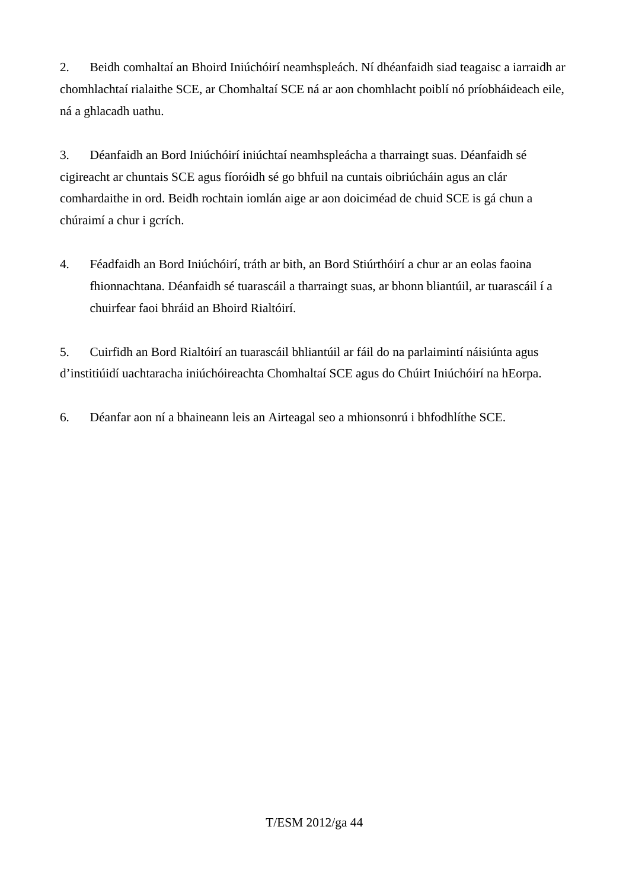2. Beidh comhaltaí an Bhoird Iniúchóirí neamhspleách. Ní dhéanfaidh siad teagaisc a iarraidh ar chomhlachtaí rialaithe SCE, ar Chomhaltaí SCE ná ar aon chomhlacht poiblí nó príobháideach eile, ná a ghlacadh uathu.

3. Déanfaidh an Bord Iniúchóirí iniúchtaí neamhspleácha a tharraingt suas. Déanfaidh sé cigireacht ar chuntais SCE agus fíoróidh sé go bhfuil na cuntais oibriúcháin agus an clár comhardaithe in ord. Beidh rochtain iomlán aige ar aon doiciméad de chuid SCE is gá chun a chúraimí a chur i gcrích.

4. Féadfaidh an Bord Iniúchóirí, tráth ar bith, an Bord Stiúrthóirí a chur ar an eolas faoina fhionnachtana. Déanfaidh sé tuarascáil a tharraingt suas, ar bhonn bliantúil, ar tuarascáil í a chuirfear faoi bhráid an Bhoird Rialtóirí.

5. Cuirfidh an Bord Rialtóirí an tuarascáil bhliantúil ar fáil do na parlaimintí náisiúnta agus d'institiúidí uachtaracha iniúchóireachta Chomhaltaí SCE agus do Chúirt Iniúchóirí na hEorpa.

6. Déanfar aon ní a bhaineann leis an Airteagal seo a mhionsonrú i bhfodhlíthe SCE.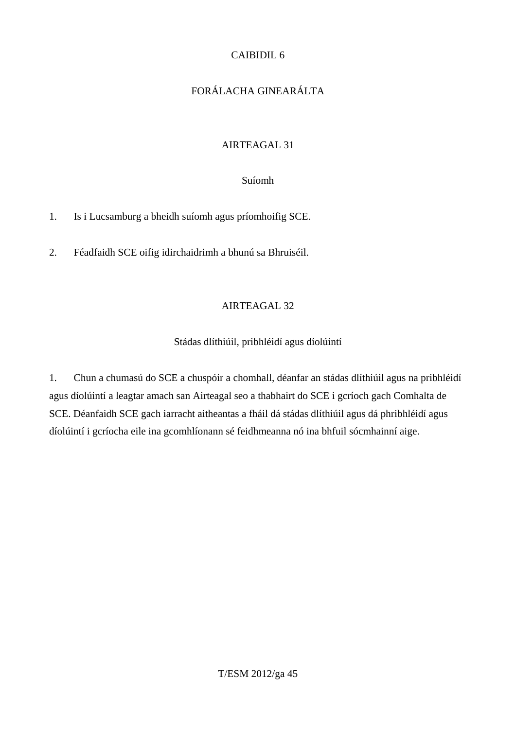# CAIBIDIL 6

# FORÁLACHA GINEARÁLTA

## AIRTEAGAL 31

### Suíomh

1. Is i Lucsamburg a bheidh suíomh agus príomhoifig SCE.

2. Féadfaidh SCE oifig idirchaidrimh a bhunú sa Bhruiséil.

## AIRTEAGAL 32

### Stádas dlíthiúil, pribhléidí agus díolúintí

1. Chun a chumasú do SCE a chuspóir a chomhall, déanfar an stádas dlíthiúil agus na pribhléidí agus díolúintí a leagtar amach san Airteagal seo a thabhairt do SCE i gcríoch gach Comhalta de SCE. Déanfaidh SCE gach iarracht aitheantas a fháil dá stádas dlíthiúil agus dá phribhléidí agus díolúintí i gcríocha eile ina gcomhlíonann sé feidhmeanna nó ina bhfuil sócmhainní aige.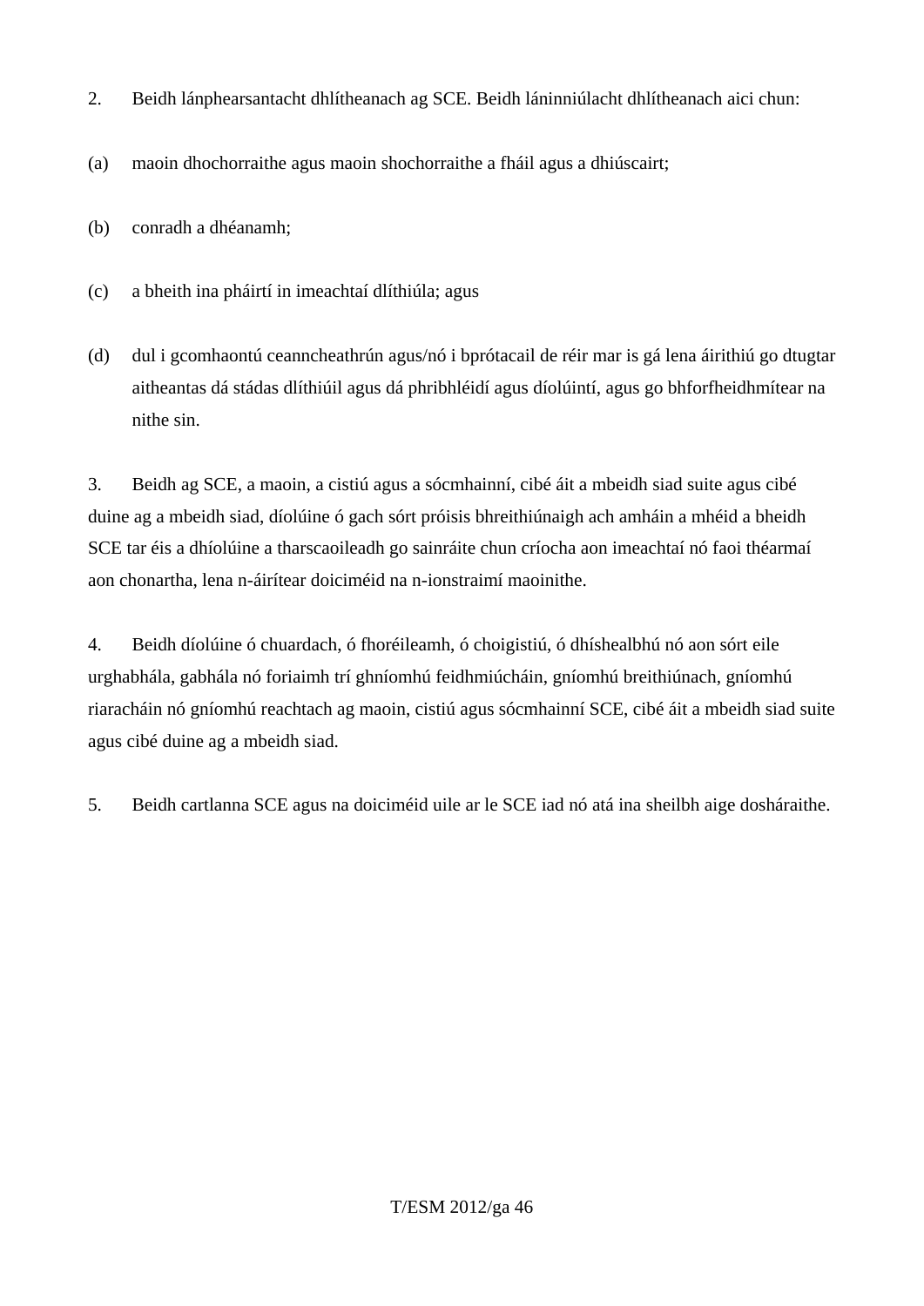2. Beidh lánphearsantacht dhlítheanach ag SCE. Beidh láninniúlacht dhlítheanach aici chun:

(a) maoin dhochorraithe agus maoin shochorraithe a fháil agus a dhiúscairt;

(b) conradh a dhéanamh;

(c) a bheith ina pháirtí in imeachtaí dlíthiúla; agus

(d) dul i gcomhaontú ceanncheathrún agus/nó i bprótacail de réir mar is gá lena áirithiú go dtugtar aitheantas dá stádas dlíthiúil agus dá phribhléidí agus díolúintí, agus go bhforfheidhmítear na nithe sin.

3. Beidh ag SCE, a maoin, a cistiú agus a sócmhainní, cibé áit a mbeidh siad suite agus cibé duine ag a mbeidh siad, díolúine ó gach sórt próisis bhreithiúnaigh ach amháin a mhéid a bheidh SCE tar éis a dhíolúine a tharscaoileadh go sainráite chun críocha aon imeachtaí nó faoi théarmaí aon chonartha, lena n-áirítear doiciméid na n-ionstraimí maoinithe.

4. Beidh díolúine ó chuardach, ó fhoréileamh, ó choigistiú, ó dhíshealbhú nó aon sórt eile urghabhála, gabhála nó foriaimh trí ghníomhú feidhmiúcháin, gníomhú breithiúnach, gníomhú riaracháin nó gníomhú reachtach ag maoin, cistiú agus sócmhainní SCE, cibé áit a mbeidh siad suite agus cibé duine ag a mbeidh siad.

5. Beidh cartlanna SCE agus na doiciméid uile ar le SCE iad nó atá ina sheilbh aige dosháraithe.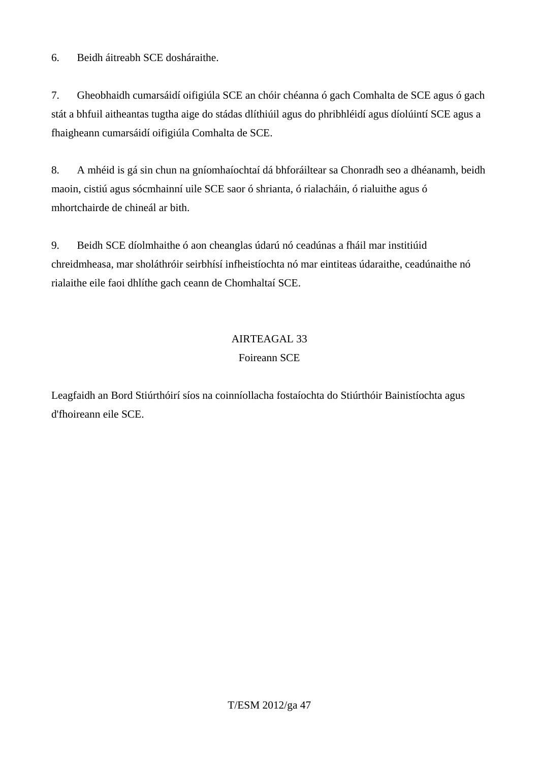6. Beidh áitreabh SCE dosháraithe.

7. Gheobhaidh cumarsáidí oifigiúla SCE an chóir chéanna ó gach Comhalta de SCE agus ó gach stát a bhfuil aitheantas tugtha aige do stádas dlíthiúil agus do phribhléidí agus díolúintí SCE agus a fhaigheann cumarsáidí oifigiúla Comhalta de SCE.

8. A mhéid is gá sin chun na gníomhaíochtaí dá bhforáiltear sa Chonradh seo a dhéanamh, beidh maoin, cistiú agus sócmhainní uile SCE saor ó shrianta, ó rialacháin, ó rialuithe agus ó mhortchairde de chineál ar bith.

9. Beidh SCE díolmhaithe ó aon cheanglas údarú nó ceadúnas a fháil mar institiúid chreidmheasa, mar sholáthróir seirbhísí infheistíochta nó mar eintiteas údaraithe, ceadúnaithe nó rialaithe eile faoi dhlíthe gach ceann de Chomhaltaí SCE.

## AIRTEAGAL 33
## Foireann SCE

Leagfaidh an Bord Stiúrthóirí síos na coinníollacha fostaíochta do Stiúrthóir Bainistíochta agus d'fhoireann eile SCE.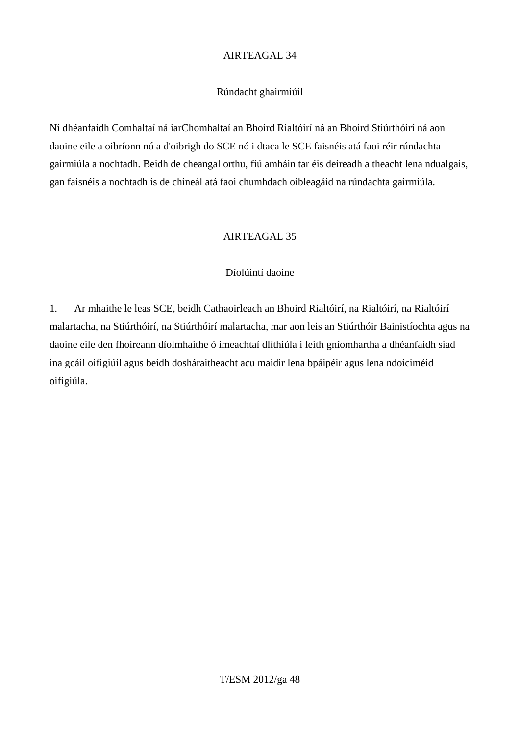## AIRTEAGAL 34

### Rúndacht ghairmiúil

Ní dhéanfaidh Comhaltaí ná iarChomhaltaí an Bhoird Rialtóirí ná an Bhoird Stiúrthóirí ná aon daoine eile a oibríonn nó a d'oibrigh do SCE nó i dtaca le SCE faisnéis atá faoi réir rúndachta gairmiúla a nochtadh. Beidh de cheangal orthu, fiú amháin tar éis deireadh a theacht lena ndualgais, gan faisnéis a nochtadh is de chineál atá faoi chumhdach oibleagáid na rúndachta gairmiúla.

## AIRTEAGAL 35

### Díolúintí daoine

1. Ar mhaithe le leas SCE, beidh Cathaoirleach an Bhoird Rialtóirí, na Rialtóirí, na Rialtóirí malartacha, na Stiúrthóirí, na Stiúrthóirí malartacha, mar aon leis an Stiúrthóir Bainistíochta agus na daoine eile den fhoireann díolmhaithe ó imeachtaí dlíthiúla i leith gníomhartha a dhéanfaidh siad ina gcáil oifigiúil agus beidh dosháraitheacht acu maidir lena bpáipéir agus lena ndoiciméid oifigiúla.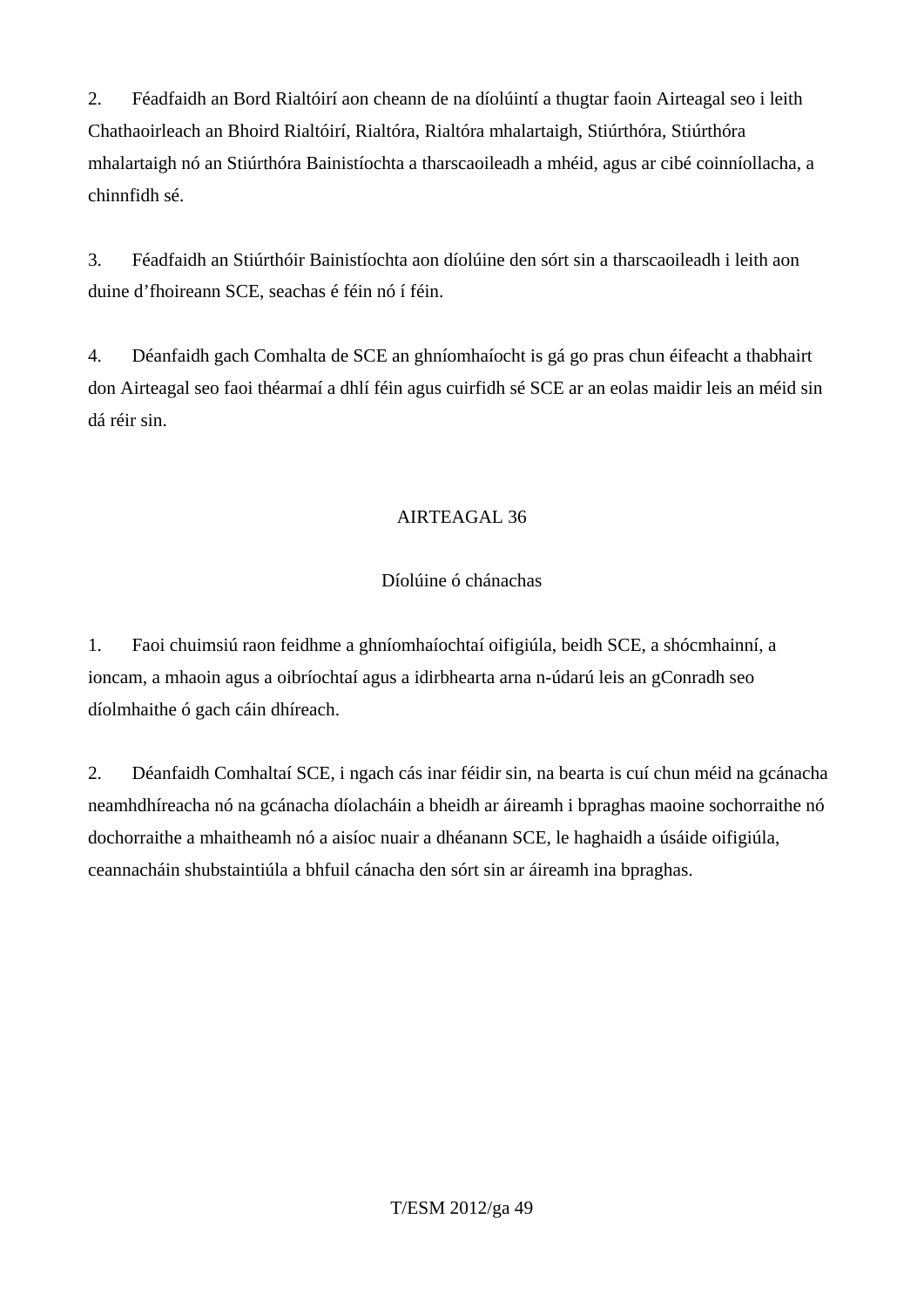2. Féadfaidh an Bord Rialtóirí aon cheann de na díolúintí a thugtar faoin Airteagal seo i leith Chathaoirleach an Bhoird Rialtóirí, Rialtóra, Rialtóra mhalartaigh, Stiúrthóra, Stiúrthóra mhalartaigh nó an Stiúrthóra Bainistíochta a tharscaoileadh a mhéid, agus ar cibé coinníollacha, a chinnfidh sé.

3. Féadfaidh an Stiúrthóir Bainistíochta aon díolúine den sórt sin a tharscaoileadh i leith aon duine d'fhoireann SCE, seachas é féin nó í féin.

4. Déanfaidh gach Comhalta de SCE an ghníomhaíocht is gá go pras chun éifeacht a thabhairt don Airteagal seo faoi théarmaí a dhlí féin agus cuirfidh sé SCE ar an eolas maidir leis an méid sin dá réir sin.

## AIRTEAGAL 36

### Díolúine ó chánachas

1. Faoi chuimsiú raon feidhme a ghníomhaíochtaí oifigiúla, beidh SCE, a shócmhainní, a ioncam, a mhaoin agus a oibríochtaí agus a idirbhearta arna n-údarú leis an gConradh seo díolmhaithe ó gach cáin dhíreach.

2. Déanfaidh Comhaltaí SCE, i ngach cás inar féidir sin, na bearta is cuí chun méid na gcánacha neamhdhíreacha nó na gcánacha díolacháin a bheidh ar áireamh i bpraghas maoine sochorraithe nó dochorraithe a mhaitheamh nó a aisíoc nuair a dhéanann SCE, le haghaidh a úsáide oifigiúla, ceannacháin shubstaintiúla a bhfuil cánacha den sórt sin ar áireamh ina bpraghas.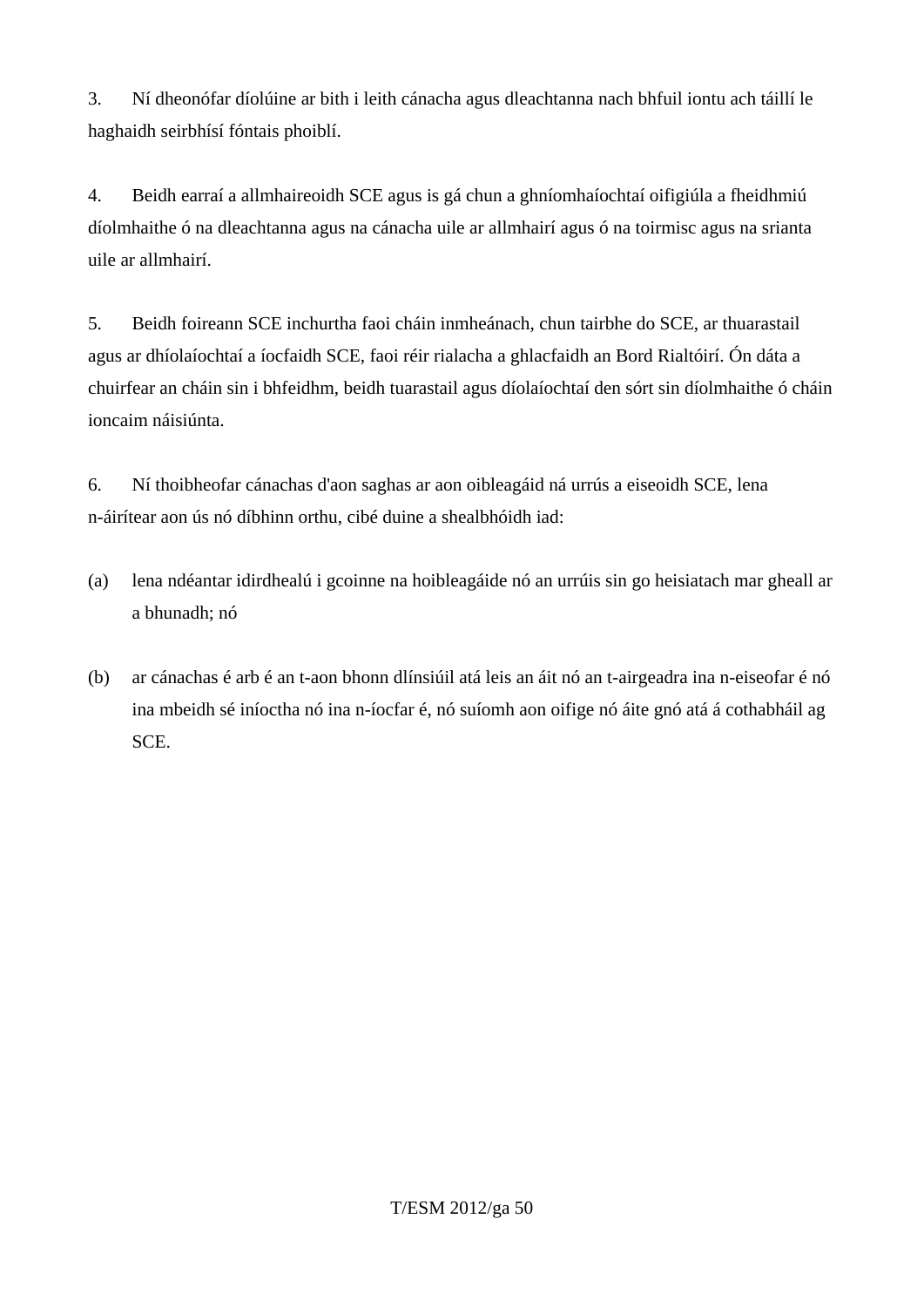3. Ní dheonófar díolúine ar bith i leith cánacha agus dleachtanna nach bhfuil iontu ach táillí le haghaidh seirbhísí fóntais phoiblí.

4. Beidh earraí a allmhaireoidh SCE agus is gá chun a ghníomhaíochtaí oifigiúla a fheidhmiú díolmhaithe ó na dleachtanna agus na cánacha uile ar allmhairí agus ó na toirmisc agus na srianta uile ar allmhairí.

5. Beidh foireann SCE inchurtha faoi cháin inmheánach, chun tairbhe do SCE, ar thuarastail agus ar dhíolaíochtaí a íocfaidh SCE, faoi réir rialacha a ghlacfaidh an Bord Rialtóirí. Ón dáta a chuirfear an cháin sin i bhfeidhm, beidh tuarastail agus díolaíochtaí den sórt sin díolmhaithe ó cháin ioncaim náisiúnta.

6. Ní thoibheofar cánachas d'aon saghas ar aon oibleagáid ná urrús a eiseoidh SCE, lena n-áirítear aon ús nó díbhinn orthu, cibé duine a shealbhóidh iad:

(a) lena ndéantar idirdhealú i gcoinne na hoibleagáide nó an urrúis sin go heisiatach mar gheall ar a bhunadh; nó

(b) ar cánachas é arb é an t-aon bhonn dlínsiúil atá leis an áit nó an t-airgeadra ina n-eiseofar é nó ina mbeidh sé iníoctha nó ina n-íocfar é, nó suíomh aon oifige nó áite gnó atá á cothabháil ag SCE.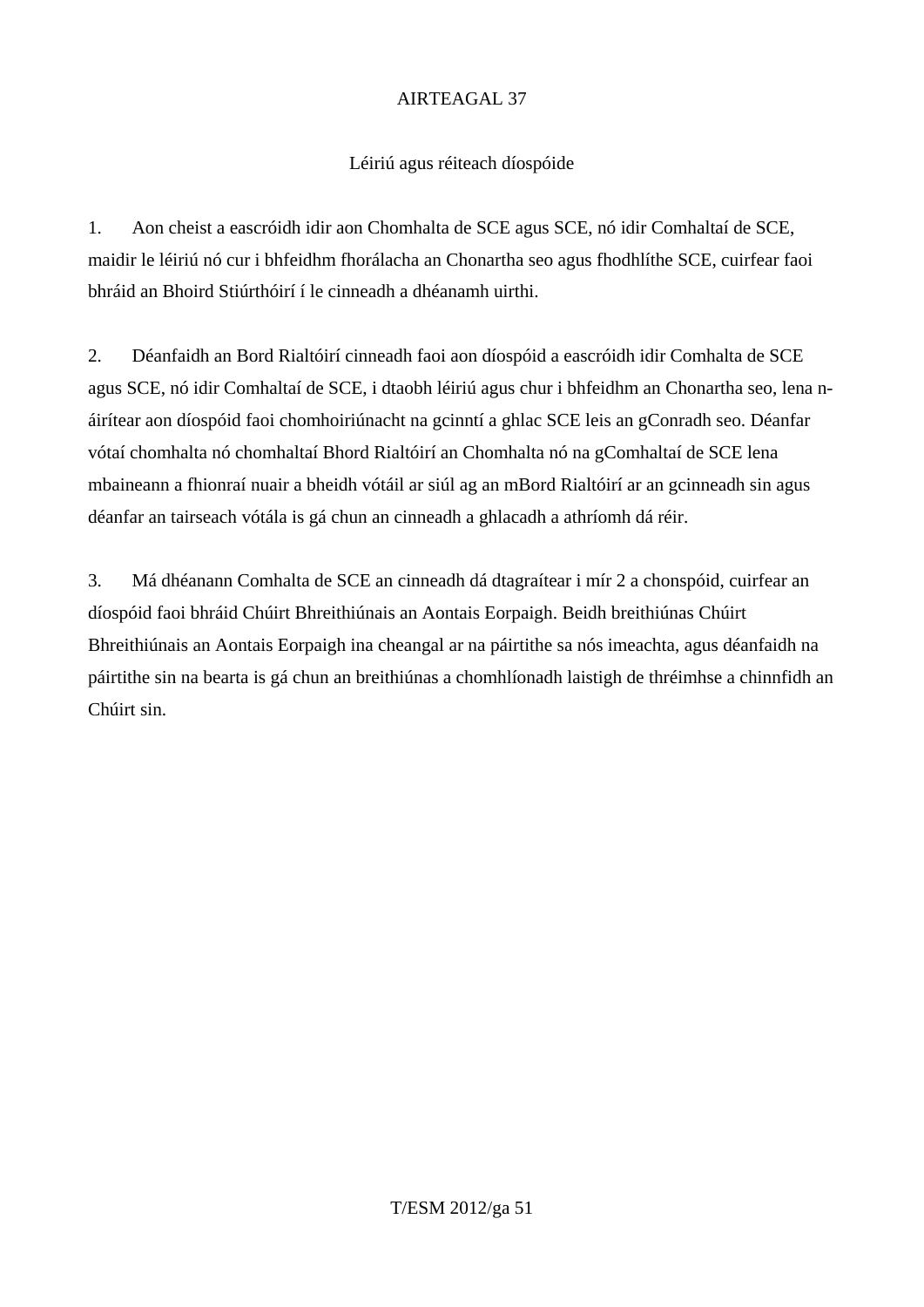## AIRTEAGAL 37

### Léiriú agus réiteach díospóide

1. Aon cheist a eascróidh idir aon Chomhalta de SCE agus SCE, nó idir Comhaltaí de SCE, maidir le léiriú nó cur i bhfeidhm fhorálacha an Chonartha seo agus fhodhlíthe SCE, cuirfear faoi bhráid an Bhoird Stiúrthóirí í le cinneadh a dhéanamh uirthi.

2. Déanfaidh an Bord Rialtóirí cinneadh faoi aon díospóid a eascróidh idir Comhalta de SCE agus SCE, nó idir Comhaltaí de SCE, i dtaobh léiriú agus chur i bhfeidhm an Chonartha seo, lena n-áirítear aon díospóid faoi chomhoiriúnacht na gcinntí a ghlac SCE leis an gConradh seo. Déanfar vótaí chomhalta nó chomhaltaí Bhord Rialtóirí an Chomhalta nó na gComhaltaí de SCE lena mbaineann a fhionraí nuair a bheidh vótáil ar siúl ag an mBord Rialtóirí ar an gcinneadh sin agus déanfar an tairseach vótála is gá chun an cinneadh a ghlacadh a athríomh dá réir.

3. Má dhéanann Comhalta de SCE an cinneadh dá dtagraítear i mír 2 a chonspóid, cuirfear an díospóid faoi bhráid Chúirt Bhreithiúnais an Aontais Eorpaigh. Beidh breithiúnas Chúirt Bhreithiúnais an Aontais Eorpaigh ina cheangal ar na páirtithe sa nós imeachta, agus déanfaidh na páirtithe sin na bearta is gá chun an breithiúnas a chomhlíonadh laistigh de thréimhse a chinnfidh an Chúirt sin.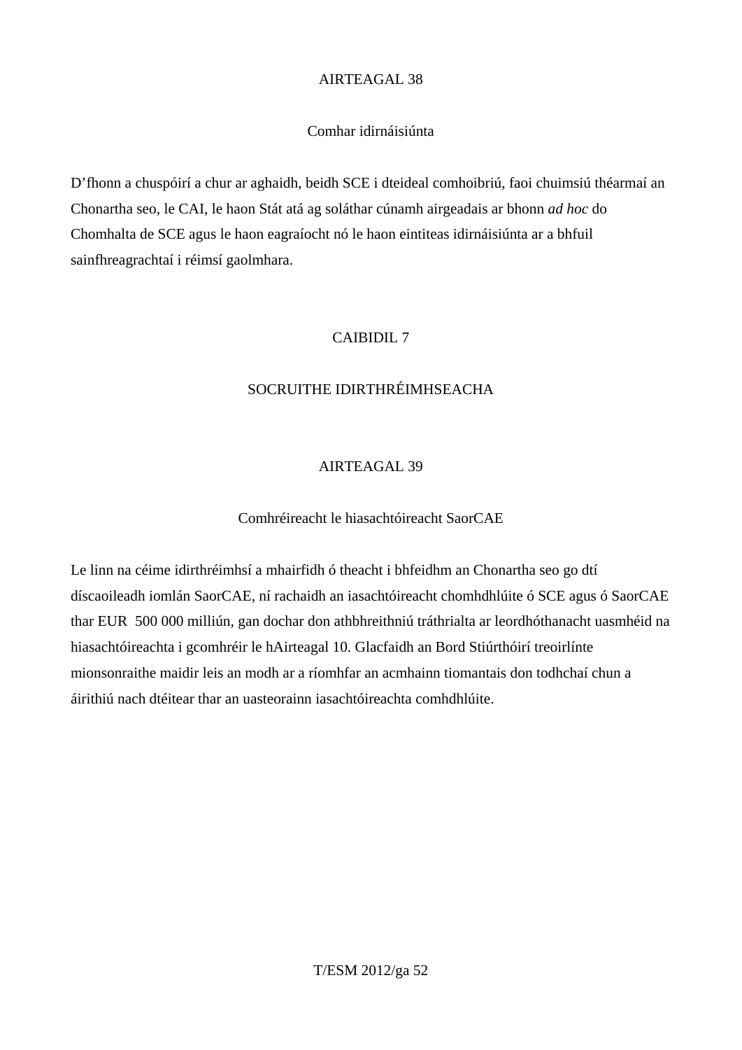## AIRTEAGAL 38

### Comhar idirnáisiúnta

D’fhonn a chuspóirí a chur ar aghaidh, beidh SCE i dteideal comhoibriú, faoi chuimsiú théarmaí an Chonartha seo, le CAI, le haon Stát atá ag soláthar cúnamh airgeadais ar bhonn *ad hoc* do Chomhalta de SCE agus le haon eagraíocht nó le haon eintiteas idirnáisiúnta ar a bhfuil sainfhreagrachtaí i réimsí gaolmhara.

# CAIBIDIL 7

# SOCRUITHE IDIRTHRÉIMHSEACHA

## AIRTEAGAL 39

### Comhréireacht le hiasachtóireacht SaorCAE

Le linn na céime idirthréimhsí a mhairfidh ó theacht i bhfeidhm an Chonartha seo go dtí díscaoileadh iomlán SaorCAE, ní rachaidh an iasachtóireacht chomhdhlúite ó SCE agus ó SaorCAE thar EUR  500 000 milliún, gan dochar don athbhreithniú tráthrialta ar leordhóthanacht uasmhéid na hiasachtóireachta i gcomhréir le hAirteagal 10. Glacfaidh an Bord Stiúrthóirí treoirlínte mionsonraithe maidir leis an modh ar a ríomhfar an acmhainn tiomantais don todhchaí chun a áirithiú nach dtéitear thar an uasteorainn iasachtóireachta comhdhlúite.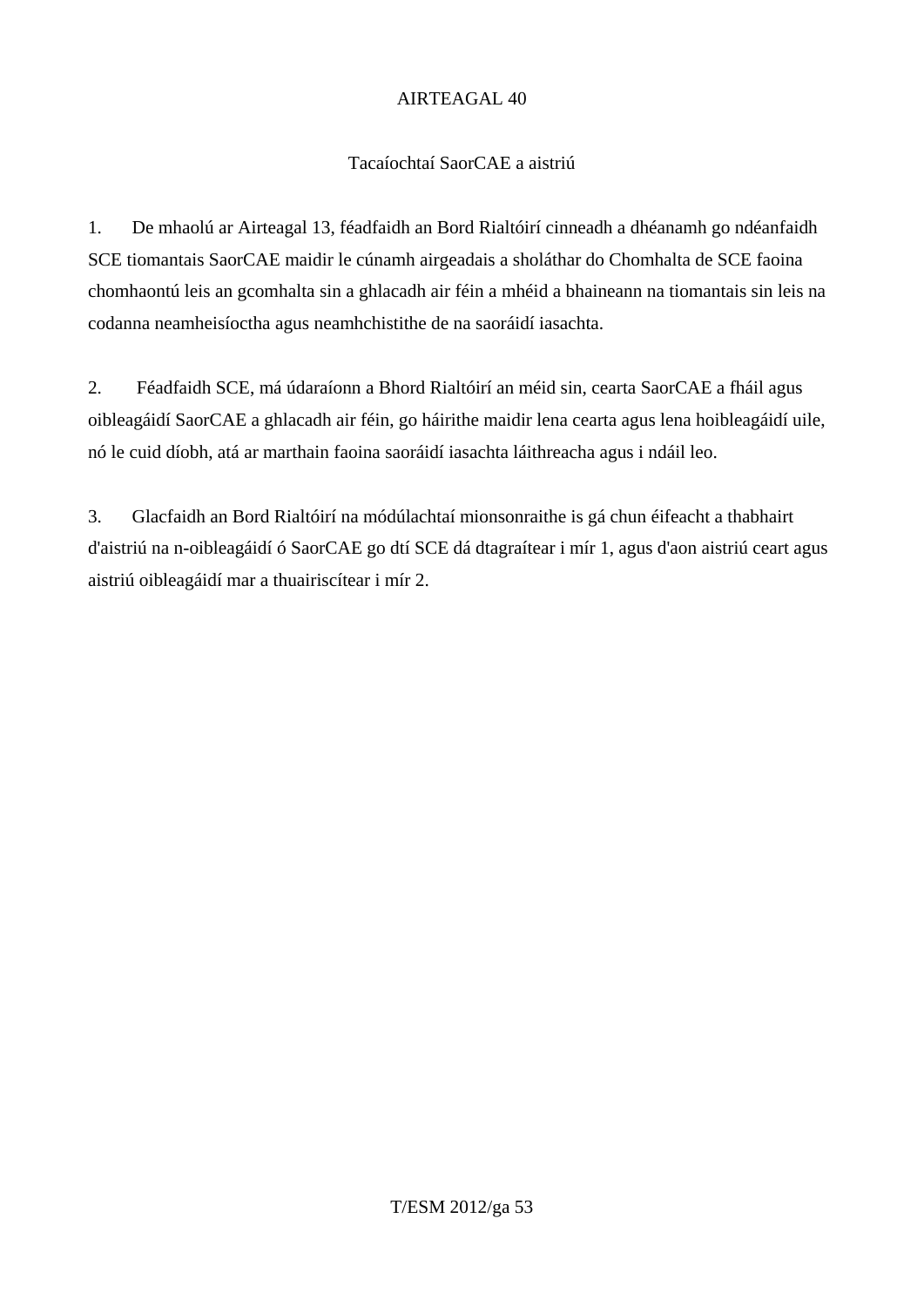## AIRTEAGAL 40

### Tacaíochtaí SaorCAE a aistriú

1. De mhaolú ar Airteagal 13, féadfaidh an Bord Rialtóirí cinneadh a dhéanamh go ndéanfaidh SCE tiomantais SaorCAE maidir le cúnamh airgeadais a sholáthar do Chomhalta de SCE faoina chomhaontú leis an gcomhalta sin a ghlacadh air féin a mhéid a bhaineann na tiomantais sin leis na codanna neamheisíoctha agus neamhchistithe de na saoráidí iasachta.

2. Féadfaidh SCE, má údaraíonn a Bhord Rialtóirí an méid sin, cearta SaorCAE a fháil agus oibleagáidí SaorCAE a ghlacadh air féin, go háirithe maidir lena cearta agus lena hoibleagáidí uile, nó le cuid díobh, atá ar marthain faoina saoráidí iasachta láithreacha agus i ndáil leo.

3. Glacfaidh an Bord Rialtóirí na módúlachtaí mionsonraithe is gá chun éifeacht a thabhairt d'aistriú na n-oibleagáidí ó SaorCAE go dtí SCE dá dtagraítear i mír 1, agus d'aon aistriú ceart agus aistriú oibleagáidí mar a thuairiscítear i mír 2.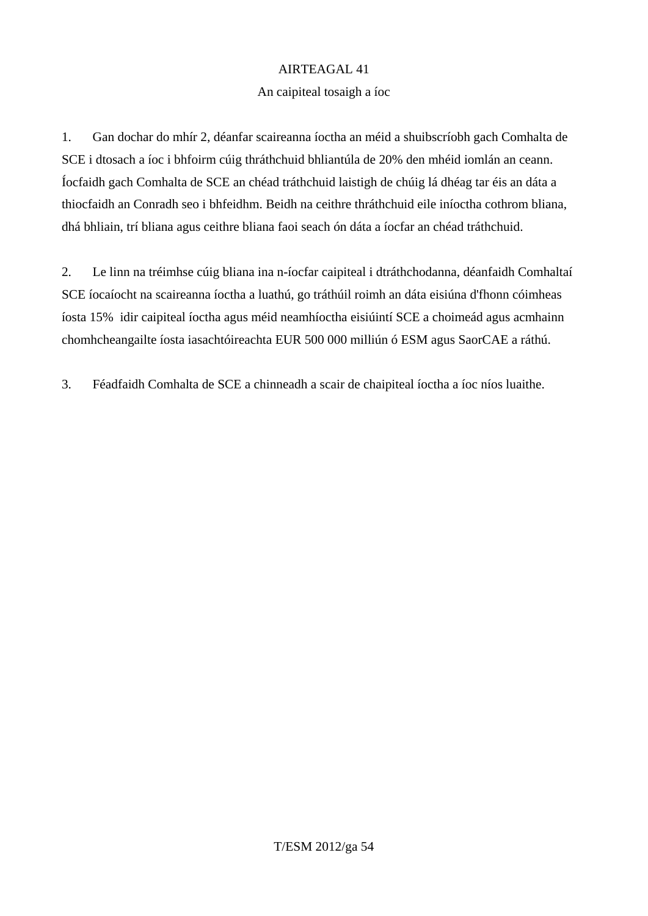## AIRTEAGAL 41

### An caipiteal tosaigh a íoc

1. Gan dochar do mhír 2, déanfar scaireanna íoctha an méid a shuibscríobh gach Comhalta de SCE i dtosach a íoc i bhfoirm cúig thráthchuid bhliantúla de 20% den mhéid iomlán an ceann. Íocfaidh gach Comhalta de SCE an chéad tráthchuid laistigh de chúig lá dhéag tar éis an dáta a thiocfaidh an Conradh seo i bhfeidhm. Beidh na ceithre thráthchuid eile iníoctha cothrom bliana, dhá bhliain, trí bliana agus ceithre bliana faoi seach ón dáta a íocfar an chéad tráthchuid.

2. Le linn na tréimhse cúig bliana ina n-íocfar caipiteal i dtráthchodanna, déanfaidh Comhaltaí SCE íocaíocht na scaireanna íoctha a luathú, go tráthúil roimh an dáta eisiúna d'fhonn cóimheas íosta 15% idir caipiteal íoctha agus méid neamhíoctha eisiúintí SCE a choimeád agus acmhainn chomhcheangailte íosta iasachtóireachta EUR 500 000 milliún ó ESM agus SaorCAE a ráthú.

3. Féadfaidh Comhalta de SCE a chinneadh a scair de chaipiteal íoctha a íoc níos luaithe.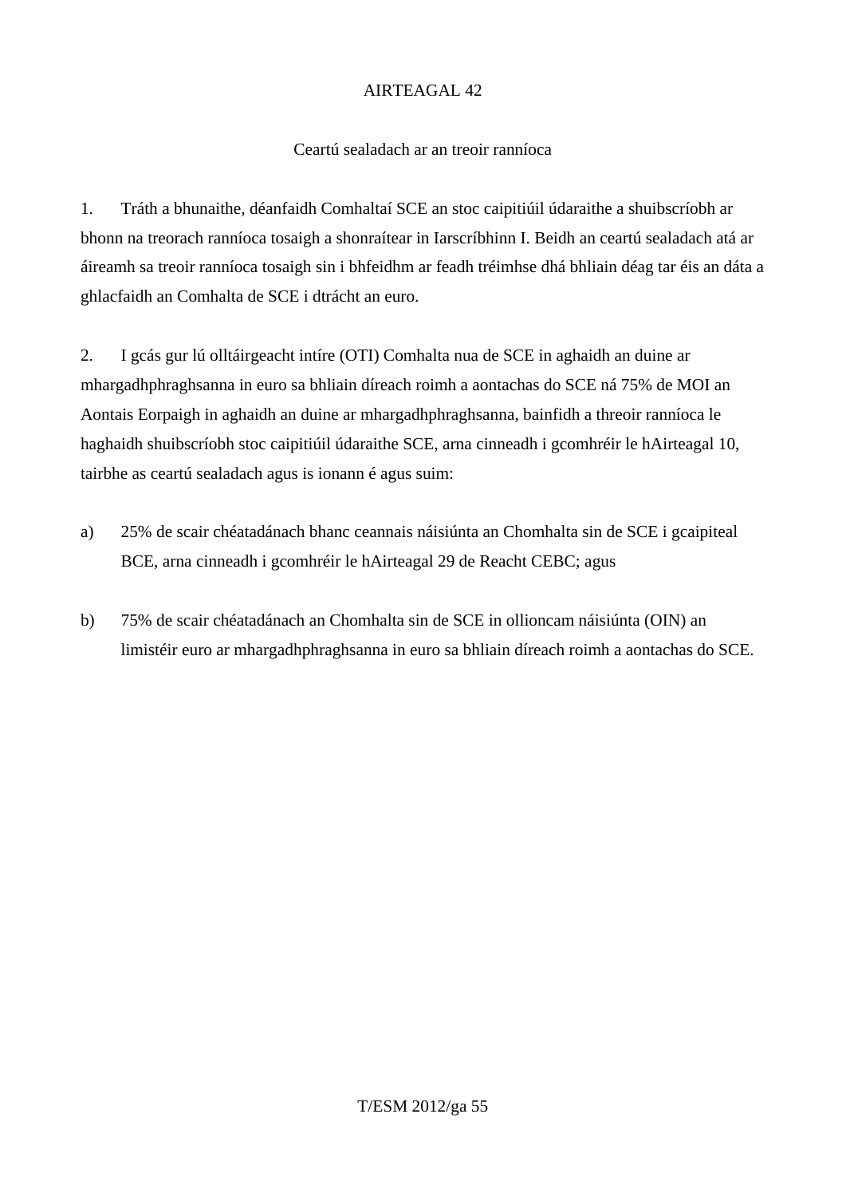# AIRTEAGAL 42

## Ceartú sealadach ar an treoir ranníoca

1. Tráth a bhunaithe, déanfaidh Comhaltaí SCE an stoc caipitiúil údaraithe a shuibscríobh ar bhonn na treorach ranníoca tosaigh a shonraítear in Iarscríbhinn I. Beidh an ceartú sealadach atá ar áireamh sa treoir ranníoca tosaigh sin i bhfeidhm ar feadh tréimhse dhá bhliain déag tar éis an dáta a ghlacfaidh an Comhalta de SCE i dtrácht an euro.

2. I gcás gur lú olltáirgeacht intíre (OTI) Comhalta nua de SCE in aghaidh an duine ar mhargadhphraghsanna in euro sa bhliain díreach roimh a aontachas do SCE ná 75% de MOI an Aontais Eorpaigh in aghaidh an duine ar mhargadhphraghsanna, bainfidh a threoir ranníoca le haghaidh shuibscríobh stoc caipitiúil údaraithe SCE, arna cinneadh i gcomhréir le hAirteagal 10, tairbhe as ceartú sealadach agus is ionann é agus suim:

a) 25% de scair chéatadánach bhanc ceannais náisiúnta an Chomhalta sin de SCE i gcaipiteal BCE, arna cinneadh i gcomhréir le hAirteagal 29 de Reacht CEBC; agus

b) 75% de scair chéatadánach an Chomhalta sin de SCE in ollioncam náisiúnta (OIN) an limistéir euro ar mhargadhphraghsanna in euro sa bhliain díreach roimh a aontachas do SCE.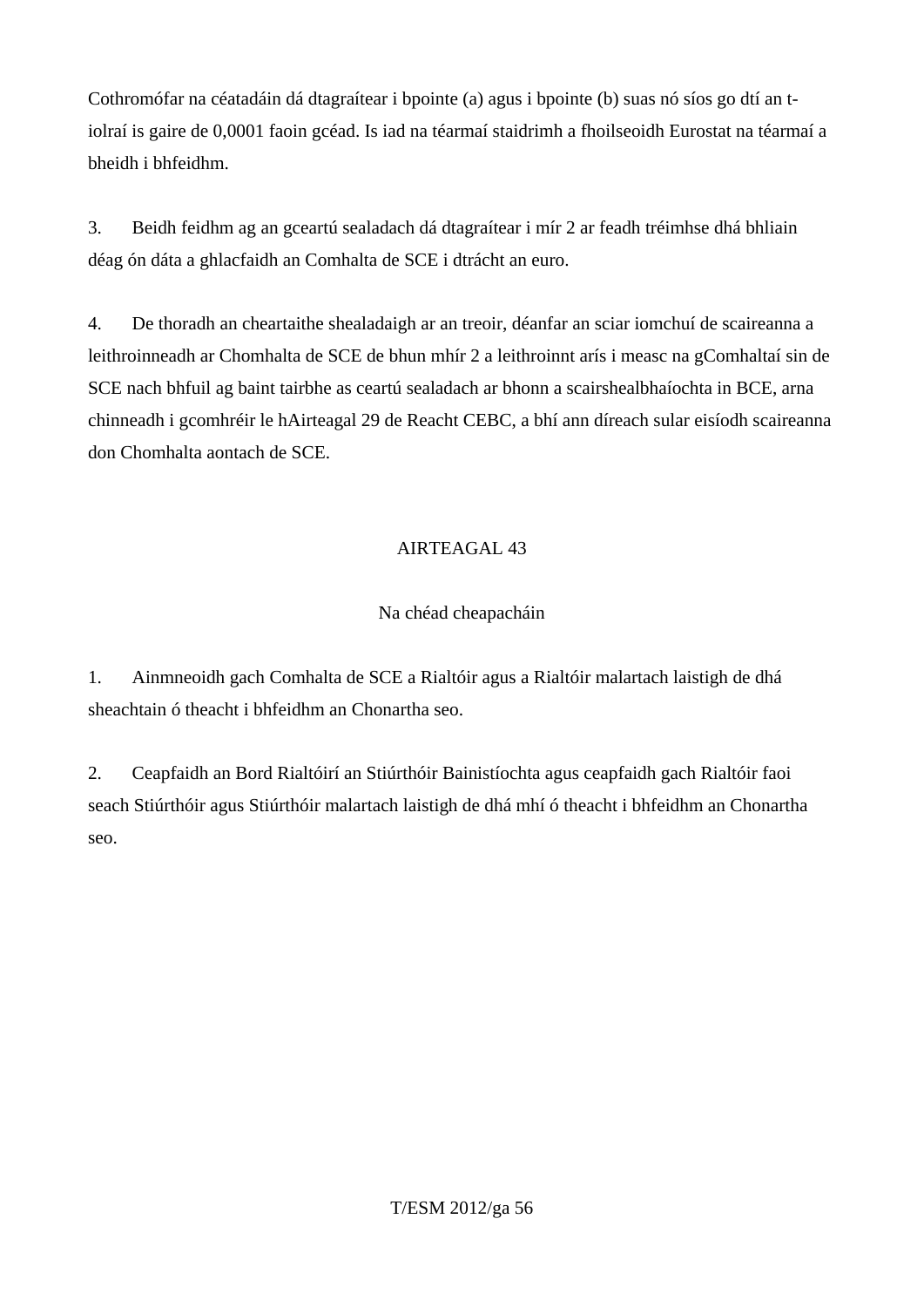Cothromófar na céatadáin dá dtagraítear i bpointe (a) agus i bpointe (b) suas nó síos go dtí an t-iolraí is gaire de 0,0001 faoin gcéad. Is iad na téarmaí staidrimh a fhoilseoidh Eurostat na téarmaí a bheidh i bhfeidhm.

3. Beidh feidhm ag an gceartú sealadach dá dtagraítear i mír 2 ar feadh tréimhse dhá bhliain déag ón dáta a ghlacfaidh an Comhalta de SCE i dtrácht an euro.

4. De thoradh an cheartaithe shealadaigh ar an treoir, déanfar an sciar iomchuí de scaireanna a leithroinneadh ar Chomhalta de SCE de bhun mhír 2 a leithroinnt arís i measc na gComhaltaí sin de SCE nach bhfuil ag baint tairbhe as ceartú sealadach ar bhonn a scairshealbhaíochta in BCE, arna chinneadh i gcomhréir le hAirteagal 29 de Reacht CEBC, a bhí ann díreach sular eisíodh scaireanna don Chomhalta aontach de SCE.

## AIRTEAGAL 43

### Na chéad cheapacháin

1. Ainmneoidh gach Comhalta de SCE a Rialtóir agus a Rialtóir malartach laistigh de dhá sheachtain ó theacht i bhfeidhm an Chonartha seo.

2. Ceapfaidh an Bord Rialtóirí an Stiúrthóir Bainistíochta agus ceapfaidh gach Rialtóir faoi seach Stiúrthóir agus Stiúrthóir malartach laistigh de dhá mhí ó theacht i bhfeidhm an Chonartha seo.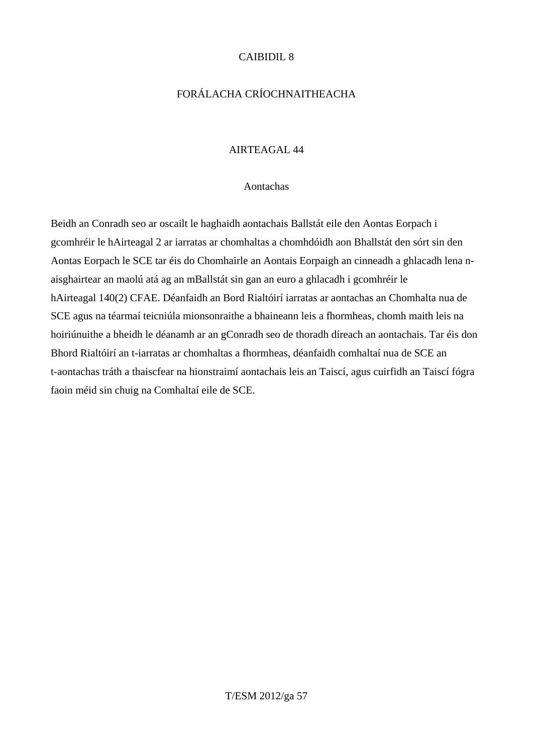# CAIBIDIL 8

# FORÁLACHA CRÍOCHNAITHEACHA

## AIRTEAGAL 44

### Aontachas

Beidh an Conradh seo ar oscailt le haghaidh aontachais Ballstát eile den Aontas Eorpach i gcomhréir le hAirteagal 2 ar iarratas ar chomhaltas a chomhdóidh aon Bhallstát den sórt sin den Aontas Eorpach le SCE tar éis do Chomhairle an Aontais Eorpaigh an cinneadh a ghlacadh lena n-aisghairtear an maolú atá ag an mBallstát sin gan an euro a ghlacadh i gcomhréir le hAirteagal 140(2) CFAE. Déanfaidh an Bord Rialtóirí iarratas ar aontachas an Chomhalta nua de SCE agus na téarmaí teicniúla mionsonraithe a bhaineann leis a fhormheas, chomh maith leis na hoiriúnuithe a bheidh le déanamh ar an gConradh seo de thoradh díreach an aontachais. Tar éis don Bhord Rialtóirí an t-iarratas ar chomhaltas a fhormheas, déanfaidh comhaltaí nua de SCE an t-aontachas tráth a thaiscfear na hionstraimí aontachais leis an Taiscí, agus cuirfidh an Taiscí fógra faoin méid sin chuig na Comhaltaí eile de SCE.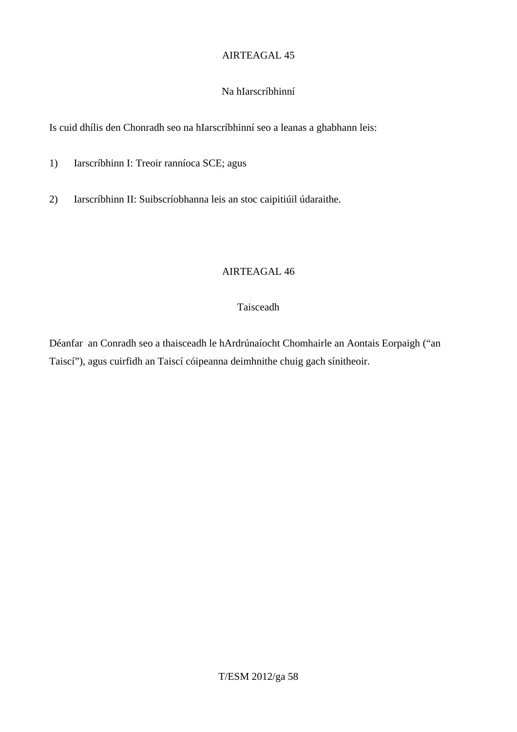## AIRTEAGAL 45

### Na hIarscríbhinní

Is cuid dhílis den Chonradh seo na hIarscríbhinní seo a leanas a ghabhann leis:

1) Iarscríbhinn I: Treoir ranníoca SCE; agus

2) Iarscríbhinn II: Suibscríobhanna leis an stoc caipitiúil údaraithe.

## AIRTEAGAL 46

### Taisceadh

Déanfar an Conradh seo a thaisceadh le hArdrúnaíocht Chomhairle an Aontais Eorpaigh ("an Taiscí"), agus cuirfidh an Taiscí cóipeanna deimhnithe chuig gach sínitheoir.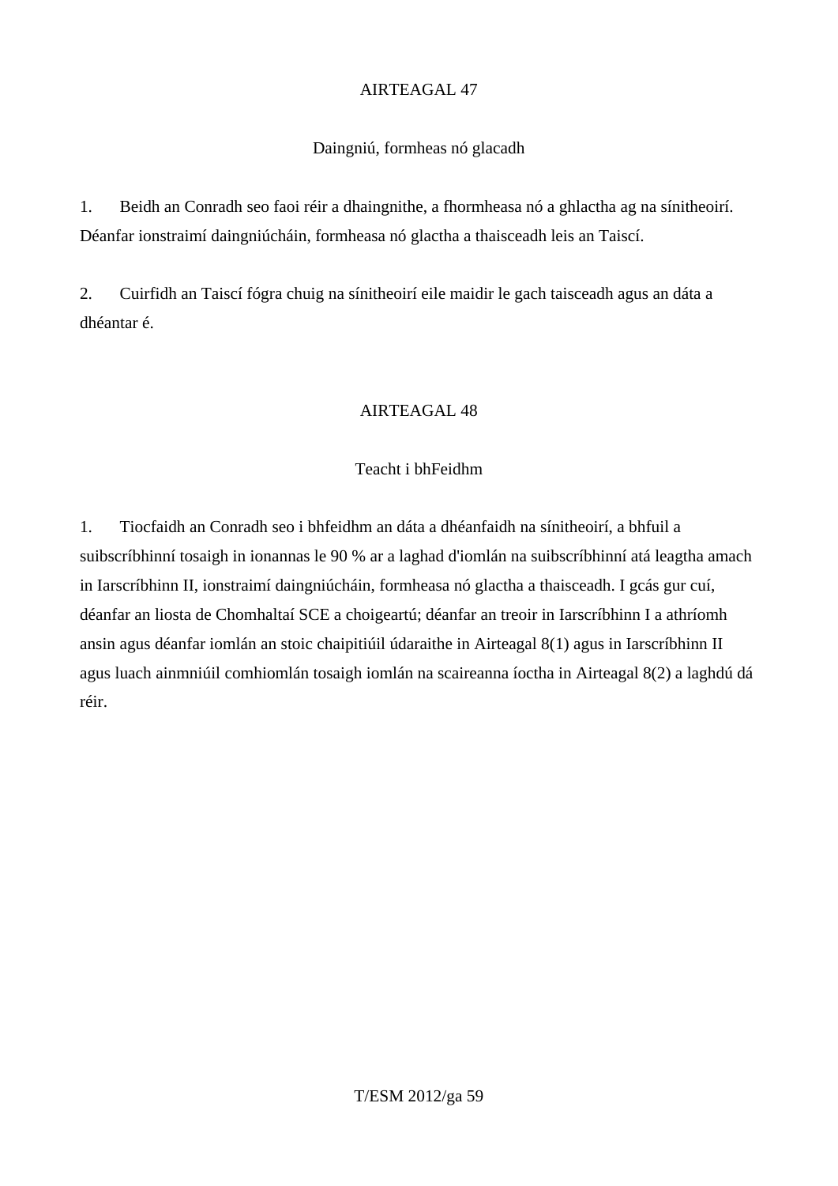## AIRTEAGAL 47

### Daingniú, formheas nó glacadh

1. Beidh an Conradh seo faoi réir a dhaingnithe, a fhormheasa nó a ghlactha ag na sínitheoirí. Déanfar ionstraimí daingniúcháin, formheasa nó glactha a thaisceadh leis an Taiscí.

2. Cuirfidh an Taiscí fógra chuig na sínitheoirí eile maidir le gach taisceadh agus an dáta a dhéantar é.

## AIRTEAGAL 48

### Teacht i bhFeidhm

1. Tiocfaidh an Conradh seo i bhfeidhm an dáta a dhéanfaidh na sínitheoirí, a bhfuil a suibscríbhinní tosaigh in ionannas le 90 % ar a laghad d'iomlán na suibscríbhinní atá leagtha amach in Iarscríbhinn II, ionstraimí daingniúcháin, formheasa nó glactha a thaisceadh. I gcás gur cuí, déanfar an liosta de Chomhaltaí SCE a choigeartú; déanfar an treoir in Iarscríbhinn I a athríomh ansin agus déanfar iomlán an stoic chaipitiúil údaraithe in Airteagal 8(1) agus in Iarscríbhinn II agus luach ainmniúil comhiomlán tosaigh iomlán na scaireanna íoctha in Airteagal 8(2) a laghdú dá réir.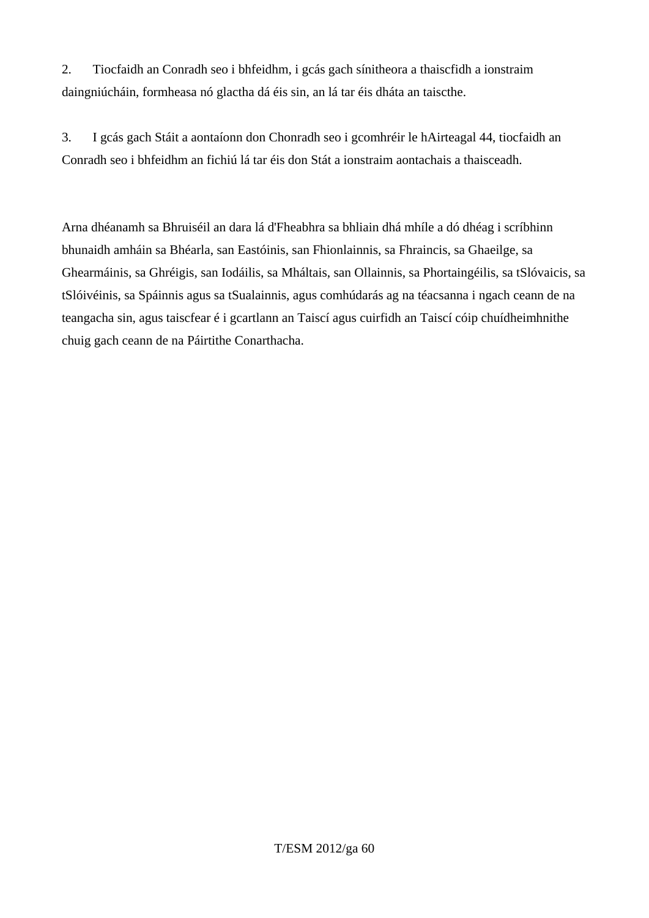2. Tiocfaidh an Conradh seo i bhfeidhm, i gcás gach sínitheora a thaiscfidh a ionstraim daingniúcháin, formheasa nó glactha dá éis sin, an lá tar éis dháta an taiscthe.

3. I gcás gach Stáit a aontaíonn don Chonradh seo i gcomhréir le hAirteagal 44, tiocfaidh an Conradh seo i bhfeidhm an fichiú lá tar éis don Stát a ionstraim aontachais a thaisceadh.

Arna dhéanamh sa Bhruiséil an dara lá d'Fheabhra sa bhliain dhá mhíle a dó dhéag i scríbhinn bhunaidh amháin sa Bhéarla, san Eastóinis, san Fhionlainnis, sa Fhraincis, sa Ghaeilge, sa Ghearmáinis, sa Ghréigis, san Iodáilis, sa Mháltais, san Ollainnis, sa Phortaingéilis, sa tSlóvaicis, sa tSlóivéinis, sa Spáinnis agus sa tSualainnis, agus comhúdarás ag na téacsanna i ngach ceann de na teangacha sin, agus taiscfear é i gcartlann an Taiscí agus cuirfidh an Taiscí cóip chuídheimhnithe chuig gach ceann de na Páirtithe Conarthacha.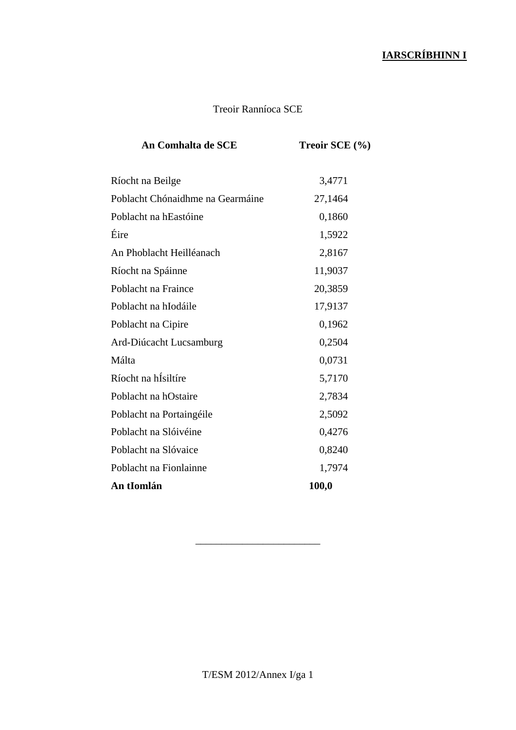**IARSCRÍBHINN I**

Treoir Rannı́oca SCE

| An Comhalta de SCE | Treoir SCE (%) |
|---|---|
| Ríocht na Beilge | 3,4771 |
| Poblacht Chónaidhme na Gearmáine | 27,1464 |
| Poblacht na hEastóine | 0,1860 |
| Éire | 1,5922 |
| An Phoblacht Heilléanach | 2,8167 |
| Ríocht na Spáinne | 11,9037 |
| Poblacht na Fraince | 20,3859 |
| Poblacht na hIodáile | 17,9137 |
| Poblacht na Cipire | 0,1962 |
| Ard-Diúcacht Lucsamburg | 0,2504 |
| Málta | 0,0731 |
| Ríocht na hÍsiltíre | 5,7170 |
| Poblacht na hOstaire | 2,7834 |
| Poblacht na Portaingéile | 2,5092 |
| Poblacht na Slóivéine | 0,4276 |
| Poblacht na Slóvaice | 0,8240 |
| Poblacht na Fionlainne | 1,7974 |
| **An tIomlán** | **100,0** |

________________________

T/ESM 2012/Annex I/ga 1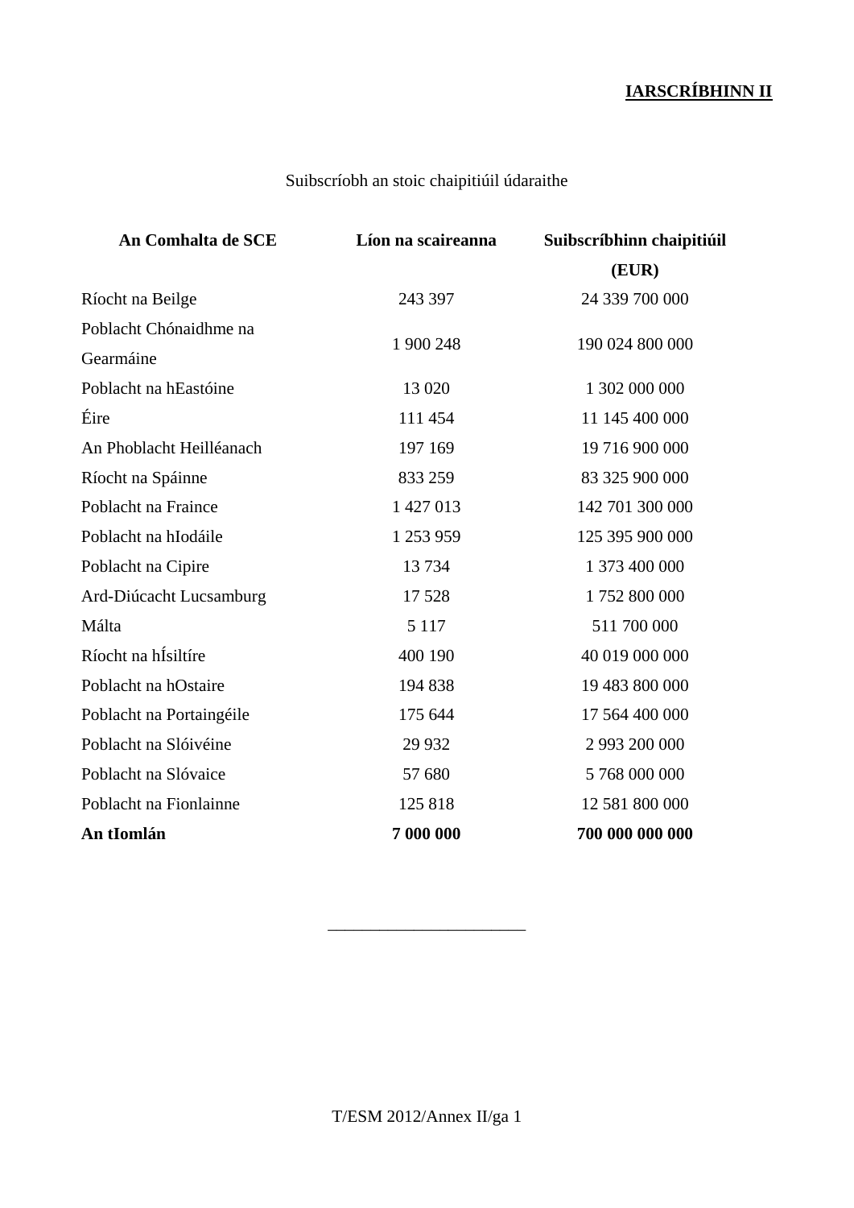**IARSCRÍBHINN II**

Suibscríobh an stoic chaipitiúil údaraithe

| An Comhalta de SCE | Líon na scaireanna | Suibscríbhinn chaipitiúil (EUR) |
|---|---|---|
| Ríocht na Beilge | 243 397 | 24 339 700 000 |
| Poblacht Chónaidhme na Gearmáine | 1 900 248 | 190 024 800 000 |
| Poblacht na hEastóine | 13 020 | 1 302 000 000 |
| Éire | 111 454 | 11 145 400 000 |
| An Phoblacht Heilléanach | 197 169 | 19 716 900 000 |
| Ríocht na Spáinne | 833 259 | 83 325 900 000 |
| Poblacht na Fraince | 1 427 013 | 142 701 300 000 |
| Poblacht na hIodáile | 1 253 959 | 125 395 900 000 |
| Poblacht na Cipire | 13 734 | 1 373 400 000 |
| Ard-Diúcacht Lucsamburg | 17 528 | 1 752 800 000 |
| Málta | 5 117 | 511 700 000 |
| Ríocht na hÍsiltíre | 400 190 | 40 019 000 000 |
| Poblacht na hOstaire | 194 838 | 19 483 800 000 |
| Poblacht na Portaingéile | 175 644 | 17 564 400 000 |
| Poblacht na Slóivéine | 29 932 | 2 993 200 000 |
| Poblacht na Slóvaice | 57 680 | 5 768 000 000 |
| Poblacht na Fionlainne | 125 818 | 12 581 800 000 |
| **An tIomlán** | **7 000 000** | **700 000 000 000** |

______________________